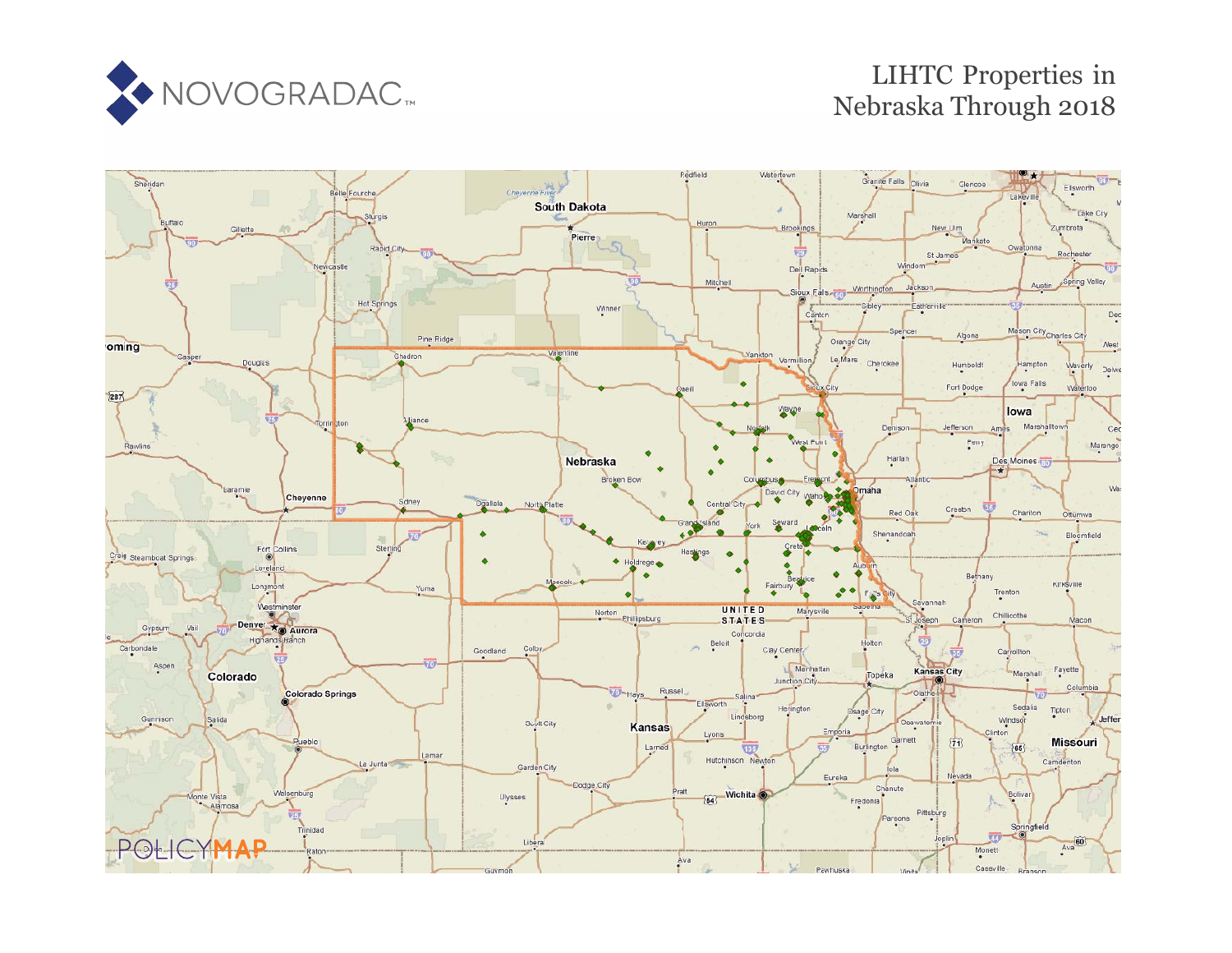NOVOGRADAC

# LIHTC Properties in Nebraska Through 2018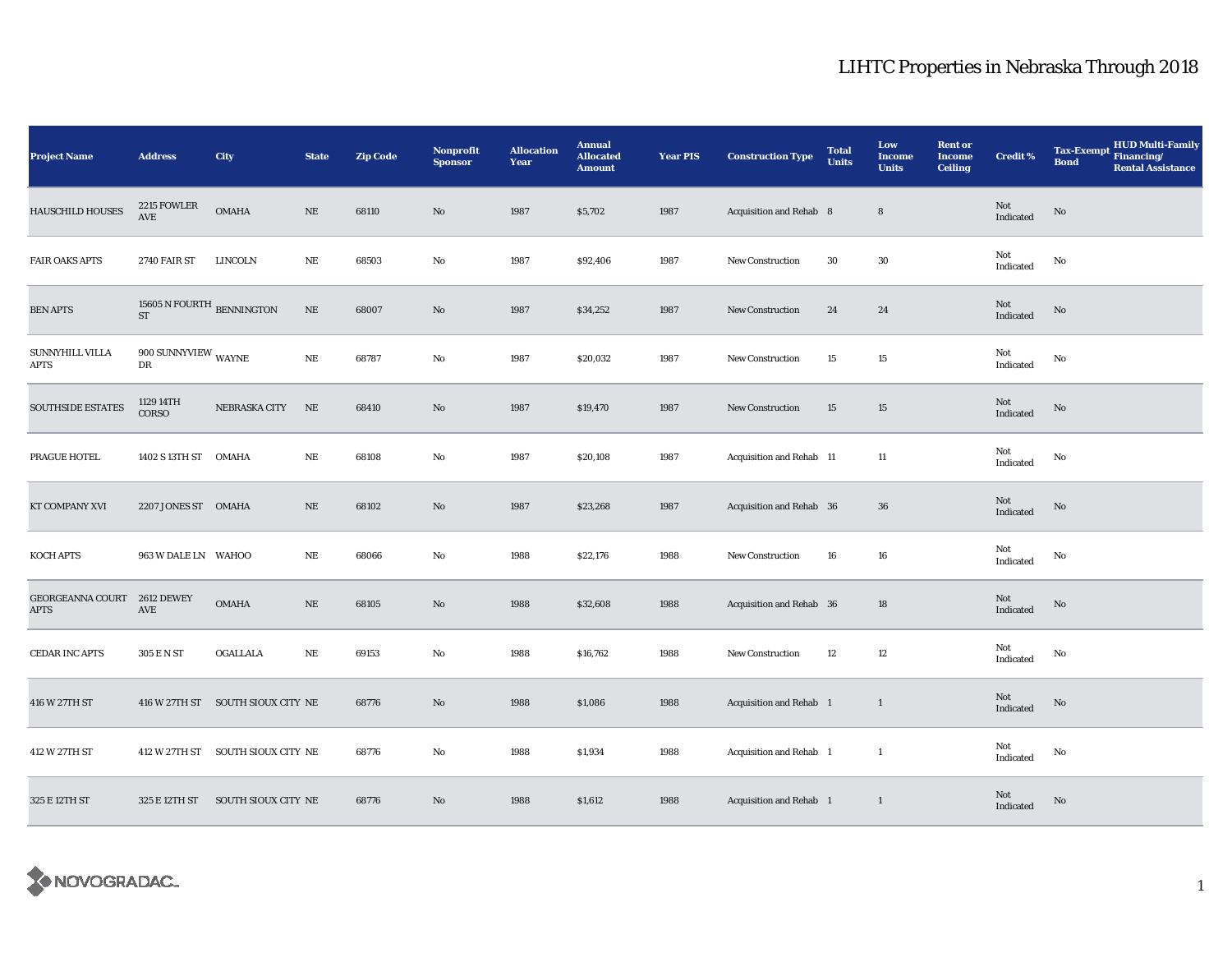# LIHTC Properties in Nebraska Through 2018

| Project Name | Address | City | State | Zip Code | Nonprofit Sponsor | Allocation Year | Annual Allocated Amount | Year PIS | Construction Type | Total Units | Low Income Units | Rent or Income Ceiling | Credit % | Tax-Exempt Bond | HUD Multi-Family Financing/ Rental Assistance |
|---|---|---|---|---|---|---|---|---|---|---|---|---|---|---|---|
| HAUSCHILD HOUSES | 2215 FOWLER AVE | OMAHA | NE | 68110 | No | 1987 | $5,702 | 1987 | Acquisition and Rehab | 8 | 8 | | Not Indicated | No | |
| FAIR OAKS APTS | 2740 FAIR ST | LINCOLN | NE | 68503 | No | 1987 | $92,406 | 1987 | New Construction | 30 | 30 | | Not Indicated | No | |
| BEN APTS | 15605 N FOURTH ST | BENNINGTON | NE | 68007 | No | 1987 | $34,252 | 1987 | New Construction | 24 | 24 | | Not Indicated | No | |
| SUNNYHILL VILLA APTS | 900 SUNNYVIEW DR | WAYNE | NE | 68787 | No | 1987 | $20,032 | 1987 | New Construction | 15 | 15 | | Not Indicated | No | |
| SOUTHSIDE ESTATES | 1129 14TH CORSO | NEBRASKA CITY | NE | 68410 | No | 1987 | $19,470 | 1987 | New Construction | 15 | 15 | | Not Indicated | No | |
| PRAGUE HOTEL | 1402 S 13TH ST | OMAHA | NE | 68108 | No | 1987 | $20,108 | 1987 | Acquisition and Rehab | 11 | 11 | | Not Indicated | No | |
| KT COMPANY XVI | 2207 JONES ST | OMAHA | NE | 68102 | No | 1987 | $23,268 | 1987 | Acquisition and Rehab | 36 | 36 | | Not Indicated | No | |
| KOCH APTS | 963 W DALE LN | WAHOO | NE | 68066 | No | 1988 | $22,176 | 1988 | New Construction | 16 | 16 | | Not Indicated | No | |
| GEORGEANNA COURT APTS | 2612 DEWEY AVE | OMAHA | NE | 68105 | No | 1988 | $32,608 | 1988 | Acquisition and Rehab | 36 | 18 | | Not Indicated | No | |
| CEDAR INC APTS | 305 E N ST | OGALLALA | NE | 69153 | No | 1988 | $16,762 | 1988 | New Construction | 12 | 12 | | Not Indicated | No | |
| 416 W 27TH ST | 416 W 27TH ST | SOUTH SIOUX CITY | NE | 68776 | No | 1988 | $1,086 | 1988 | Acquisition and Rehab | 1 | 1 | | Not Indicated | No | |
| 412 W 27TH ST | 412 W 27TH ST | SOUTH SIOUX CITY | NE | 68776 | No | 1988 | $1,934 | 1988 | Acquisition and Rehab | 1 | 1 | | Not Indicated | No | |
| 325 E 12TH ST | 325 E 12TH ST | SOUTH SIOUX CITY | NE | 68776 | No | 1988 | $1,612 | 1988 | Acquisition and Rehab | 1 | 1 | | Not Indicated | No | |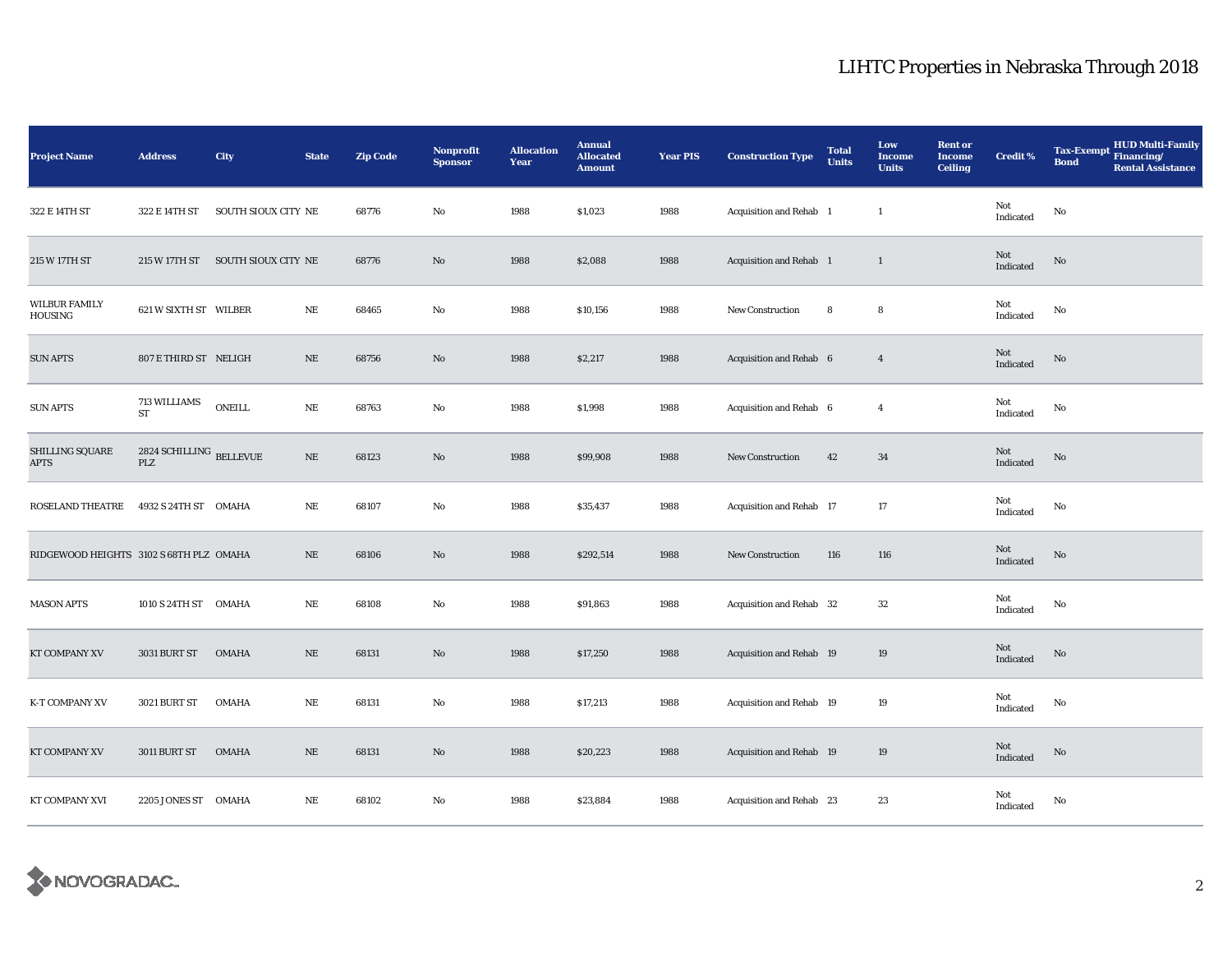# LIHTC Properties in Nebraska Through 2018

| Project Name | Address | City | State | Zip Code | Nonprofit Sponsor | Allocation Year | Annual Allocated Amount | Year PIS | Construction Type | Total Units | Low Income Units | Rent or Income Ceiling | Credit % | Tax-Exempt Bond | HUD Multi-Family Financing/ Rental Assistance |
|---|---|---|---|---|---|---|---|---|---|---|---|---|---|---|---|
| 322 E 14TH ST | 322 E 14TH ST | SOUTH SIOUX CITY | NE | 68776 | No | 1988 | $1,023 | 1988 | Acquisition and Rehab | 1 | 1 | | Not Indicated | No | |
| 215 W 17TH ST | 215 W 17TH ST | SOUTH SIOUX CITY | NE | 68776 | No | 1988 | $2,088 | 1988 | Acquisition and Rehab | 1 | 1 | | Not Indicated | No | |
| WILBUR FAMILY HOUSING | 621 W SIXTH ST | WILBER | NE | 68465 | No | 1988 | $10,156 | 1988 | New Construction | 8 | 8 | | Not Indicated | No | |
| SUN APTS | 807 E THIRD ST | NELIGH | NE | 68756 | No | 1988 | $2,217 | 1988 | Acquisition and Rehab | 6 | 4 | | Not Indicated | No | |
| SUN APTS | 713 WILLIAMS ST | ONEILL | NE | 68763 | No | 1988 | $1,998 | 1988 | Acquisition and Rehab | 6 | 4 | | Not Indicated | No | |
| SHILLING SQUARE APTS | 2824 SCHILLING PLZ | BELLEVUE | NE | 68123 | No | 1988 | $99,908 | 1988 | New Construction | 42 | 34 | | Not Indicated | No | |
| ROSELAND THEATRE | 4932 S 24TH ST | OMAHA | NE | 68107 | No | 1988 | $35,437 | 1988 | Acquisition and Rehab | 17 | 17 | | Not Indicated | No | |
| RIDGEWOOD HEIGHTS | 3102 S 68TH PLZ | OMAHA | NE | 68106 | No | 1988 | $292,514 | 1988 | New Construction | 116 | 116 | | Not Indicated | No | |
| MASON APTS | 1010 S 24TH ST | OMAHA | NE | 68108 | No | 1988 | $91,863 | 1988 | Acquisition and Rehab | 32 | 32 | | Not Indicated | No | |
| KT COMPANY XV | 3031 BURT ST | OMAHA | NE | 68131 | No | 1988 | $17,250 | 1988 | Acquisition and Rehab | 19 | 19 | | Not Indicated | No | |
| K-T COMPANY XV | 3021 BURT ST | OMAHA | NE | 68131 | No | 1988 | $17,213 | 1988 | Acquisition and Rehab | 19 | 19 | | Not Indicated | No | |
| KT COMPANY XV | 3011 BURT ST | OMAHA | NE | 68131 | No | 1988 | $20,223 | 1988 | Acquisition and Rehab | 19 | 19 | | Not Indicated | No | |
| KT COMPANY XVI | 2205 JONES ST | OMAHA | NE | 68102 | No | 1988 | $23,884 | 1988 | Acquisition and Rehab | 23 | 23 | | Not Indicated | No | |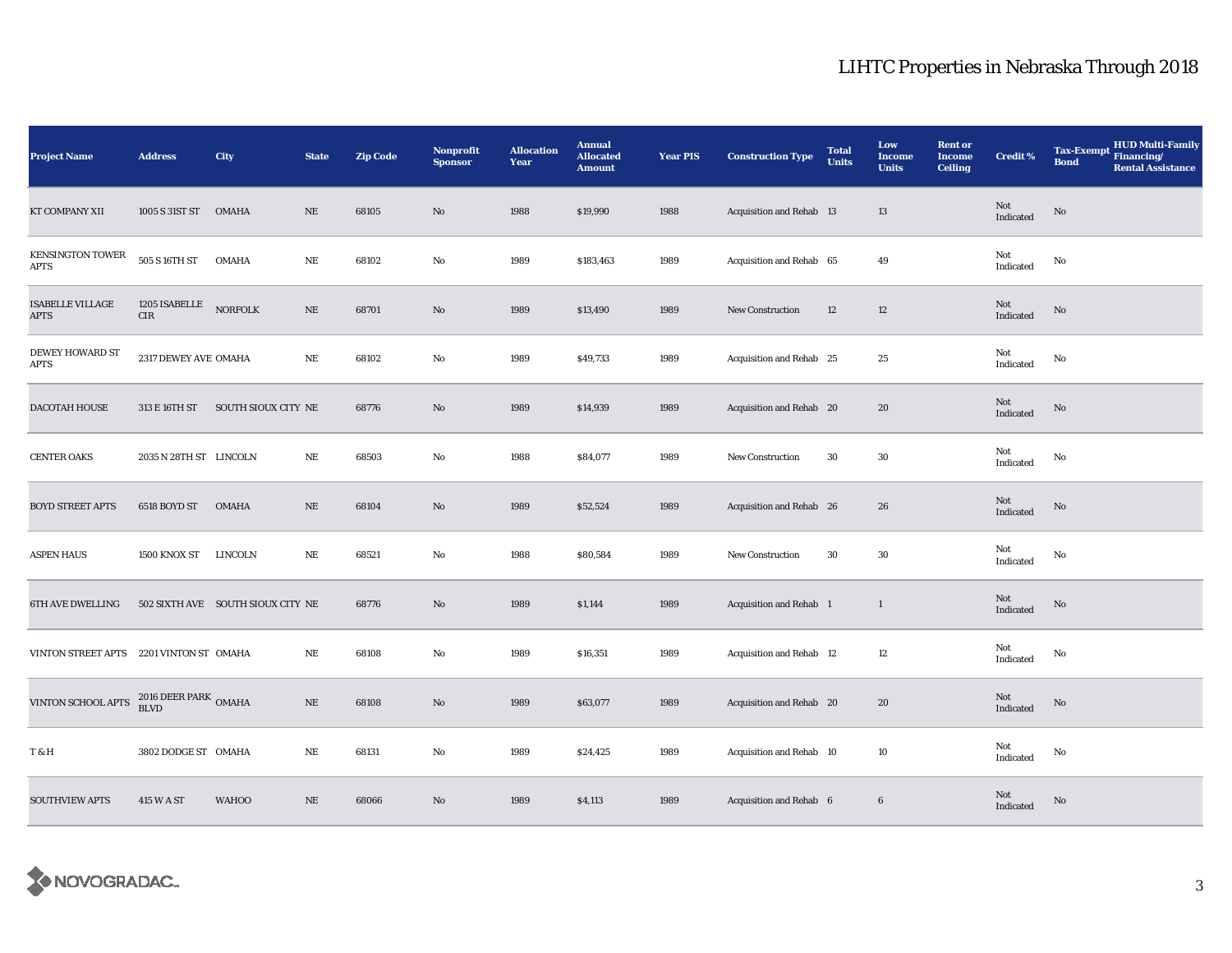# LIHTC Properties in Nebraska Through 2018

| Project Name | Address | City | State | Zip Code | Nonprofit Sponsor | Allocation Year | Annual Allocated Amount | Year PIS | Construction Type | Total Units | Low Income Units | Rent or Income Ceiling | Credit % | Tax-Exempt Bond | HUD Multi-Family Financing/ Rental Assistance |
|---|---|---|---|---|---|---|---|---|---|---|---|---|---|---|---|
| KT COMPANY XII | 1005 S 31ST ST | OMAHA | NE | 68105 | No | 1988 | $19,990 | 1988 | Acquisition and Rehab | 13 | 13 | | Not Indicated | No | |
| KENSINGTON TOWER APTS | 505 S 16TH ST | OMAHA | NE | 68102 | No | 1989 | $183,463 | 1989 | Acquisition and Rehab | 65 | 49 | | Not Indicated | No | |
| ISABELLE VILLAGE APTS | 1205 ISABELLE CIR | NORFOLK | NE | 68701 | No | 1989 | $13,490 | 1989 | New Construction | 12 | 12 | | Not Indicated | No | |
| DEWEY HOWARD ST APTS | 2317 DEWEY AVE | OMAHA | NE | 68102 | No | 1989 | $49,733 | 1989 | Acquisition and Rehab | 25 | 25 | | Not Indicated | No | |
| DACOTAH HOUSE | 313 E 16TH ST | SOUTH SIOUX CITY | NE | 68776 | No | 1989 | $14,939 | 1989 | Acquisition and Rehab | 20 | 20 | | Not Indicated | No | |
| CENTER OAKS | 2035 N 28TH ST | LINCOLN | NE | 68503 | No | 1988 | $84,077 | 1989 | New Construction | 30 | 30 | | Not Indicated | No | |
| BOYD STREET APTS | 6518 BOYD ST | OMAHA | NE | 68104 | No | 1989 | $52,524 | 1989 | Acquisition and Rehab | 26 | 26 | | Not Indicated | No | |
| ASPEN HAUS | 1500 KNOX ST | LINCOLN | NE | 68521 | No | 1988 | $80,584 | 1989 | New Construction | 30 | 30 | | Not Indicated | No | |
| 6TH AVE DWELLING | 502 SIXTH AVE | SOUTH SIOUX CITY | NE | 68776 | No | 1989 | $1,144 | 1989 | Acquisition and Rehab | 1 | 1 | | Not Indicated | No | |
| VINTON STREET APTS | 2201 VINTON ST | OMAHA | NE | 68108 | No | 1989 | $16,351 | 1989 | Acquisition and Rehab | 12 | 12 | | Not Indicated | No | |
| VINTON SCHOOL APTS | 2016 DEER PARK BLVD | OMAHA | NE | 68108 | No | 1989 | $63,077 | 1989 | Acquisition and Rehab | 20 | 20 | | Not Indicated | No | |
| T & H | 3802 DODGE ST | OMAHA | NE | 68131 | No | 1989 | $24,425 | 1989 | Acquisition and Rehab | 10 | 10 | | Not Indicated | No | |
| SOUTHVIEW APTS | 415 W A ST | WAHOO | NE | 68066 | No | 1989 | $4,113 | 1989 | Acquisition and Rehab | 6 | 6 | | Not Indicated | No | |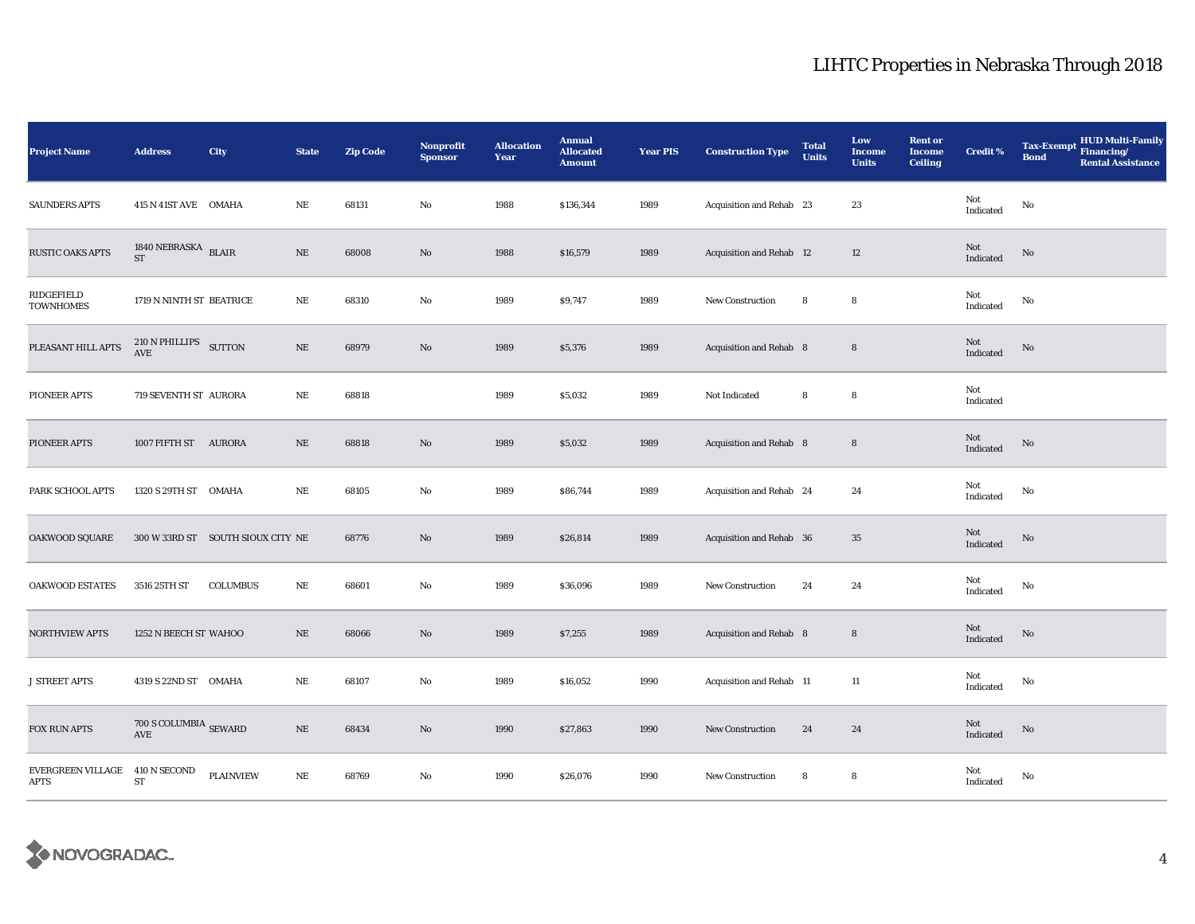# LIHTC Properties in Nebraska Through 2018

| Project Name | Address | City | State | Zip Code | Nonprofit Sponsor | Allocation Year | Annual Allocated Amount | Year PIS | Construction Type | Total Units | Low Income Units | Rent or Income Ceiling | Credit % | Tax-Exempt Bond | HUD Multi-Family Financing/ Rental Assistance |
|---|---|---|---|---|---|---|---|---|---|---|---|---|---|---|---|
| SAUNDERS APTS | 415 N 41ST AVE | OMAHA | NE | 68131 | No | 1988 | $136,344 | 1989 | Acquisition and Rehab | 23 | 23 | | Not Indicated | No | |
| RUSTIC OAKS APTS | 1840 NEBRASKA ST | BLAIR | NE | 68008 | No | 1988 | $16,579 | 1989 | Acquisition and Rehab | 12 | 12 | | Not Indicated | No | |
| RIDGEFIELD TOWNHOMES | 1719 N NINTH ST | BEATRICE | NE | 68310 | No | 1989 | $9,747 | 1989 | New Construction | 8 | 8 | | Not Indicated | No | |
| PLEASANT HILL APTS | 210 N PHILLIPS AVE | SUTTON | NE | 68979 | No | 1989 | $5,376 | 1989 | Acquisition and Rehab | 8 | 8 | | Not Indicated | No | |
| PIONEER APTS | 719 SEVENTH ST | AURORA | NE | 68818 | | 1989 | $5,032 | 1989 | Not Indicated | 8 | 8 | | Not Indicated | | |
| PIONEER APTS | 1007 FIFTH ST | AURORA | NE | 68818 | No | 1989 | $5,032 | 1989 | Acquisition and Rehab | 8 | 8 | | Not Indicated | No | |
| PARK SCHOOL APTS | 1320 S 29TH ST | OMAHA | NE | 68105 | No | 1989 | $86,744 | 1989 | Acquisition and Rehab | 24 | 24 | | Not Indicated | No | |
| OAKWOOD SQUARE | 300 W 33RD ST | SOUTH SIOUX CITY | NE | 68776 | No | 1989 | $26,814 | 1989 | Acquisition and Rehab | 36 | 35 | | Not Indicated | No | |
| OAKWOOD ESTATES | 3516 25TH ST | COLUMBUS | NE | 68601 | No | 1989 | $36,096 | 1989 | New Construction | 24 | 24 | | Not Indicated | No | |
| NORTHVIEW APTS | 1252 N BEECH ST | WAHOO | NE | 68066 | No | 1989 | $7,255 | 1989 | Acquisition and Rehab | 8 | 8 | | Not Indicated | No | |
| J STREET APTS | 4319 S 22ND ST | OMAHA | NE | 68107 | No | 1989 | $16,052 | 1990 | Acquisition and Rehab | 11 | 11 | | Not Indicated | No | |
| FOX RUN APTS | 700 S COLUMBIA AVE | SEWARD | NE | 68434 | No | 1990 | $27,863 | 1990 | New Construction | 24 | 24 | | Not Indicated | No | |
| EVERGREEN VILLAGE APTS | 410 N SECOND ST | PLAINVIEW | NE | 68769 | No | 1990 | $26,076 | 1990 | New Construction | 8 | 8 | | Not Indicated | No | |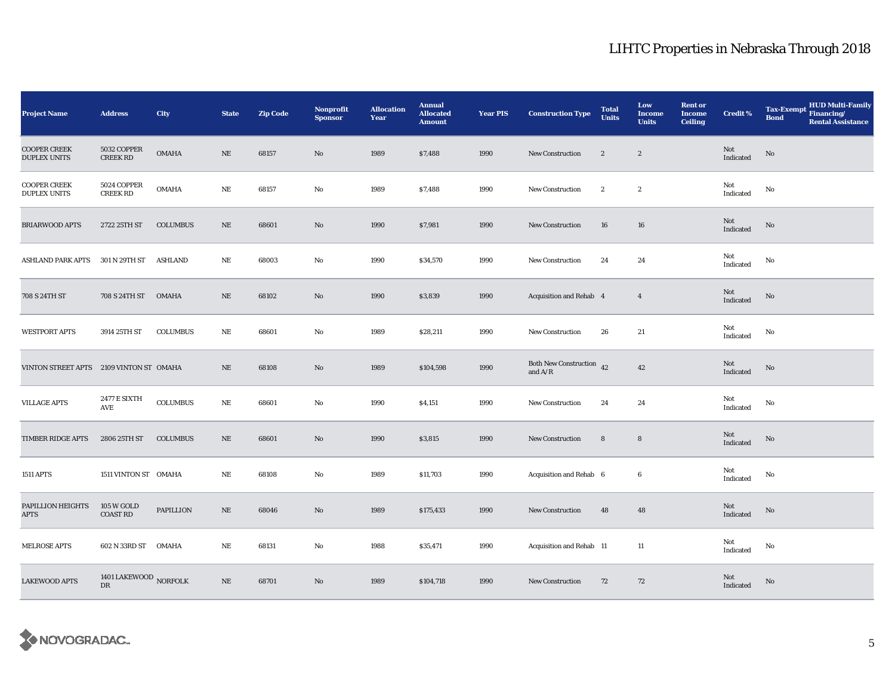## LIHTC Properties in Nebraska Through 2018

| Project Name | Address | City | State | Zip Code | Nonprofit Sponsor | Allocation Year | Annual Allocated Amount | Year PIS | Construction Type | Total Units | Low Income Units | Rent or Income Ceiling | Credit % | Tax-Exempt Bond | HUD Multi-Family Financing/ Rental Assistance |
|---|---|---|---|---|---|---|---|---|---|---|---|---|---|---|---|
| COOPER CREEK DUPLEX UNITS | 5032 COPPER CREEK RD | OMAHA | NE | 68157 | No | 1989 | $7,488 | 1990 | New Construction | 2 | 2 | | Not Indicated | No | |
| COOPER CREEK DUPLEX UNITS | 5024 COPPER CREEK RD | OMAHA | NE | 68157 | No | 1989 | $7,488 | 1990 | New Construction | 2 | 2 | | Not Indicated | No | |
| BRIARWOOD APTS | 2722 25TH ST | COLUMBUS | NE | 68601 | No | 1990 | $7,981 | 1990 | New Construction | 16 | 16 | | Not Indicated | No | |
| ASHLAND PARK APTS | 301 N 29TH ST | ASHLAND | NE | 68003 | No | 1990 | $34,570 | 1990 | New Construction | 24 | 24 | | Not Indicated | No | |
| 708 S 24TH ST | 708 S 24TH ST | OMAHA | NE | 68102 | No | 1990 | $3,839 | 1990 | Acquisition and Rehab | 4 | 4 | | Not Indicated | No | |
| WESTPORT APTS | 3914 25TH ST | COLUMBUS | NE | 68601 | No | 1989 | $28,211 | 1990 | New Construction | 26 | 21 | | Not Indicated | No | |
| VINTON STREET APTS | 2109 VINTON ST | OMAHA | NE | 68108 | No | 1989 | $104,598 | 1990 | Both New Construction and A/R | 42 | 42 | | Not Indicated | No | |
| VILLAGE APTS | 2477 E SIXTH AVE | COLUMBUS | NE | 68601 | No | 1990 | $4,151 | 1990 | New Construction | 24 | 24 | | Not Indicated | No | |
| TIMBER RIDGE APTS | 2806 25TH ST | COLUMBUS | NE | 68601 | No | 1990 | $3,815 | 1990 | New Construction | 8 | 8 | | Not Indicated | No | |
| 1511 APTS | 1511 VINTON ST | OMAHA | NE | 68108 | No | 1989 | $11,703 | 1990 | Acquisition and Rehab | 6 | 6 | | Not Indicated | No | |
| PAPILLION HEIGHTS APTS | 105 W GOLD COAST RD | PAPILLION | NE | 68046 | No | 1989 | $175,433 | 1990 | New Construction | 48 | 48 | | Not Indicated | No | |
| MELROSE APTS | 602 N 33RD ST | OMAHA | NE | 68131 | No | 1988 | $35,471 | 1990 | Acquisition and Rehab | 11 | 11 | | Not Indicated | No | |
| LAKEWOOD APTS | 1401 LAKEWOOD DR | NORFOLK | NE | 68701 | No | 1989 | $104,718 | 1990 | New Construction | 72 | 72 | | Not Indicated | No | |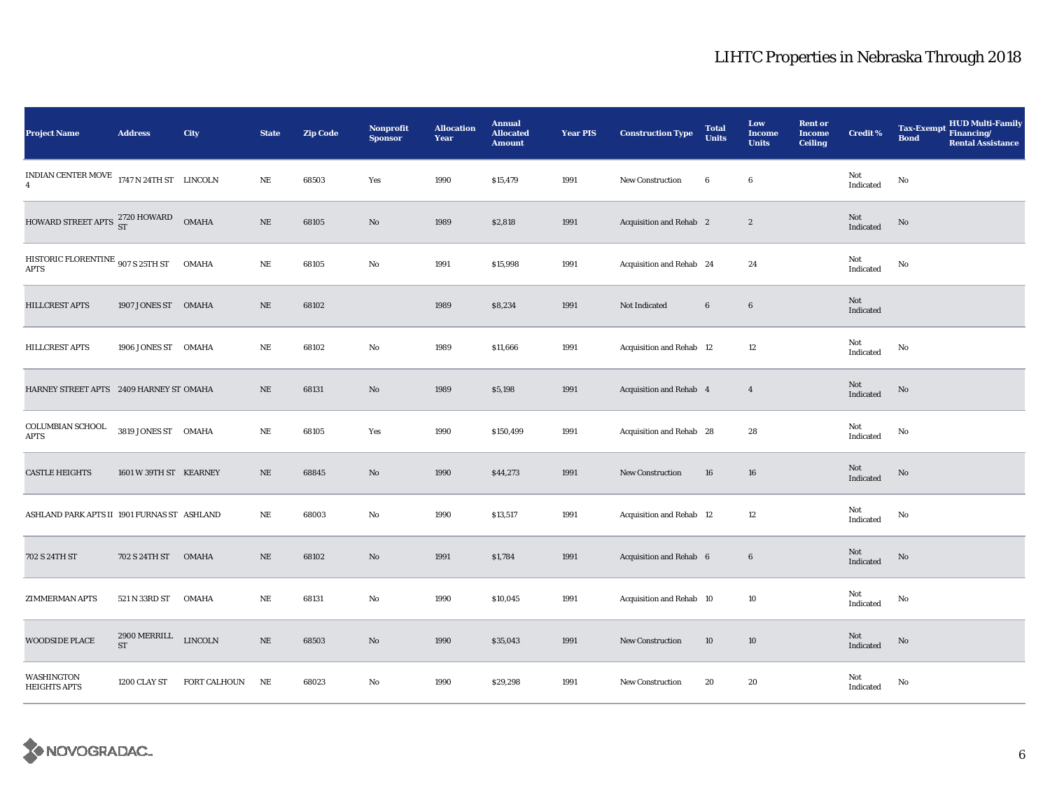# LIHTC Properties in Nebraska Through 2018

| Project Name | Address | City | State | Zip Code | Nonprofit Sponsor | Allocation Year | Annual Allocated Amount | Year PIS | Construction Type | Total Units | Low Income Units | Rent or Income Ceiling | Credit % | Tax-Exempt Bond | HUD Multi-Family Financing/ Rental Assistance |
|---|---|---|---|---|---|---|---|---|---|---|---|---|---|---|---|
| INDIAN CENTER MOVE 4 | 1747 N 24TH ST | LINCOLN | NE | 68503 | Yes | 1990 | $15,479 | 1991 | New Construction | 6 | 6 | | Not Indicated | No | |
| HOWARD STREET APTS | 2720 HOWARD ST | OMAHA | NE | 68105 | No | 1989 | $2,818 | 1991 | Acquisition and Rehab | 2 | 2 | | Not Indicated | No | |
| HISTORIC FLORENTINE APTS | 907 S 25TH ST | OMAHA | NE | 68105 | No | 1991 | $15,998 | 1991 | Acquisition and Rehab | 24 | 24 | | Not Indicated | No | |
| HILLCREST APTS | 1907 JONES ST | OMAHA | NE | 68102 | | 1989 | $8,234 | 1991 | Not Indicated | 6 | 6 | | Not Indicated | | |
| HILLCREST APTS | 1906 JONES ST | OMAHA | NE | 68102 | No | 1989 | $11,666 | 1991 | Acquisition and Rehab | 12 | 12 | | Not Indicated | No | |
| HARNEY STREET APTS | 2409 HARNEY ST | OMAHA | NE | 68131 | No | 1989 | $5,198 | 1991 | Acquisition and Rehab | 4 | 4 | | Not Indicated | No | |
| COLUMBIAN SCHOOL APTS | 3819 JONES ST | OMAHA | NE | 68105 | Yes | 1990 | $150,499 | 1991 | Acquisition and Rehab | 28 | 28 | | Not Indicated | No | |
| CASTLE HEIGHTS | 1601 W 39TH ST | KEARNEY | NE | 68845 | No | 1990 | $44,273 | 1991 | New Construction | 16 | 16 | | Not Indicated | No | |
| ASHLAND PARK APTS II | 1901 FURNAS ST | ASHLAND | NE | 68003 | No | 1990 | $13,517 | 1991 | Acquisition and Rehab | 12 | 12 | | Not Indicated | No | |
| 702 S 24TH ST | 702 S 24TH ST | OMAHA | NE | 68102 | No | 1991 | $1,784 | 1991 | Acquisition and Rehab | 6 | 6 | | Not Indicated | No | |
| ZIMMERMAN APTS | 521 N 33RD ST | OMAHA | NE | 68131 | No | 1990 | $10,045 | 1991 | Acquisition and Rehab | 10 | 10 | | Not Indicated | No | |
| WOODSIDE PLACE | 2900 MERRILL ST | LINCOLN | NE | 68503 | No | 1990 | $35,043 | 1991 | New Construction | 10 | 10 | | Not Indicated | No | |
| WASHINGTON HEIGHTS APTS | 1200 CLAY ST | FORT CALHOUN | NE | 68023 | No | 1990 | $29,298 | 1991 | New Construction | 20 | 20 | | Not Indicated | No | |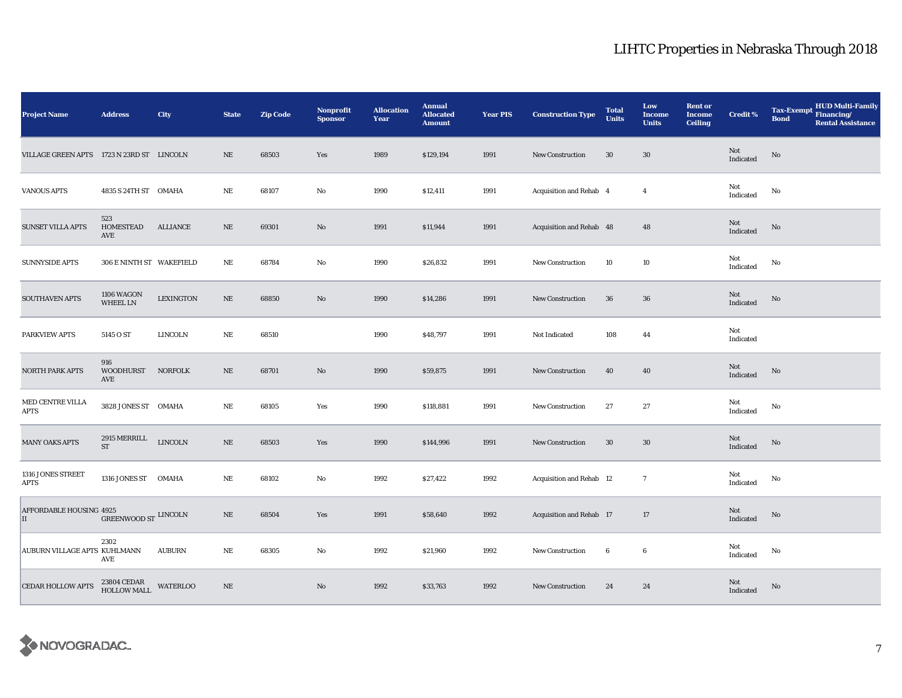# LIHTC Properties in Nebraska Through 2018

| Project Name | Address | City | State | Zip Code | Nonprofit Sponsor | Allocation Year | Annual Allocated Amount | Year PIS | Construction Type | Total Units | Low Income Units | Rent or Income Ceiling | Credit % | Tax-Exempt Bond | HUD Multi-Family Financing/ Rental Assistance |
|---|---|---|---|---|---|---|---|---|---|---|---|---|---|---|---|
| VILLAGE GREEN APTS | 1723 N 23RD ST | LINCOLN | NE | 68503 | Yes | 1989 | $129,194 | 1991 | New Construction | 30 | 30 | | Not Indicated | No | |
| VANOUS APTS | 4835 S 24TH ST | OMAHA | NE | 68107 | No | 1990 | $12,411 | 1991 | Acquisition and Rehab | 4 | 4 | | Not Indicated | No | |
| SUNSET VILLA APTS | 523 HOMESTEAD AVE | ALLIANCE | NE | 69301 | No | 1991 | $11,944 | 1991 | Acquisition and Rehab | 48 | 48 | | Not Indicated | No | |
| SUNNYSIDE APTS | 306 E NINTH ST | WAKEFIELD | NE | 68784 | No | 1990 | $26,832 | 1991 | New Construction | 10 | 10 | | Not Indicated | No | |
| SOUTHAVEN APTS | 1106 WAGON WHEEL LN | LEXINGTON | NE | 68850 | No | 1990 | $14,286 | 1991 | New Construction | 36 | 36 | | Not Indicated | No | |
| PARKVIEW APTS | 5145 O ST | LINCOLN | NE | 68510 | | 1990 | $48,797 | 1991 | Not Indicated | 108 | 44 | | Not Indicated | | |
| NORTH PARK APTS | 916 WOODHURST AVE | NORFOLK | NE | 68701 | No | 1990 | $59,875 | 1991 | New Construction | 40 | 40 | | Not Indicated | No | |
| MED CENTRE VILLA APTS | 3828 JONES ST | OMAHA | NE | 68105 | Yes | 1990 | $118,881 | 1991 | New Construction | 27 | 27 | | Not Indicated | No | |
| MANY OAKS APTS | 2915 MERRILL ST | LINCOLN | NE | 68503 | Yes | 1990 | $144,996 | 1991 | New Construction | 30 | 30 | | Not Indicated | No | |
| 1316 JONES STREET APTS | 1316 JONES ST | OMAHA | NE | 68102 | No | 1992 | $27,422 | 1992 | Acquisition and Rehab | 12 | 7 | | Not Indicated | No | |
| AFFORDABLE HOUSING II | 4925 GREENWOOD ST | LINCOLN | NE | 68504 | Yes | 1991 | $58,640 | 1992 | Acquisition and Rehab | 17 | 17 | | Not Indicated | No | |
| AUBURN VILLAGE APTS | 2302 KUHLMANN AVE | AUBURN | NE | 68305 | No | 1992 | $21,960 | 1992 | New Construction | 6 | 6 | | Not Indicated | No | |
| CEDAR HOLLOW APTS | 23804 CEDAR HOLLOW MALL | WATERLOO | NE | | No | 1992 | $33,763 | 1992 | New Construction | 24 | 24 | | Not Indicated | No | |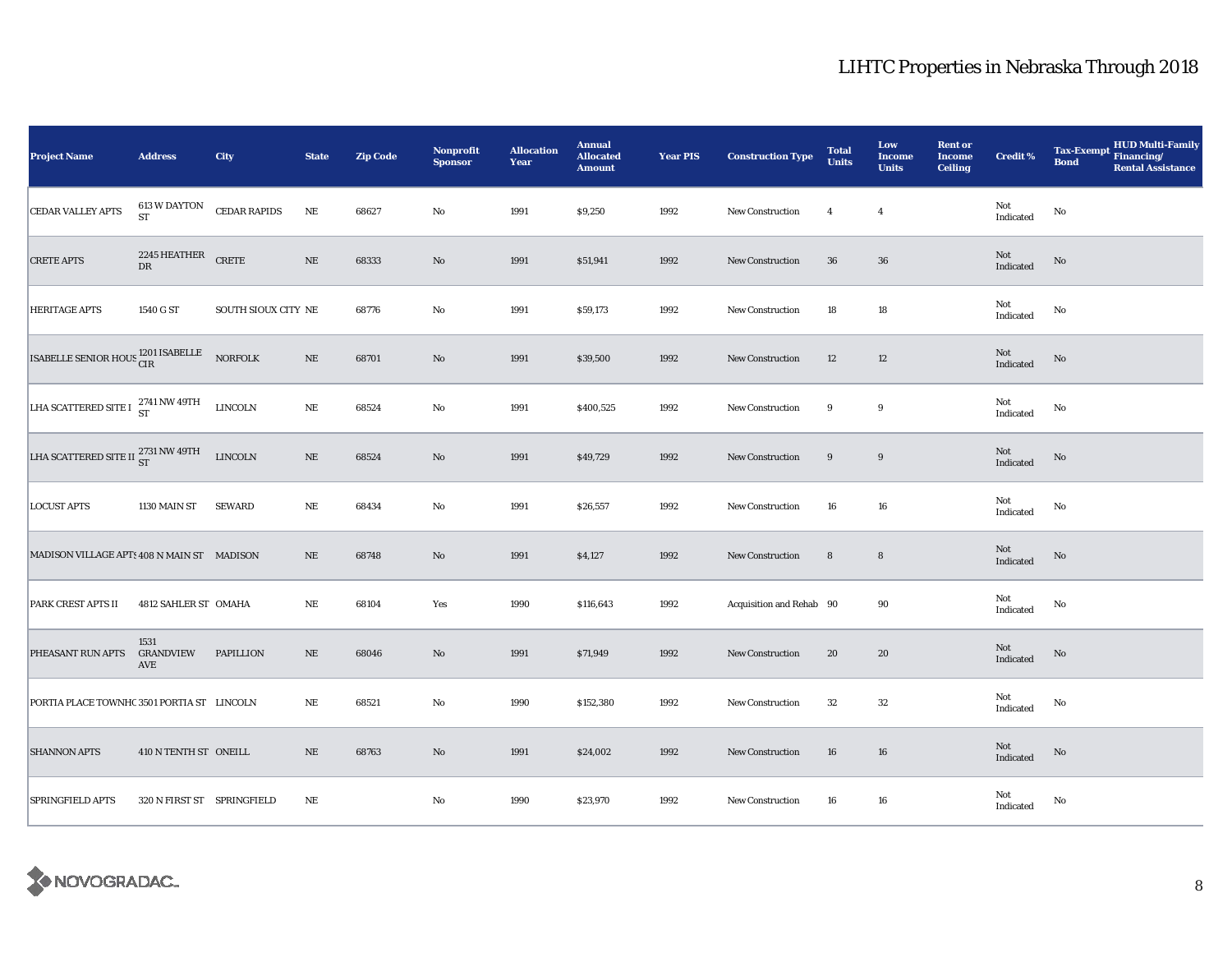# LIHTC Properties in Nebraska Through 2018

| Project Name | Address | City | State | Zip Code | Nonprofit Sponsor | Allocation Year | Annual Allocated Amount | Year PIS | Construction Type | Total Units | Low Income Units | Rent or Income Ceiling | Credit % | Tax-Exempt Bond | HUD Multi-Family Financing/ Rental Assistance |
|---|---|---|---|---|---|---|---|---|---|---|---|---|---|---|---|
| CEDAR VALLEY APTS | 613 W DAYTON ST | CEDAR RAPIDS | NE | 68627 | No | 1991 | $9,250 | 1992 | New Construction | 4 | 4 | | Not Indicated | No | |
| CRETE APTS | 2245 HEATHER DR | CRETE | NE | 68333 | No | 1991 | $51,941 | 1992 | New Construction | 36 | 36 | | Not Indicated | No | |
| HERITAGE APTS | 1540 G ST | SOUTH SIOUX CITY | NE | 68776 | No | 1991 | $59,173 | 1992 | New Construction | 18 | 18 | | Not Indicated | No | |
| ISABELLE SENIOR HOUS | 1201 ISABELLE CIR | NORFOLK | NE | 68701 | No | 1991 | $39,500 | 1992 | New Construction | 12 | 12 | | Not Indicated | No | |
| LHA SCATTERED SITE I | 2741 NW 49TH ST | LINCOLN | NE | 68524 | No | 1991 | $400,525 | 1992 | New Construction | 9 | 9 | | Not Indicated | No | |
| LHA SCATTERED SITE II | 2731 NW 49TH ST | LINCOLN | NE | 68524 | No | 1991 | $49,729 | 1992 | New Construction | 9 | 9 | | Not Indicated | No | |
| LOCUST APTS | 1130 MAIN ST | SEWARD | NE | 68434 | No | 1991 | $26,557 | 1992 | New Construction | 16 | 16 | | Not Indicated | No | |
| MADISON VILLAGE APTS | 408 N MAIN ST | MADISON | NE | 68748 | No | 1991 | $4,127 | 1992 | New Construction | 8 | 8 | | Not Indicated | No | |
| PARK CREST APTS II | 4812 SAHLER ST | OMAHA | NE | 68104 | Yes | 1990 | $116,643 | 1992 | Acquisition and Rehab | 90 | 90 | | Not Indicated | No | |
| PHEASANT RUN APTS | 1531 GRANDVIEW AVE | PAPILLION | NE | 68046 | No | 1991 | $71,949 | 1992 | New Construction | 20 | 20 | | Not Indicated | No | |
| PORTIA PLACE TOWNHC | 3501 PORTIA ST | LINCOLN | NE | 68521 | No | 1990 | $152,380 | 1992 | New Construction | 32 | 32 | | Not Indicated | No | |
| SHANNON APTS | 410 N TENTH ST | ONEILL | NE | 68763 | No | 1991 | $24,002 | 1992 | New Construction | 16 | 16 | | Not Indicated | No | |
| SPRINGFIELD APTS | 320 N FIRST ST | SPRINGFIELD | NE | | No | 1990 | $23,970 | 1992 | New Construction | 16 | 16 | | Not Indicated | No | |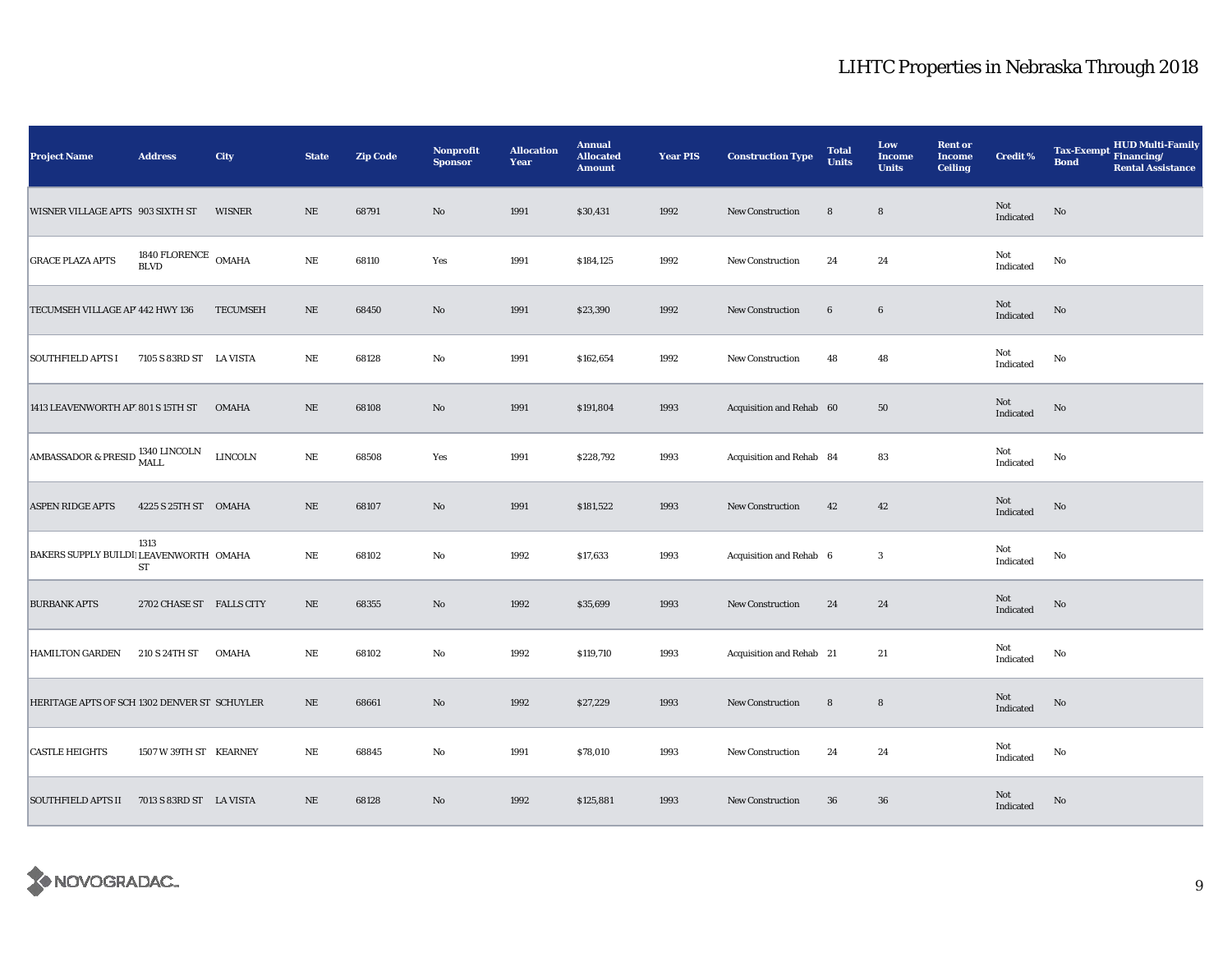# LIHTC Properties in Nebraska Through 2018

| Project Name | Address | City | State | Zip Code | Nonprofit Sponsor | Allocation Year | Annual Allocated Amount | Year PIS | Construction Type | Total Units | Low Income Units | Rent or Income Ceiling | Credit % | Tax-Exempt Bond | HUD Multi-Family Financing/ Rental Assistance |
|---|---|---|---|---|---|---|---|---|---|---|---|---|---|---|---|
| WISNER VILLAGE APTS | 903 SIXTH ST | WISNER | NE | 68791 | No | 1991 | $30,431 | 1992 | New Construction | 8 | 8 | | Not Indicated | No | |
| GRACE PLAZA APTS | 1840 FLORENCE BLVD | OMAHA | NE | 68110 | Yes | 1991 | $184,125 | 1992 | New Construction | 24 | 24 | | Not Indicated | No | |
| TECUMSEH VILLAGE AP | 442 HWY 136 | TECUMSEH | NE | 68450 | No | 1991 | $23,390 | 1992 | New Construction | 6 | 6 | | Not Indicated | No | |
| SOUTHFIELD APTS I | 7105 S 83RD ST | LA VISTA | NE | 68128 | No | 1991 | $162,654 | 1992 | New Construction | 48 | 48 | | Not Indicated | No | |
| 1413 LEAVENWORTH AP | 801 S 15TH ST | OMAHA | NE | 68108 | No | 1991 | $191,804 | 1993 | Acquisition and Rehab | 60 | 50 | | Not Indicated | No | |
| AMBASSADOR & PRESID | 1340 LINCOLN MALL | LINCOLN | NE | 68508 | Yes | 1991 | $228,792 | 1993 | Acquisition and Rehab | 84 | 83 | | Not Indicated | No | |
| ASPEN RIDGE APTS | 4225 S 25TH ST | OMAHA | NE | 68107 | No | 1991 | $181,522 | 1993 | New Construction | 42 | 42 | | Not Indicated | No | |
| BAKERS SUPPLY BUILDI | 1313 LEAVENWORTH ST | OMAHA | NE | 68102 | No | 1992 | $17,633 | 1993 | Acquisition and Rehab | 6 | 3 | | Not Indicated | No | |
| BURBANK APTS | 2702 CHASE ST | FALLS CITY | NE | 68355 | No | 1992 | $35,699 | 1993 | New Construction | 24 | 24 | | Not Indicated | No | |
| HAMILTON GARDEN | 210 S 24TH ST | OMAHA | NE | 68102 | No | 1992 | $119,710 | 1993 | Acquisition and Rehab | 21 | 21 | | Not Indicated | No | |
| HERITAGE APTS OF SCH | 1302 DENVER ST | SCHUYLER | NE | 68661 | No | 1992 | $27,229 | 1993 | New Construction | 8 | 8 | | Not Indicated | No | |
| CASTLE HEIGHTS | 1507 W 39TH ST | KEARNEY | NE | 68845 | No | 1991 | $78,010 | 1993 | New Construction | 24 | 24 | | Not Indicated | No | |
| SOUTHFIELD APTS II | 7013 S 83RD ST | LA VISTA | NE | 68128 | No | 1992 | $125,881 | 1993 | New Construction | 36 | 36 | | Not Indicated | No | |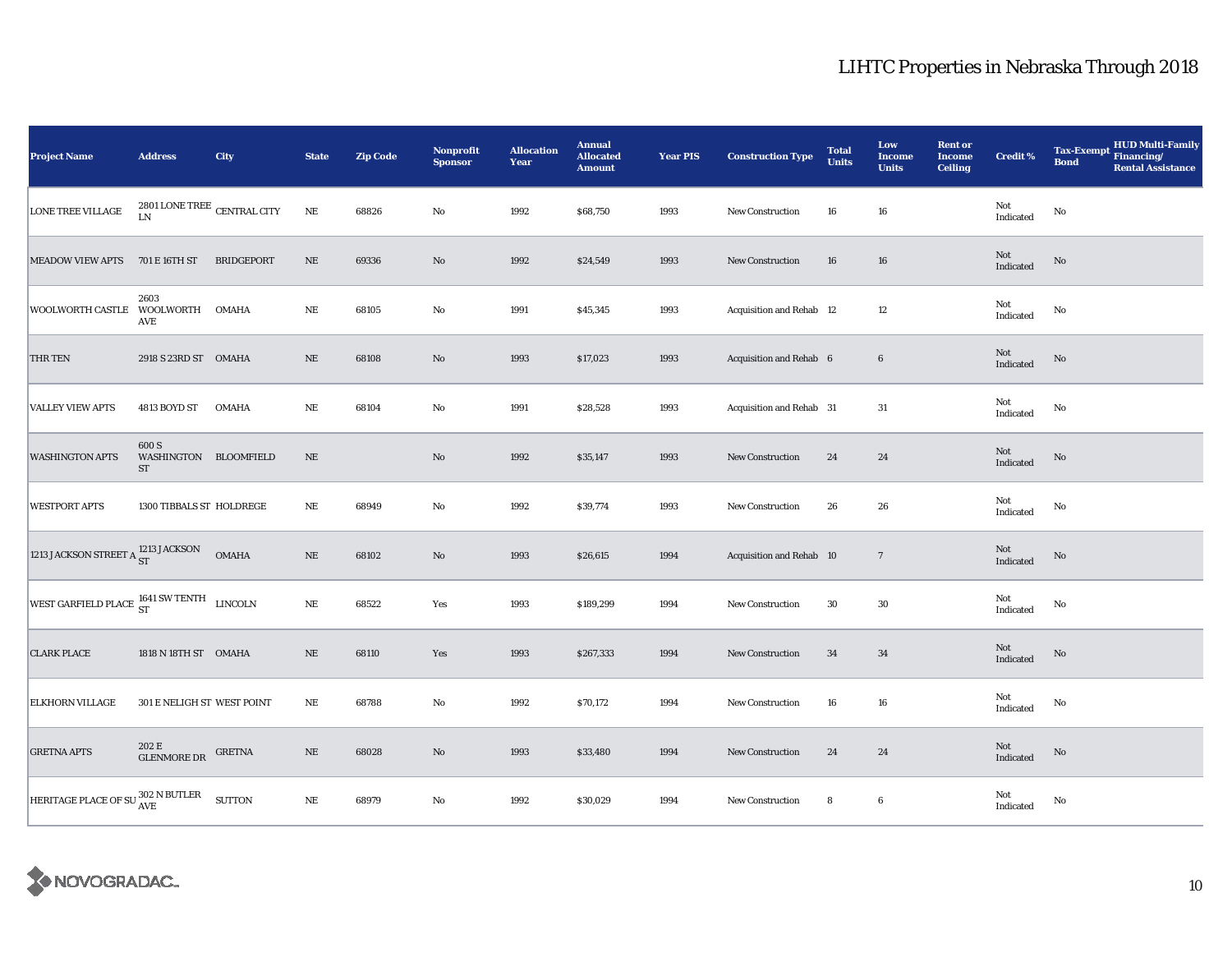# LIHTC Properties in Nebraska Through 2018

| Project Name | Address | City | State | Zip Code | Nonprofit Sponsor | Allocation Year | Annual Allocated Amount | Year PIS | Construction Type | Total Units | Low Income Units | Rent or Income Ceiling | Credit % | Tax-Exempt Bond | HUD Multi-Family Financing/ Rental Assistance |
|---|---|---|---|---|---|---|---|---|---|---|---|---|---|---|---|
| LONE TREE VILLAGE | 2801 LONE TREE LN | CENTRAL CITY | NE | 68826 | No | 1992 | $68,750 | 1993 | New Construction | 16 | 16 | | Not Indicated | No | |
| MEADOW VIEW APTS | 701 E 16TH ST | BRIDGEPORT | NE | 69336 | No | 1992 | $24,549 | 1993 | New Construction | 16 | 16 | | Not Indicated | No | |
| WOOLWORTH CASTLE | 2603 WOOLWORTH AVE | OMAHA | NE | 68105 | No | 1991 | $45,345 | 1993 | Acquisition and Rehab | 12 | 12 | | Not Indicated | No | |
| THR TEN | 2918 S 23RD ST | OMAHA | NE | 68108 | No | 1993 | $17,023 | 1993 | Acquisition and Rehab | 6 | 6 | | Not Indicated | No | |
| VALLEY VIEW APTS | 4813 BOYD ST | OMAHA | NE | 68104 | No | 1991 | $28,528 | 1993 | Acquisition and Rehab | 31 | 31 | | Not Indicated | No | |
| WASHINGTON APTS | 600 S WASHINGTON ST | BLOOMFIELD | NE | | No | 1992 | $35,147 | 1993 | New Construction | 24 | 24 | | Not Indicated | No | |
| WESTPORT APTS | 1300 TIBBALS ST | HOLDREGE | NE | 68949 | No | 1992 | $39,774 | 1993 | New Construction | 26 | 26 | | Not Indicated | No | |
| 1213 JACKSON STREET A | 1213 JACKSON ST | OMAHA | NE | 68102 | No | 1993 | $26,615 | 1994 | Acquisition and Rehab | 10 | 7 | | Not Indicated | No | |
| WEST GARFIELD PLACE | 1641 SW TENTH ST | LINCOLN | NE | 68522 | Yes | 1993 | $189,299 | 1994 | New Construction | 30 | 30 | | Not Indicated | No | |
| CLARK PLACE | 1818 N 18TH ST | OMAHA | NE | 68110 | Yes | 1993 | $267,333 | 1994 | New Construction | 34 | 34 | | Not Indicated | No | |
| ELKHORN VILLAGE | 301 E NELIGH ST | WEST POINT | NE | 68788 | No | 1992 | $70,172 | 1994 | New Construction | 16 | 16 | | Not Indicated | No | |
| GRETNA APTS | 202 E GLENMORE DR | GRETNA | NE | 68028 | No | 1993 | $33,480 | 1994 | New Construction | 24 | 24 | | Not Indicated | No | |
| HERITAGE PLACE OF SU | 302 N BUTLER AVE | SUTTON | NE | 68979 | No | 1992 | $30,029 | 1994 | New Construction | 8 | 6 | | Not Indicated | No | |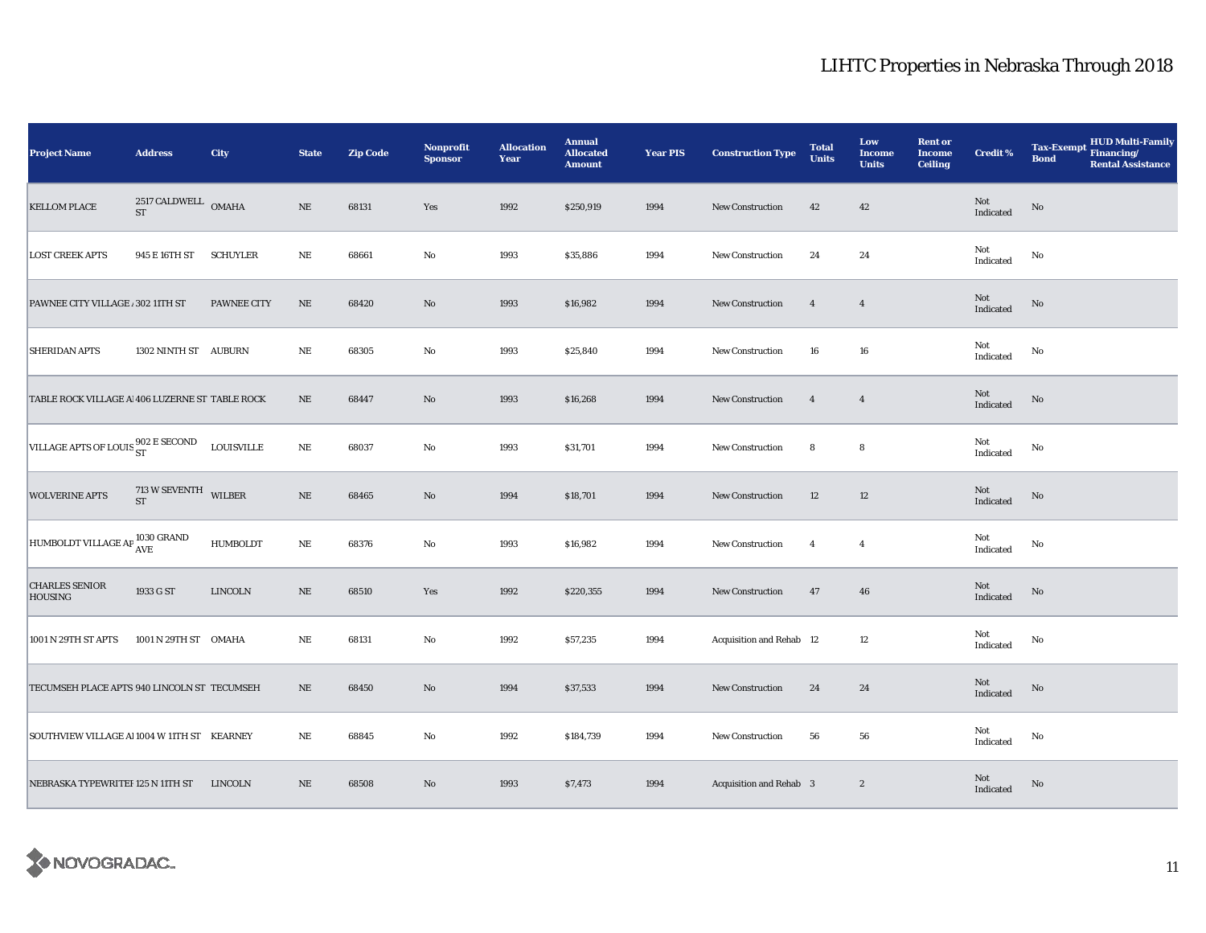# LIHTC Properties in Nebraska Through 2018

| Project Name | Address | City | State | Zip Code | Nonprofit Sponsor | Allocation Year | Annual Allocated Amount | Year PIS | Construction Type | Total Units | Low Income Units | Rent or Income Ceiling | Credit % | Tax-Exempt Bond | HUD Multi-Family Financing/ Rental Assistance |
|---|---|---|---|---|---|---|---|---|---|---|---|---|---|---|---|
| KELLOM PLACE | 2517 CALDWELL ST | OMAHA | NE | 68131 | Yes | 1992 | $250,919 | 1994 | New Construction | 42 | 42 | | Not Indicated | No | |
| LOST CREEK APTS | 945 E 16TH ST | SCHUYLER | NE | 68661 | No | 1993 | $35,886 | 1994 | New Construction | 24 | 24 | | Not Indicated | No | |
| PAWNEE CITY VILLAGE A | 302 11TH ST | PAWNEE CITY | NE | 68420 | No | 1993 | $16,982 | 1994 | New Construction | 4 | 4 | | Not Indicated | No | |
| SHERIDAN APTS | 1302 NINTH ST | AUBURN | NE | 68305 | No | 1993 | $25,840 | 1994 | New Construction | 16 | 16 | | Not Indicated | No | |
| TABLE ROCK VILLAGE AI | 406 LUZERNE ST | TABLE ROCK | NE | 68447 | No | 1993 | $16,268 | 1994 | New Construction | 4 | 4 | | Not Indicated | No | |
| VILLAGE APTS OF LOUIS | 902 E SECOND ST | LOUISVILLE | NE | 68037 | No | 1993 | $31,701 | 1994 | New Construction | 8 | 8 | | Not Indicated | No | |
| WOLVERINE APTS | 713 W SEVENTH ST | WILBER | NE | 68465 | No | 1994 | $18,701 | 1994 | New Construction | 12 | 12 | | Not Indicated | No | |
| HUMBOLDT VILLAGE AP | 1030 GRAND AVE | HUMBOLDT | NE | 68376 | No | 1993 | $16,982 | 1994 | New Construction | 4 | 4 | | Not Indicated | No | |
| CHARLES SENIOR HOUSING | 1933 G ST | LINCOLN | NE | 68510 | Yes | 1992 | $220,355 | 1994 | New Construction | 47 | 46 | | Not Indicated | No | |
| 1001 N 29TH ST APTS | 1001 N 29TH ST | OMAHA | NE | 68131 | No | 1992 | $57,235 | 1994 | Acquisition and Rehab | 12 | 12 | | Not Indicated | No | |
| TECUMSEH PLACE APTS | 940 LINCOLN ST | TECUMSEH | NE | 68450 | No | 1994 | $37,533 | 1994 | New Construction | 24 | 24 | | Not Indicated | No | |
| SOUTHVIEW VILLAGE AI | 1004 W 11TH ST | KEARNEY | NE | 68845 | No | 1992 | $184,739 | 1994 | New Construction | 56 | 56 | | Not Indicated | No | |
| NEBRASKA TYPEWRITEI | 125 N 11TH ST | LINCOLN | NE | 68508 | No | 1993 | $7,473 | 1994 | Acquisition and Rehab | 3 | 2 | | Not Indicated | No | |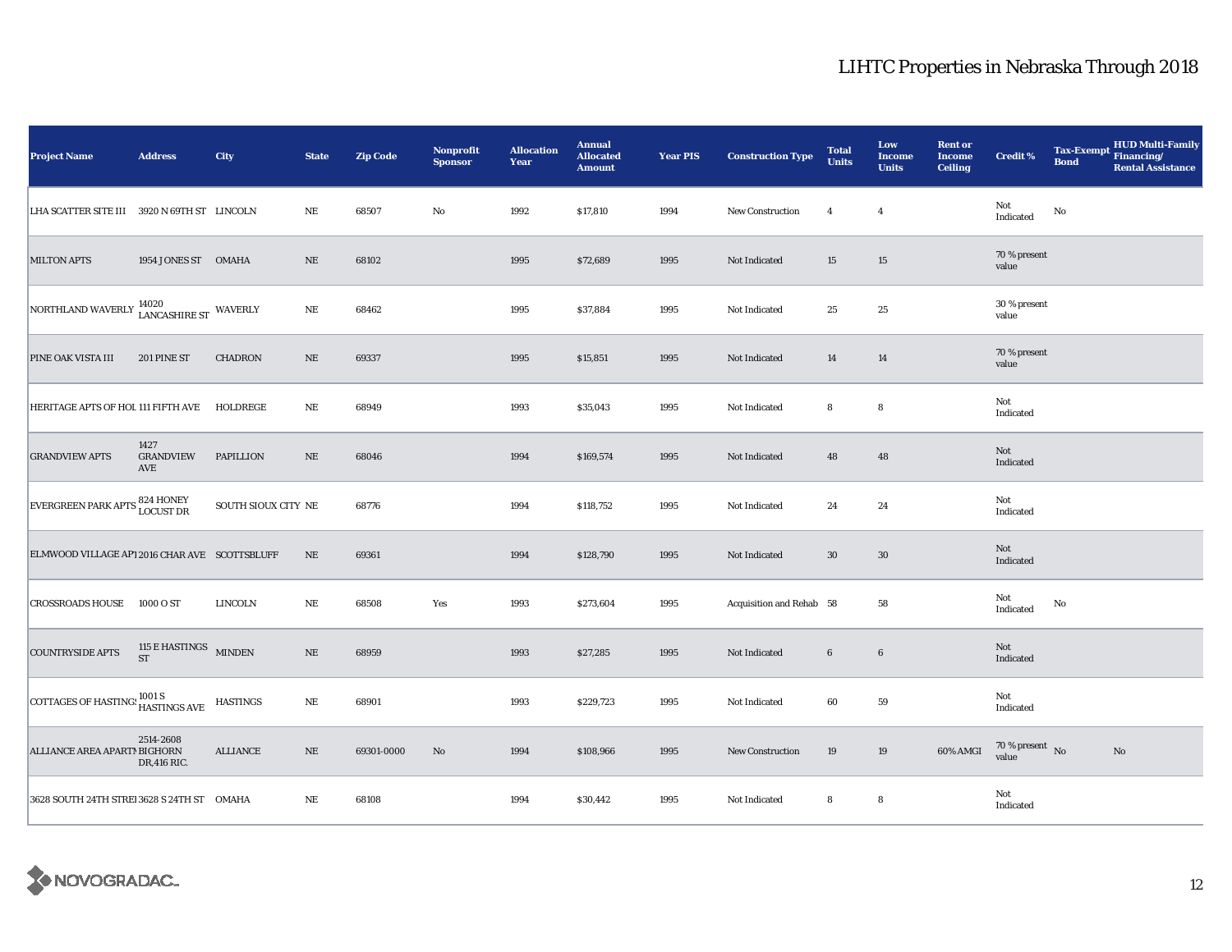# LIHTC Properties in Nebraska Through 2018

| Project Name | Address | City | State | Zip Code | Nonprofit Sponsor | Allocation Year | Annual Allocated Amount | Year PIS | Construction Type | Total Units | Low Income Units | Rent or Income Ceiling | Credit % | Tax-Exempt Bond | HUD Multi-Family Financing/ Rental Assistance |
|---|---|---|---|---|---|---|---|---|---|---|---|---|---|---|---|
| LHA SCATTER SITE III | 3920 N 69TH ST | LINCOLN | NE | 68507 | No | 1992 | $17,810 | 1994 | New Construction | 4 | 4 | | Not Indicated | No | |
| MILTON APTS | 1954 JONES ST | OMAHA | NE | 68102 | | 1995 | $72,689 | 1995 | Not Indicated | 15 | 15 | | 70 % present value | | |
| NORTHLAND WAVERLY | 14020 LANCASHIRE ST | WAVERLY | NE | 68462 | | 1995 | $37,884 | 1995 | Not Indicated | 25 | 25 | | 30 % present value | | |
| PINE OAK VISTA III | 201 PINE ST | CHADRON | NE | 69337 | | 1995 | $15,851 | 1995 | Not Indicated | 14 | 14 | | 70 % present value | | |
| HERITAGE APTS OF HOL | 111 FIFTH AVE | HOLDREGE | NE | 68949 | | 1993 | $35,043 | 1995 | Not Indicated | 8 | 8 | | Not Indicated | | |
| GRANDVIEW APTS | 1427 GRANDVIEW AVE | PAPILLION | NE | 68046 | | 1994 | $169,574 | 1995 | Not Indicated | 48 | 48 | | Not Indicated | | |
| EVERGREEN PARK APTS | 824 HONEY LOCUST DR | SOUTH SIOUX CITY | NE | 68776 | | 1994 | $118,752 | 1995 | Not Indicated | 24 | 24 | | Not Indicated | | |
| ELMWOOD VILLAGE AP | 2016 CHAR AVE | SCOTTSBLUFF | NE | 69361 | | 1994 | $128,790 | 1995 | Not Indicated | 30 | 30 | | Not Indicated | | |
| CROSSROADS HOUSE | 1000 O ST | LINCOLN | NE | 68508 | Yes | 1993 | $273,604 | 1995 | Acquisition and Rehab | 58 | 58 | | Not Indicated | No | |
| COUNTRYSIDE APTS | 115 E HASTINGS ST | MINDEN | NE | 68959 | | 1993 | $27,285 | 1995 | Not Indicated | 6 | 6 | | Not Indicated | | |
| COTTAGES OF HASTINGS | 1001 S HASTINGS AVE | HASTINGS | NE | 68901 | | 1993 | $229,723 | 1995 | Not Indicated | 60 | 59 | | Not Indicated | | |
| ALLIANCE AREA APARTM | 2514-2608 BIGHORN DR,416 RIC. | ALLIANCE | NE | 69301-0000 | No | 1994 | $108,966 | 1995 | New Construction | 19 | 19 | 60% AMGI | 70 % present value | No | No |
| 3628 SOUTH 24TH STREE | 3628 S 24TH ST | OMAHA | NE | 68108 | | 1994 | $30,442 | 1995 | Not Indicated | 8 | 8 | | Not Indicated | | |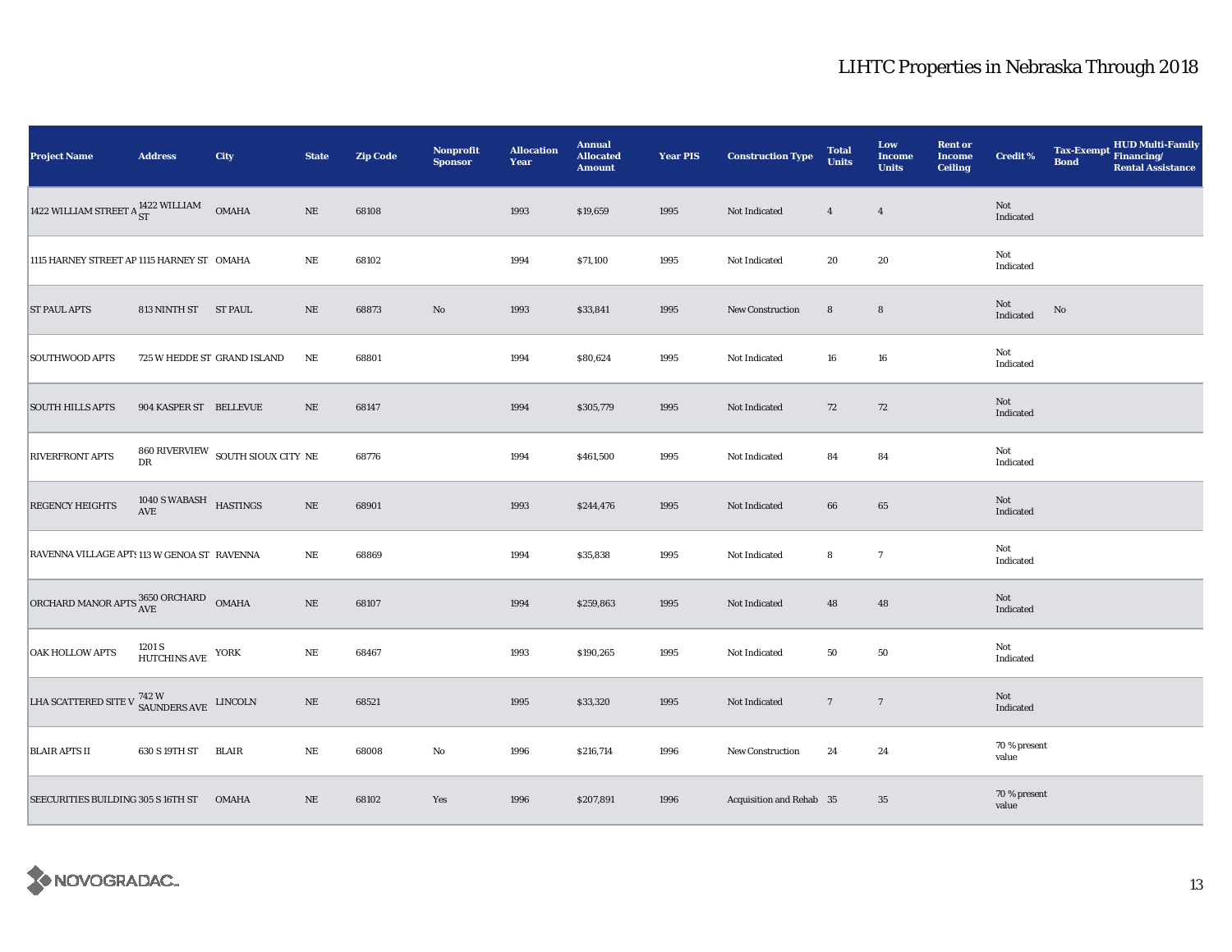# LIHTC Properties in Nebraska Through 2018

| Project Name | Address | City | State | Zip Code | Nonprofit Sponsor | Allocation Year | Annual Allocated Amount | Year PIS | Construction Type | Total Units | Low Income Units | Rent or Income Ceiling | Credit % | Tax-Exempt Bond | HUD Multi-Family Financing/ Rental Assistance |
|---|---|---|---|---|---|---|---|---|---|---|---|---|---|---|---|
| 1422 WILLIAM STREET A | 1422 WILLIAM ST | OMAHA | NE | 68108 | | 1993 | $19,659 | 1995 | Not Indicated | 4 | 4 | | Not Indicated | | |
| 1115 HARNEY STREET AP | 1115 HARNEY ST | OMAHA | NE | 68102 | | 1994 | $71,100 | 1995 | Not Indicated | 20 | 20 | | Not Indicated | | |
| ST PAUL APTS | 813 NINTH ST | ST PAUL | NE | 68873 | No | 1993 | $33,841 | 1995 | New Construction | 8 | 8 | | Not Indicated | No | |
| SOUTHWOOD APTS | 725 W HEDDE ST | GRAND ISLAND | NE | 68801 | | 1994 | $80,624 | 1995 | Not Indicated | 16 | 16 | | Not Indicated | | |
| SOUTH HILLS APTS | 904 KASPER ST | BELLEVUE | NE | 68147 | | 1994 | $305,779 | 1995 | Not Indicated | 72 | 72 | | Not Indicated | | |
| RIVERFRONT APTS | 860 RIVERVIEW DR | SOUTH SIOUX CITY | NE | 68776 | | 1994 | $461,500 | 1995 | Not Indicated | 84 | 84 | | Not Indicated | | |
| REGENCY HEIGHTS | 1040 S WABASH AVE | HASTINGS | NE | 68901 | | 1993 | $244,476 | 1995 | Not Indicated | 66 | 65 | | Not Indicated | | |
| RAVENNA VILLAGE APTS | 113 W GENOA ST | RAVENNA | NE | 68869 | | 1994 | $35,838 | 1995 | Not Indicated | 8 | 7 | | Not Indicated | | |
| ORCHARD MANOR APTS | 3650 ORCHARD AVE | OMAHA | NE | 68107 | | 1994 | $259,863 | 1995 | Not Indicated | 48 | 48 | | Not Indicated | | |
| OAK HOLLOW APTS | 1201 S HUTCHINS AVE | YORK | NE | 68467 | | 1993 | $190,265 | 1995 | Not Indicated | 50 | 50 | | Not Indicated | | |
| LHA SCATTERED SITE V | 742 W SAUNDERS AVE | LINCOLN | NE | 68521 | | 1995 | $33,320 | 1995 | Not Indicated | 7 | 7 | | Not Indicated | | |
| BLAIR APTS II | 630 S 19TH ST | BLAIR | NE | 68008 | No | 1996 | $216,714 | 1996 | New Construction | 24 | 24 | | 70 % present value | | |
| SEECURITIES BUILDING | 305 S 16TH ST | OMAHA | NE | 68102 | Yes | 1996 | $207,891 | 1996 | Acquisition and Rehab | 35 | 35 | | 70 % present value | | |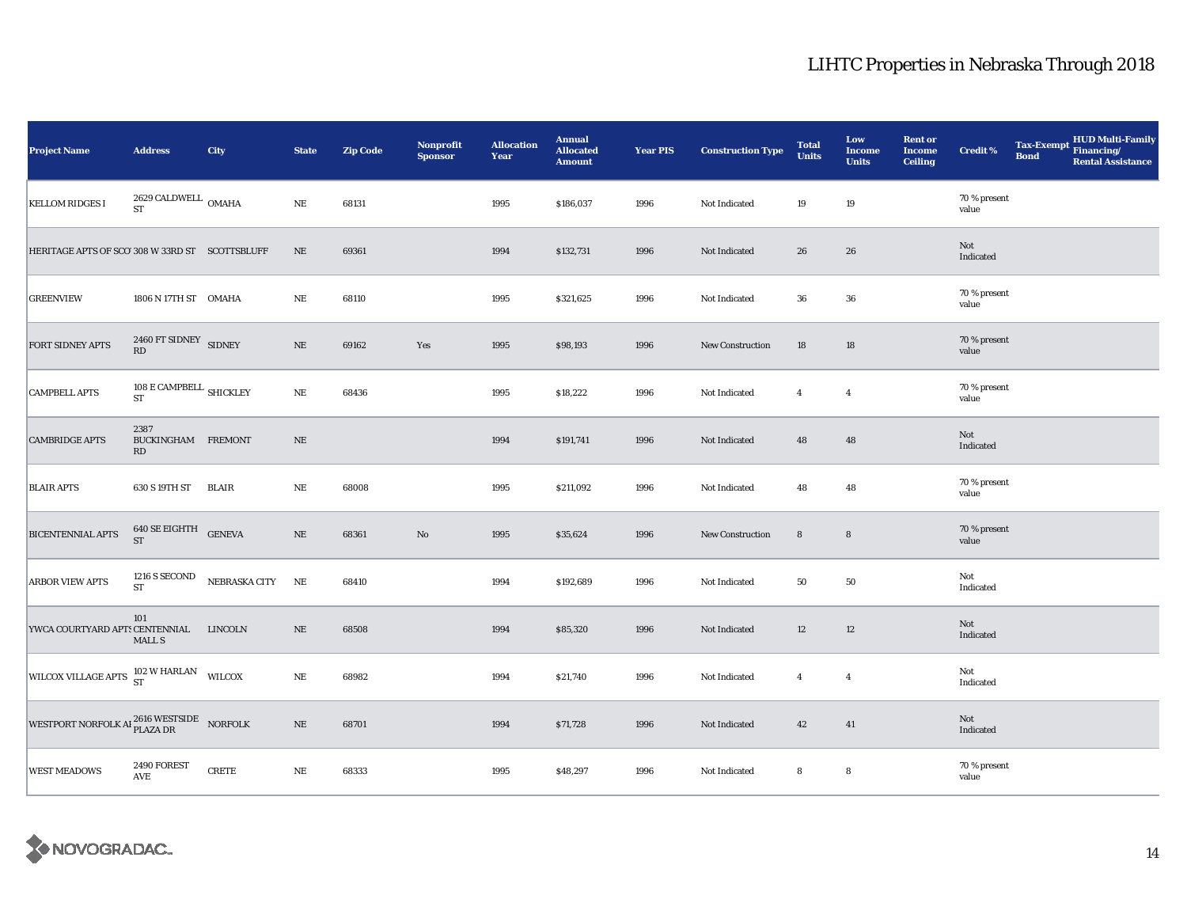# LIHTC Properties in Nebraska Through 2018

| Project Name | Address | City | State | Zip Code | Nonprofit Sponsor | Allocation Year | Annual Allocated Amount | Year PIS | Construction Type | Total Units | Low Income Units | Rent or Income Ceiling | Credit % | Tax-Exempt Bond | HUD Multi-Family Financing/ Rental Assistance |
|---|---|---|---|---|---|---|---|---|---|---|---|---|---|---|---|
| KELLOM RIDGES I | 2629 CALDWELL ST | OMAHA | NE | 68131 | | 1995 | $186,037 | 1996 | Not Indicated | 19 | 19 | | 70 % present value | | |
| HERITAGE APTS OF SCOT | 308 W 33RD ST | SCOTTSBLUFF | NE | 69361 | | 1994 | $132,731 | 1996 | Not Indicated | 26 | 26 | | Not Indicated | | |
| GREENVIEW | 1806 N 17TH ST | OMAHA | NE | 68110 | | 1995 | $321,625 | 1996 | Not Indicated | 36 | 36 | | 70 % present value | | |
| FORT SIDNEY APTS | 2460 FT SIDNEY RD | SIDNEY | NE | 69162 | Yes | 1995 | $98,193 | 1996 | New Construction | 18 | 18 | | 70 % present value | | |
| CAMPBELL APTS | 108 E CAMPBELL ST | SHICKLEY | NE | 68436 | | 1995 | $18,222 | 1996 | Not Indicated | 4 | 4 | | 70 % present value | | |
| CAMBRIDGE APTS | 2387 BUCKINGHAM RD | FREMONT | NE | | | 1994 | $191,741 | 1996 | Not Indicated | 48 | 48 | | Not Indicated | | |
| BLAIR APTS | 630 S 19TH ST | BLAIR | NE | 68008 | | 1995 | $211,092 | 1996 | Not Indicated | 48 | 48 | | 70 % present value | | |
| BICENTENNIAL APTS | 640 SE EIGHTH ST | GENEVA | NE | 68361 | No | 1995 | $35,624 | 1996 | New Construction | 8 | 8 | | 70 % present value | | |
| ARBOR VIEW APTS | 1216 S SECOND ST | NEBRASKA CITY | NE | 68410 | | 1994 | $192,689 | 1996 | Not Indicated | 50 | 50 | | Not Indicated | | |
| YWCA COURTYARD APTS | 101 CENTENNIAL MALL S | LINCOLN | NE | 68508 | | 1994 | $85,320 | 1996 | Not Indicated | 12 | 12 | | Not Indicated | | |
| WILCOX VILLAGE APTS | 102 W HARLAN ST | WILCOX | NE | 68982 | | 1994 | $21,740 | 1996 | Not Indicated | 4 | 4 | | Not Indicated | | |
| WESTPORT NORFOLK AI | 2616 WESTSIDE PLAZA DR | NORFOLK | NE | 68701 | | 1994 | $71,728 | 1996 | Not Indicated | 42 | 41 | | Not Indicated | | |
| WEST MEADOWS | 2490 FOREST AVE | CRETE | NE | 68333 | | 1995 | $48,297 | 1996 | Not Indicated | 8 | 8 | | 70 % present value | | |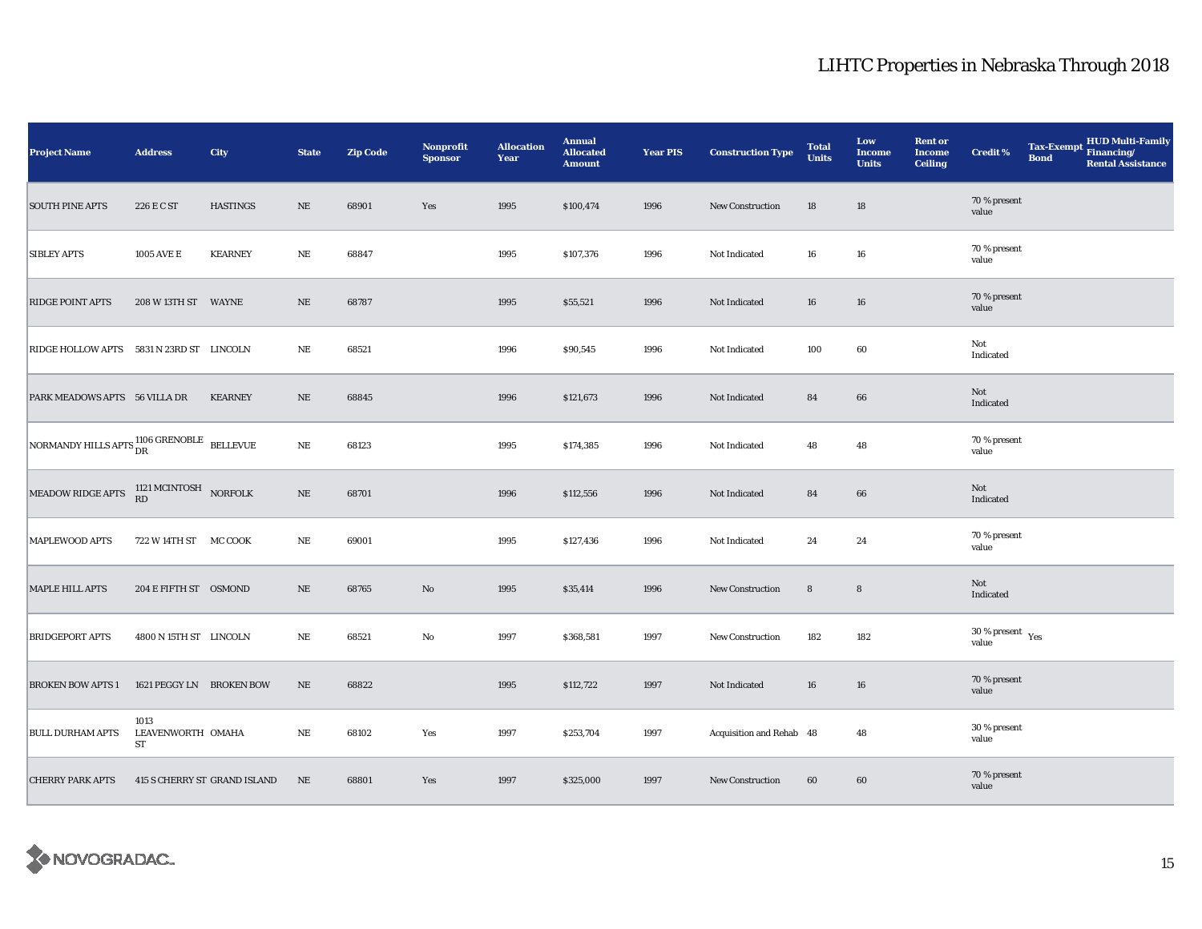# LIHTC Properties in Nebraska Through 2018

| Project Name | Address | City | State | Zip Code | Nonprofit Sponsor | Allocation Year | Annual Allocated Amount | Year PIS | Construction Type | Total Units | Low Income Units | Rent or Income Ceiling | Credit % | Tax-Exempt Bond | HUD Multi-Family Financing/ Rental Assistance |
|---|---|---|---|---|---|---|---|---|---|---|---|---|---|---|---|
| SOUTH PINE APTS | 226 E C ST | HASTINGS | NE | 68901 | Yes | 1995 | $100,474 | 1996 | New Construction | 18 | 18 | | 70 % present value | | |
| SIBLEY APTS | 1005 AVE E | KEARNEY | NE | 68847 | | 1995 | $107,376 | 1996 | Not Indicated | 16 | 16 | | 70 % present value | | |
| RIDGE POINT APTS | 208 W 13TH ST | WAYNE | NE | 68787 | | 1995 | $55,521 | 1996 | Not Indicated | 16 | 16 | | 70 % present value | | |
| RIDGE HOLLOW APTS | 5831 N 23RD ST | LINCOLN | NE | 68521 | | 1996 | $90,545 | 1996 | Not Indicated | 100 | 60 | | Not Indicated | | |
| PARK MEADOWS APTS | 56 VILLA DR | KEARNEY | NE | 68845 | | 1996 | $121,673 | 1996 | Not Indicated | 84 | 66 | | Not Indicated | | |
| NORMANDY HILLS APTS | 1106 GRENOBLE DR | BELLEVUE | NE | 68123 | | 1995 | $174,385 | 1996 | Not Indicated | 48 | 48 | | 70 % present value | | |
| MEADOW RIDGE APTS | 1121 MCINTOSH RD | NORFOLK | NE | 68701 | | 1996 | $112,556 | 1996 | Not Indicated | 84 | 66 | | Not Indicated | | |
| MAPLEWOOD APTS | 722 W 14TH ST | MC COOK | NE | 69001 | | 1995 | $127,436 | 1996 | Not Indicated | 24 | 24 | | 70 % present value | | |
| MAPLE HILL APTS | 204 E FIFTH ST | OSMOND | NE | 68765 | No | 1995 | $35,414 | 1996 | New Construction | 8 | 8 | | Not Indicated | | |
| BRIDGEPORT APTS | 4800 N 15TH ST | LINCOLN | NE | 68521 | No | 1997 | $368,581 | 1997 | New Construction | 182 | 182 | | 30 % present value | Yes | |
| BROKEN BOW APTS 1 | 1621 PEGGY LN | BROKEN BOW | NE | 68822 | | 1995 | $112,722 | 1997 | Not Indicated | 16 | 16 | | 70 % present value | | |
| BULL DURHAM APTS | 1013 LEAVENWORTH ST | OMAHA | NE | 68102 | Yes | 1997 | $253,704 | 1997 | Acquisition and Rehab | 48 | 48 | | 30 % present value | | |
| CHERRY PARK APTS | 415 S CHERRY ST | GRAND ISLAND | NE | 68801 | Yes | 1997 | $325,000 | 1997 | New Construction | 60 | 60 | | 70 % present value | | |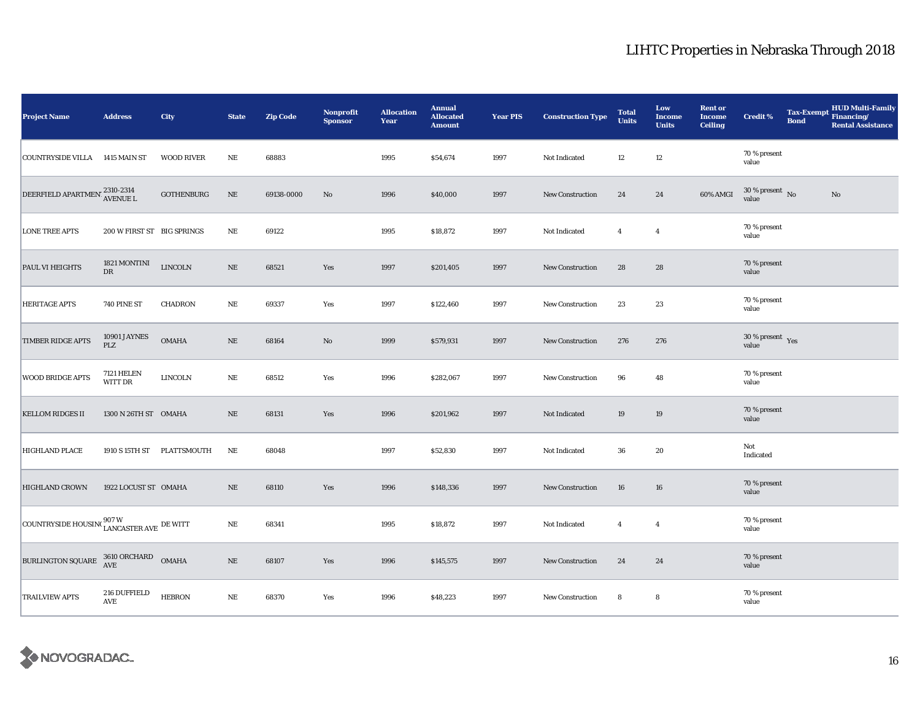# LIHTC Properties in Nebraska Through 2018

| Project Name | Address | City | State | Zip Code | Nonprofit Sponsor | Allocation Year | Annual Allocated Amount | Year PIS | Construction Type | Total Units | Low Income Units | Rent or Income Ceiling | Credit % | Tax-Exempt Bond | HUD Multi-Family Financing/ Rental Assistance |
|---|---|---|---|---|---|---|---|---|---|---|---|---|---|---|---|
| COUNTRYSIDE VILLA | 1415 MAIN ST | WOOD RIVER | NE | 68883 | | 1995 | $54,674 | 1997 | Not Indicated | 12 | 12 | | 70 % present value | | |
| DEERFIELD APARTMENTS | 2310-2314 AVENUE L | GOTHENBURG | NE | 69138-0000 | No | 1996 | $40,000 | 1997 | New Construction | 24 | 24 | 60% AMGI | 30 % present value | No | No |
| LONE TREE APTS | 200 W FIRST ST | BIG SPRINGS | NE | 69122 | | 1995 | $18,872 | 1997 | Not Indicated | 4 | 4 | | 70 % present value | | |
| PAUL VI HEIGHTS | 1821 MONTINI DR | LINCOLN | NE | 68521 | Yes | 1997 | $201,405 | 1997 | New Construction | 28 | 28 | | 70 % present value | | |
| HERITAGE APTS | 740 PINE ST | CHADRON | NE | 69337 | Yes | 1997 | $122,460 | 1997 | New Construction | 23 | 23 | | 70 % present value | | |
| TIMBER RIDGE APTS | 10901 JAYNES PLZ | OMAHA | NE | 68164 | No | 1999 | $579,931 | 1997 | New Construction | 276 | 276 | | 30 % present value | Yes | |
| WOOD BRIDGE APTS | 7121 HELEN WITT DR | LINCOLN | NE | 68512 | Yes | 1996 | $282,067 | 1997 | New Construction | 96 | 48 | | 70 % present value | | |
| KELLOM RIDGES II | 1300 N 26TH ST | OMAHA | NE | 68131 | Yes | 1996 | $201,962 | 1997 | Not Indicated | 19 | 19 | | 70 % present value | | |
| HIGHLAND PLACE | 1910 S 15TH ST | PLATTSMOUTH | NE | 68048 | | 1997 | $52,830 | 1997 | Not Indicated | 36 | 20 | | Not Indicated | | |
| HIGHLAND CROWN | 1922 LOCUST ST | OMAHA | NE | 68110 | Yes | 1996 | $148,336 | 1997 | New Construction | 16 | 16 | | 70 % present value | | |
| COUNTRYSIDE HOUSING | 907 W LANCASTER AVE | DE WITT | NE | 68341 | | 1995 | $18,872 | 1997 | Not Indicated | 4 | 4 | | 70 % present value | | |
| BURLINGTON SQUARE | 3610 ORCHARD AVE | OMAHA | NE | 68107 | Yes | 1996 | $145,575 | 1997 | New Construction | 24 | 24 | | 70 % present value | | |
| TRAILVIEW APTS | 216 DUFFIELD AVE | HEBRON | NE | 68370 | Yes | 1996 | $48,223 | 1997 | New Construction | 8 | 8 | | 70 % present value | | |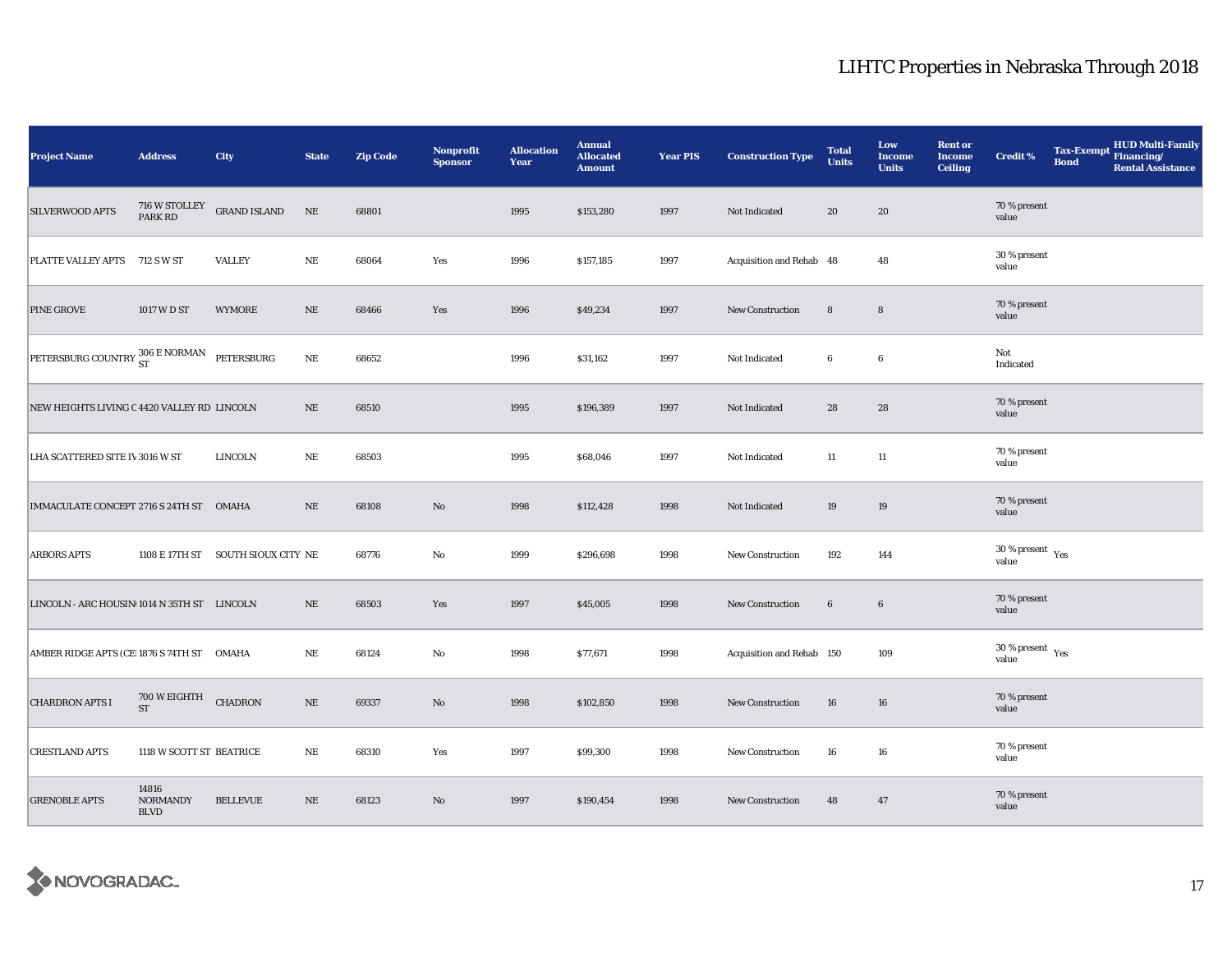## LIHTC Properties in Nebraska Through 2018

| Project Name | Address | City | State | Zip Code | Nonprofit Sponsor | Allocation Year | Annual Allocated Amount | Year PIS | Construction Type | Total Units | Low Income Units | Rent or Income Ceiling | Credit % | Tax-Exempt Bond | HUD Multi-Family Financing/ Rental Assistance |
|---|---|---|---|---|---|---|---|---|---|---|---|---|---|---|---|
| SILVERWOOD APTS | 716 W STOLLEY PARK RD | GRAND ISLAND | NE | 68801 | | 1995 | $153,280 | 1997 | Not Indicated | 20 | 20 | | 70 % present value | | |
| PLATTE VALLEY APTS | 712 S W ST | VALLEY | NE | 68064 | Yes | 1996 | $157,185 | 1997 | Acquisition and Rehab | 48 | 48 | | 30 % present value | | |
| PINE GROVE | 1017 W D ST | WYMORE | NE | 68466 | Yes | 1996 | $49,234 | 1997 | New Construction | 8 | 8 | | 70 % present value | | |
| PETERSBURG COUNTRY | 306 E NORMAN ST | PETERSBURG | NE | 68652 | | 1996 | $31,162 | 1997 | Not Indicated | 6 | 6 | | Not Indicated | | |
| NEW HEIGHTS LIVING C | 4420 VALLEY RD | LINCOLN | NE | 68510 | | 1995 | $196,389 | 1997 | Not Indicated | 28 | 28 | | 70 % present value | | |
| LHA SCATTERED SITE IV | 3016 W ST | LINCOLN | NE | 68503 | | 1995 | $68,046 | 1997 | Not Indicated | 11 | 11 | | 70 % present value | | |
| IMMACULATE CONCEPT | 2716 S 24TH ST | OMAHA | NE | 68108 | No | 1998 | $112,428 | 1998 | Not Indicated | 19 | 19 | | 70 % present value | | |
| ARBORS APTS | 1108 E 17TH ST | SOUTH SIOUX CITY | NE | 68776 | No | 1999 | $296,698 | 1998 | New Construction | 192 | 144 | | 30 % present value | Yes | |
| LINCOLN - ARC HOUSING | 1014 N 35TH ST | LINCOLN | NE | 68503 | Yes | 1997 | $45,005 | 1998 | New Construction | 6 | 6 | | 70 % present value | | |
| AMBER RIDGE APTS (CE | 1876 S 74TH ST | OMAHA | NE | 68124 | No | 1998 | $77,671 | 1998 | Acquisition and Rehab | 150 | 109 | | 30 % present value | Yes | |
| CHARDRON APTS I | 700 W EIGHTH ST | CHADRON | NE | 69337 | No | 1998 | $102,850 | 1998 | New Construction | 16 | 16 | | 70 % present value | | |
| CRESTLAND APTS | 1118 W SCOTT ST | BEATRICE | NE | 68310 | Yes | 1997 | $99,300 | 1998 | New Construction | 16 | 16 | | 70 % present value | | |
| GRENOBLE APTS | 14816 NORMANDY BLVD | BELLEVUE | NE | 68123 | No | 1997 | $190,454 | 1998 | New Construction | 48 | 47 | | 70 % present value | | |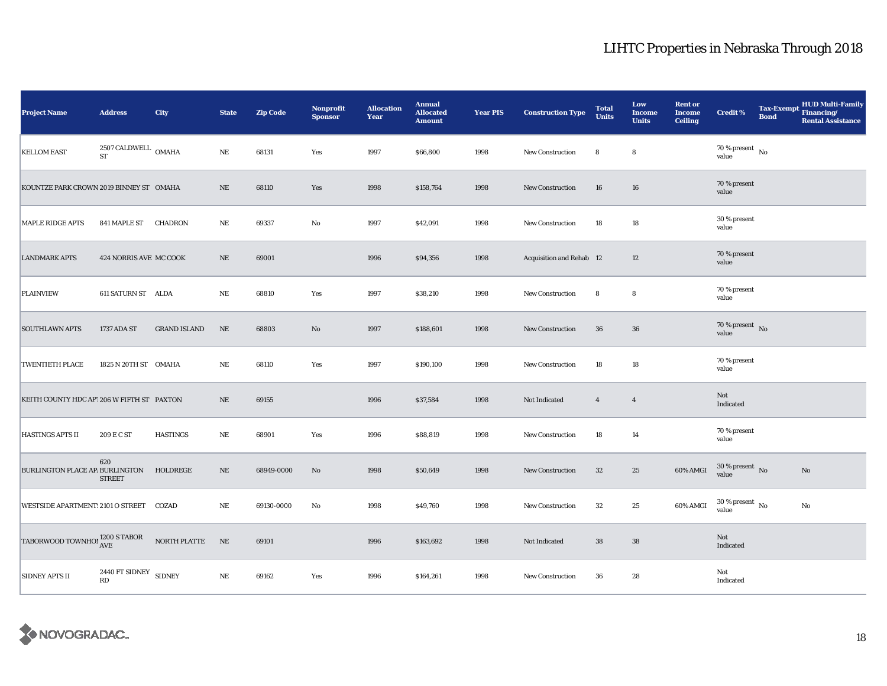# LIHTC Properties in Nebraska Through 2018

| Project Name | Address | City | State | Zip Code | Nonprofit Sponsor | Allocation Year | Annual Allocated Amount | Year PIS | Construction Type | Total Units | Low Income Units | Rent or Income Ceiling | Credit % | Tax-Exempt Bond | HUD Multi-Family Financing/ Rental Assistance |
|---|---|---|---|---|---|---|---|---|---|---|---|---|---|---|---|
| KELLOM EAST | 2507 CALDWELL ST | OMAHA | NE | 68131 | Yes | 1997 | $66,800 | 1998 | New Construction | 8 | 8 | | 70 % present value | No | |
| KOUNTZE PARK CROWN | 2019 BINNEY ST | OMAHA | NE | 68110 | Yes | 1998 | $158,764 | 1998 | New Construction | 16 | 16 | | 70 % present value | | |
| MAPLE RIDGE APTS | 841 MAPLE ST | CHADRON | NE | 69337 | No | 1997 | $42,091 | 1998 | New Construction | 18 | 18 | | 30 % present value | | |
| LANDMARK APTS | 424 NORRIS AVE | MC COOK | NE | 69001 | | 1996 | $94,356 | 1998 | Acquisition and Rehab | 12 | 12 | | 70 % present value | | |
| PLAINVIEW | 611 SATURN ST | ALDA | NE | 68810 | Yes | 1997 | $38,210 | 1998 | New Construction | 8 | 8 | | 70 % present value | | |
| SOUTHLAWN APTS | 1737 ADA ST | GRAND ISLAND | NE | 68803 | No | 1997 | $188,601 | 1998 | New Construction | 36 | 36 | | 70 % present value | No | |
| TWENTIETH PLACE | 1825 N 20TH ST | OMAHA | NE | 68110 | Yes | 1997 | $190,100 | 1998 | New Construction | 18 | 18 | | 70 % present value | | |
| KEITH COUNTY HDC APT | 206 W FIFTH ST | PAXTON | NE | 69155 | | 1996 | $37,584 | 1998 | Not Indicated | 4 | 4 | | Not Indicated | | |
| HASTINGS APTS II | 209 E C ST | HASTINGS | NE | 68901 | Yes | 1996 | $88,819 | 1998 | New Construction | 18 | 14 | | 70 % present value | | |
| BURLINGTON PLACE APA | 620 BURLINGTON STREET | HOLDREGE | NE | 68949-0000 | No | 1998 | $50,649 | 1998 | New Construction | 32 | 25 | 60% AMGI | 30 % present value | No | No |
| WESTSIDE APARTMENTS | 2101 O STREET | COZAD | NE | 69130-0000 | No | 1998 | $49,760 | 1998 | New Construction | 32 | 25 | 60% AMGI | 30 % present value | No | No |
| TABORWOOD TOWNHOMES | 1200 S TABOR AVE | NORTH PLATTE | NE | 69101 | | 1996 | $163,692 | 1998 | Not Indicated | 38 | 38 | | Not Indicated | | |
| SIDNEY APTS II | 2440 FT SIDNEY RD | SIDNEY | NE | 69162 | Yes | 1996 | $164,261 | 1998 | New Construction | 36 | 28 | | Not Indicated | | |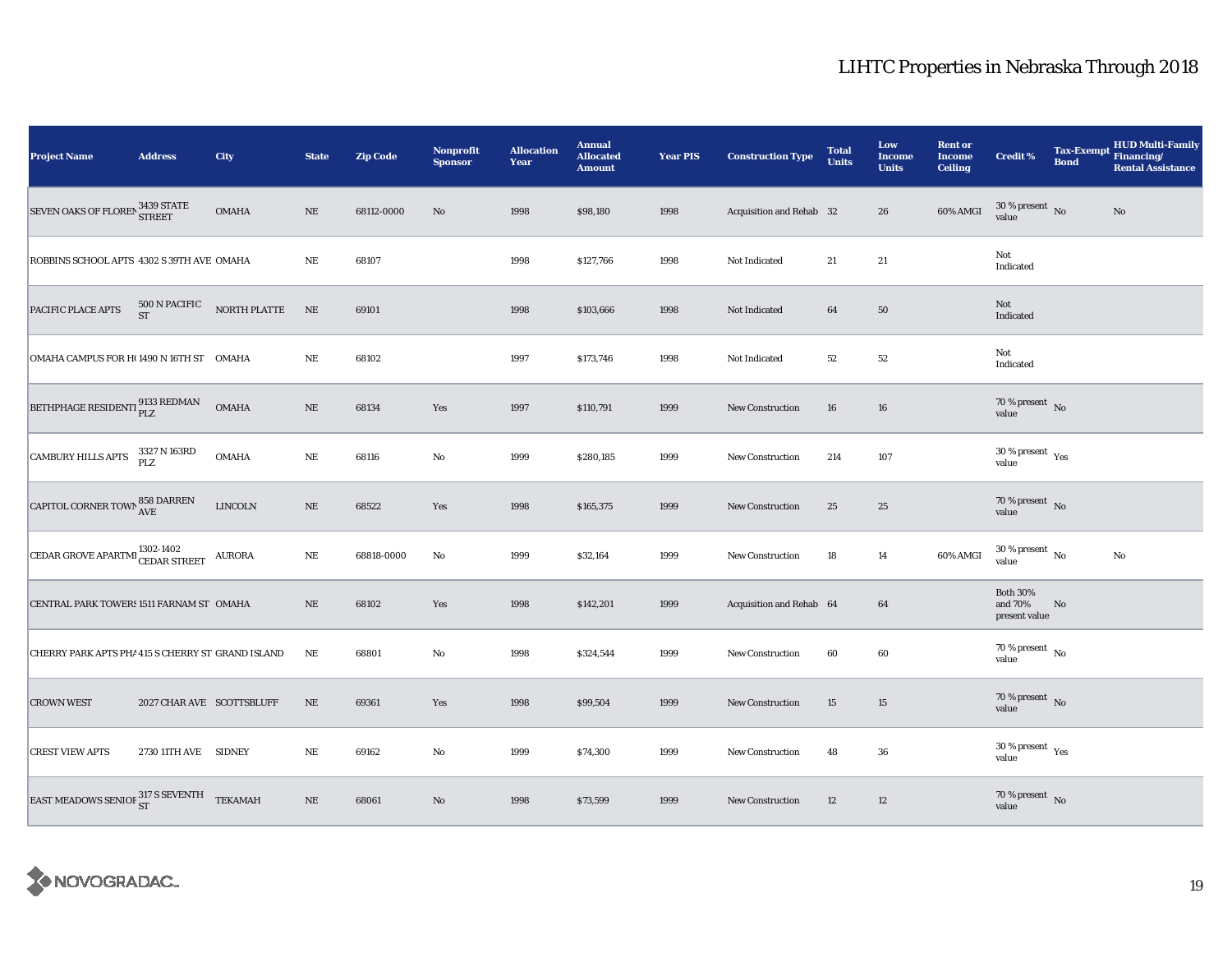# LIHTC Properties in Nebraska Through 2018

| Project Name | Address | City | State | Zip Code | Nonprofit Sponsor | Allocation Year | Annual Allocated Amount | Year PIS | Construction Type | Total Units | Low Income Units | Rent or Income Ceiling | Credit % | Tax-Exempt Bond | HUD Multi-Family Financing/ Rental Assistance |
|---|---|---|---|---|---|---|---|---|---|---|---|---|---|---|---|
| SEVEN OAKS OF FLOREN | 3439 STATE STREET | OMAHA | NE | 68112-0000 | No | 1998 | $98,180 | 1998 | Acquisition and Rehab | 32 | 26 | 60% AMGI | 30 % present value | No | No |
| ROBBINS SCHOOL APTS | 4302 S 39TH AVE | OMAHA | NE | 68107 | | 1998 | $127,766 | 1998 | Not Indicated | 21 | 21 | | Not Indicated | | |
| PACIFIC PLACE APTS | 500 N PACIFIC ST | NORTH PLATTE | NE | 69101 | | 1998 | $103,666 | 1998 | Not Indicated | 64 | 50 | | Not Indicated | | |
| OMAHA CAMPUS FOR HO | 1490 N 16TH ST | OMAHA | NE | 68102 | | 1997 | $173,746 | 1998 | Not Indicated | 52 | 52 | | Not Indicated | | |
| BETHPHAGE RESIDENTI | 9133 REDMAN PLZ | OMAHA | NE | 68134 | Yes | 1997 | $110,791 | 1999 | New Construction | 16 | 16 | | 70 % present value | No | |
| CAMBURY HILLS APTS | 3327 N 163RD PLZ | OMAHA | NE | 68116 | No | 1999 | $280,185 | 1999 | New Construction | 214 | 107 | | 30 % present value | Yes | |
| CAPITOL CORNER TOWN | 858 DARREN AVE | LINCOLN | NE | 68522 | Yes | 1998 | $165,375 | 1999 | New Construction | 25 | 25 | | 70 % present value | No | |
| CEDAR GROVE APARTMI | 1302-1402 CEDAR STREET | AURORA | NE | 68818-0000 | No | 1999 | $32,164 | 1999 | New Construction | 18 | 14 | 60% AMGI | 30 % present value | No | No |
| CENTRAL PARK TOWERS | 1511 FARNAM ST | OMAHA | NE | 68102 | Yes | 1998 | $142,201 | 1999 | Acquisition and Rehab | 64 | 64 | | Both 30% and 70% present value | No | |
| CHERRY PARK APTS PHA | 415 S CHERRY ST | GRAND ISLAND | NE | 68801 | No | 1998 | $324,544 | 1999 | New Construction | 60 | 60 | | 70 % present value | No | |
| CROWN WEST | 2027 CHAR AVE | SCOTTSBLUFF | NE | 69361 | Yes | 1998 | $99,504 | 1999 | New Construction | 15 | 15 | | 70 % present value | No | |
| CREST VIEW APTS | 2730 11TH AVE | SIDNEY | NE | 69162 | No | 1999 | $74,300 | 1999 | New Construction | 48 | 36 | | 30 % present value | Yes | |
| EAST MEADOWS SENIOR | 317 S SEVENTH ST | TEKAMAH | NE | 68061 | No | 1998 | $73,599 | 1999 | New Construction | 12 | 12 | | 70 % present value | No | |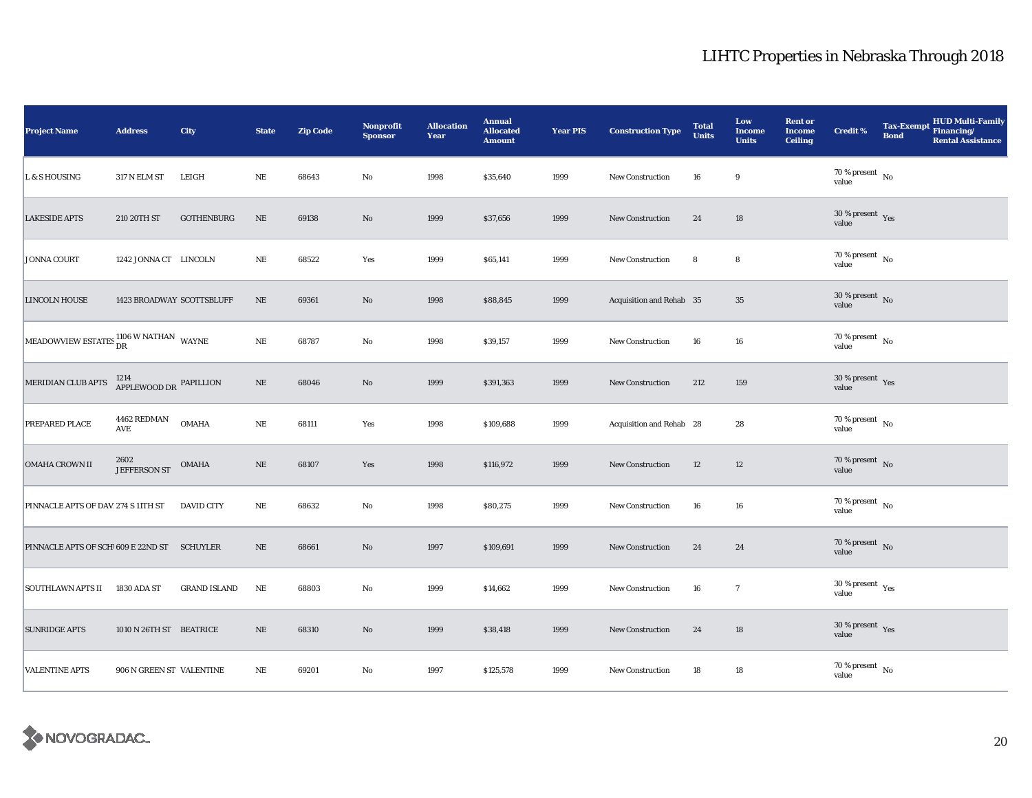# LIHTC Properties in Nebraska Through 2018

| Project Name | Address | City | State | Zip Code | Nonprofit Sponsor | Allocation Year | Annual Allocated Amount | Year PIS | Construction Type | Total Units | Low Income Units | Rent or Income Ceiling | Credit % | Tax-Exempt Bond | HUD Multi-Family Financing/ Rental Assistance |
|---|---|---|---|---|---|---|---|---|---|---|---|---|---|---|---|
| L & S HOUSING | 317 N ELM ST | LEIGH | NE | 68643 | No | 1998 | $35,640 | 1999 | New Construction | 16 | 9 | | 70 % present value | No | |
| LAKESIDE APTS | 210 20TH ST | GOTHENBURG | NE | 69138 | No | 1999 | $37,656 | 1999 | New Construction | 24 | 18 | | 30 % present value | Yes | |
| JONNA COURT | 1242 JONNA CT | LINCOLN | NE | 68522 | Yes | 1999 | $65,141 | 1999 | New Construction | 8 | 8 | | 70 % present value | No | |
| LINCOLN HOUSE | 1423 BROADWAY | SCOTTSBLUFF | NE | 69361 | No | 1998 | $88,845 | 1999 | Acquisition and Rehab | 35 | 35 | | 30 % present value | No | |
| MEADOWVIEW ESTATES | 1106 W NATHAN DR | WAYNE | NE | 68787 | No | 1998 | $39,157 | 1999 | New Construction | 16 | 16 | | 70 % present value | No | |
| MERIDIAN CLUB APTS | 1214 APPLEWOOD DR | PAPILLION | NE | 68046 | No | 1999 | $391,363 | 1999 | New Construction | 212 | 159 | | 30 % present value | Yes | |
| PREPARED PLACE | 4462 REDMAN AVE | OMAHA | NE | 68111 | Yes | 1998 | $109,688 | 1999 | Acquisition and Rehab | 28 | 28 | | 70 % present value | No | |
| OMAHA CROWN II | 2602 JEFFERSON ST | OMAHA | NE | 68107 | Yes | 1998 | $116,972 | 1999 | New Construction | 12 | 12 | | 70 % present value | No | |
| PINNACLE APTS OF DAV | 274 S 11TH ST | DAVID CITY | NE | 68632 | No | 1998 | $80,275 | 1999 | New Construction | 16 | 16 | | 70 % present value | No | |
| PINNACLE APTS OF SCH | 609 E 22ND ST | SCHUYLER | NE | 68661 | No | 1997 | $109,691 | 1999 | New Construction | 24 | 24 | | 70 % present value | No | |
| SOUTHLAWN APTS II | 1830 ADA ST | GRAND ISLAND | NE | 68803 | No | 1999 | $14,662 | 1999 | New Construction | 16 | 7 | | 30 % present value | Yes | |
| SUNRIDGE APTS | 1010 N 26TH ST | BEATRICE | NE | 68310 | No | 1999 | $38,418 | 1999 | New Construction | 24 | 18 | | 30 % present value | Yes | |
| VALENTINE APTS | 906 N GREEN ST | VALENTINE | NE | 69201 | No | 1997 | $125,578 | 1999 | New Construction | 18 | 18 | | 70 % present value | No | |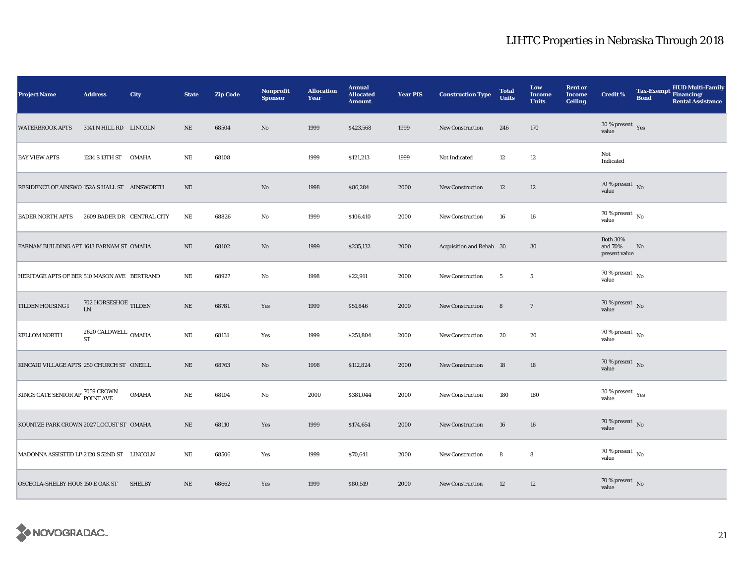# LIHTC Properties in Nebraska Through 2018

| Project Name | Address | City | State | Zip Code | Nonprofit Sponsor | Allocation Year | Annual Allocated Amount | Year PIS | Construction Type | Total Units | Low Income Units | Rent or Income Ceiling | Credit % | Tax-Exempt Bond | HUD Multi-Family Financing/ Rental Assistance |
|---|---|---|---|---|---|---|---|---|---|---|---|---|---|---|---|
| WATERBROOK APTS | 3141 N HILL RD | LINCOLN | NE | 68504 | No | 1999 | $423,568 | 1999 | New Construction | 246 | 170 | | 30 % present value | Yes | |
| BAY VIEW APTS | 1234 S 13TH ST | OMAHA | NE | 68108 | | 1999 | $121,213 | 1999 | Not Indicated | 12 | 12 | | Not Indicated | | |
| RESIDENCE OF AINSWO | 152A S HALL ST | AINSWORTH | NE | | No | 1998 | $86,284 | 2000 | New Construction | 12 | 12 | | 70 % present value | No | |
| BADER NORTH APTS | 2609 BADER DR | CENTRAL CITY | NE | 68826 | No | 1999 | $106,410 | 2000 | New Construction | 16 | 16 | | 70 % present value | No | |
| FARNAM BUILDING APT | 1613 FARNAM ST | OMAHA | NE | 68102 | No | 1999 | $235,132 | 2000 | Acquisition and Rehab | 30 | 30 | | Both 30% and 70% present value | No | |
| HERITAGE APTS OF BER | 510 MASON AVE | BERTRAND | NE | 68927 | No | 1998 | $22,911 | 2000 | New Construction | 5 | 5 | | 70 % present value | No | |
| TILDEN HOUSING I | 702 HORSESHOE LN | TILDEN | NE | 68781 | Yes | 1999 | $51,846 | 2000 | New Construction | 8 | 7 | | 70 % present value | No | |
| KELLOM NORTH | 2620 CALDWELL ST | OMAHA | NE | 68131 | Yes | 1999 | $251,804 | 2000 | New Construction | 20 | 20 | | 70 % present value | No | |
| KINCAID VILLAGE APTS | 250 CHURCH ST | ONEILL | NE | 68763 | No | 1998 | $112,824 | 2000 | New Construction | 18 | 18 | | 70 % present value | No | |
| KINGS GATE SENIOR AP | 7059 CROWN POINT AVE | OMAHA | NE | 68104 | No | 2000 | $381,044 | 2000 | New Construction | 180 | 180 | | 30 % present value | Yes | |
| KOUNTZE PARK CROWN | 2027 LOCUST ST | OMAHA | NE | 68110 | Yes | 1999 | $174,654 | 2000 | New Construction | 16 | 16 | | 70 % present value | No | |
| MADONNA ASSISTED LIV | 2120 S 52ND ST | LINCOLN | NE | 68506 | Yes | 1999 | $70,641 | 2000 | New Construction | 8 | 8 | | 70 % present value | No | |
| OSCEOLA-SHELBY HOUS | 150 E OAK ST | SHELBY | NE | 68662 | Yes | 1999 | $80,519 | 2000 | New Construction | 12 | 12 | | 70 % present value | No | |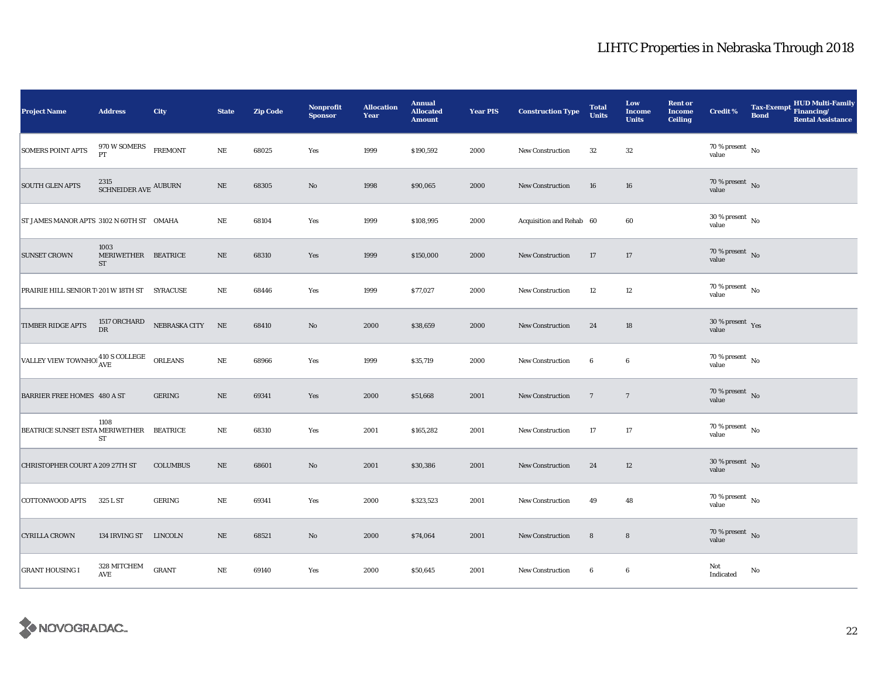# LIHTC Properties in Nebraska Through 2018

| Project Name | Address | City | State | Zip Code | Nonprofit Sponsor | Allocation Year | Annual Allocated Amount | Year PIS | Construction Type | Total Units | Low Income Units | Rent or Income Ceiling | Credit % | Tax-Exempt Bond | HUD Multi-Family Financing/ Rental Assistance |
|---|---|---|---|---|---|---|---|---|---|---|---|---|---|---|---|
| SOMERS POINT APTS | 970 W SOMERS PT | FREMONT | NE | 68025 | Yes | 1999 | $190,592 | 2000 | New Construction | 32 | 32 | | 70 % present value | No | |
| SOUTH GLEN APTS | 2315 SCHNEIDER AVE | AUBURN | NE | 68305 | No | 1998 | $90,065 | 2000 | New Construction | 16 | 16 | | 70 % present value | No | |
| ST JAMES MANOR APTS | 3102 N 60TH ST | OMAHA | NE | 68104 | Yes | 1999 | $108,995 | 2000 | Acquisition and Rehab | 60 | 60 | | 30 % present value | No | |
| SUNSET CROWN | 1003 MERIWETHER ST | BEATRICE | NE | 68310 | Yes | 1999 | $150,000 | 2000 | New Construction | 17 | 17 | | 70 % present value | No | |
| PRAIRIE HILL SENIOR T | 201 W 18TH ST | SYRACUSE | NE | 68446 | Yes | 1999 | $77,027 | 2000 | New Construction | 12 | 12 | | 70 % present value | No | |
| TIMBER RIDGE APTS | 1517 ORCHARD DR | NEBRASKA CITY | NE | 68410 | No | 2000 | $38,659 | 2000 | New Construction | 24 | 18 | | 30 % present value | Yes | |
| VALLEY VIEW TOWNHO | 410 S COLLEGE AVE | ORLEANS | NE | 68966 | Yes | 1999 | $35,719 | 2000 | New Construction | 6 | 6 | | 70 % present value | No | |
| BARRIER FREE HOMES | 480 A ST | GERING | NE | 69341 | Yes | 2000 | $51,668 | 2001 | New Construction | 7 | 7 | | 70 % present value | No | |
| BEATRICE SUNSET ESTA | 1108 MERIWETHER ST | BEATRICE | NE | 68310 | Yes | 2001 | $165,282 | 2001 | New Construction | 17 | 17 | | 70 % present value | No | |
| CHRISTOPHER COURT A | 209 27TH ST | COLUMBUS | NE | 68601 | No | 2001 | $30,386 | 2001 | New Construction | 24 | 12 | | 30 % present value | No | |
| COTTONWOOD APTS | 325 L ST | GERING | NE | 69341 | Yes | 2000 | $323,523 | 2001 | New Construction | 49 | 48 | | 70 % present value | No | |
| CYRILLA CROWN | 134 IRVING ST | LINCOLN | NE | 68521 | No | 2000 | $74,064 | 2001 | New Construction | 8 | 8 | | 70 % present value | No | |
| GRANT HOUSING I | 328 MITCHEM AVE | GRANT | NE | 69140 | Yes | 2000 | $50,645 | 2001 | New Construction | 6 | 6 | | Not Indicated | No | |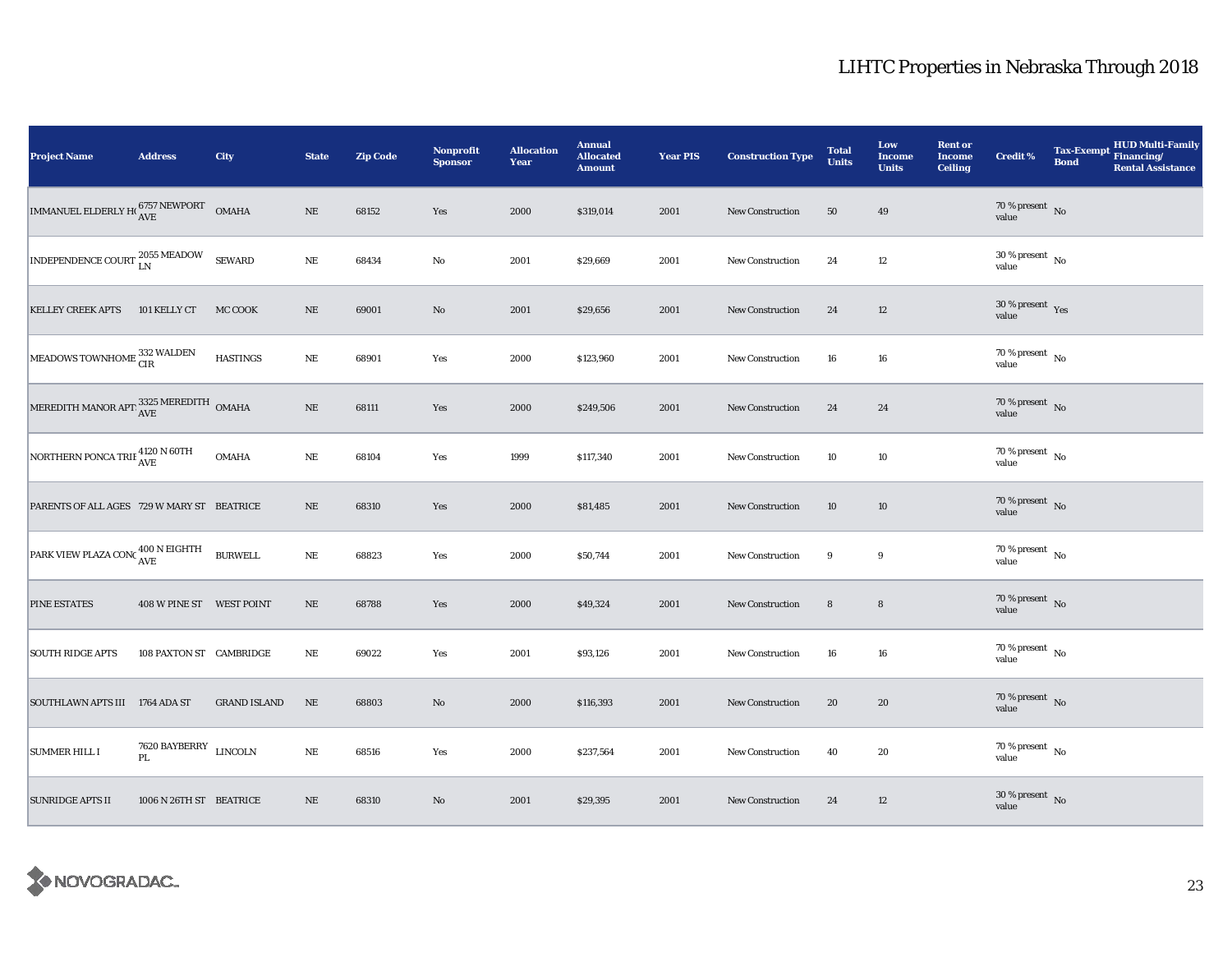# LIHTC Properties in Nebraska Through 2018

| Project Name | Address | City | State | Zip Code | Nonprofit Sponsor | Allocation Year | Annual Allocated Amount | Year PIS | Construction Type | Total Units | Low Income Units | Rent or Income Ceiling | Credit % | Tax-Exempt Bond | HUD Multi-Family Financing/ Rental Assistance |
|---|---|---|---|---|---|---|---|---|---|---|---|---|---|---|---|
| IMMANUEL ELDERLY HO | 6757 NEWPORT AVE | OMAHA | NE | 68152 | Yes | 2000 | $319,014 | 2001 | New Construction | 50 | 49 | | 70 % present value | No | |
| INDEPENDENCE COURT | 2055 MEADOW LN | SEWARD | NE | 68434 | No | 2001 | $29,669 | 2001 | New Construction | 24 | 12 | | 30 % present value | No | |
| KELLEY CREEK APTS | 101 KELLY CT | MC COOK | NE | 69001 | No | 2001 | $29,656 | 2001 | New Construction | 24 | 12 | | 30 % present value | Yes | |
| MEADOWS TOWNHOME | 332 WALDEN CIR | HASTINGS | NE | 68901 | Yes | 2000 | $123,960 | 2001 | New Construction | 16 | 16 | | 70 % present value | No | |
| MEREDITH MANOR APT | 3325 MEREDITH AVE | OMAHA | NE | 68111 | Yes | 2000 | $249,506 | 2001 | New Construction | 24 | 24 | | 70 % present value | No | |
| NORTHERN PONCA TRIB | 4120 N 60TH AVE | OMAHA | NE | 68104 | Yes | 1999 | $117,340 | 2001 | New Construction | 10 | 10 | | 70 % present value | No | |
| PARENTS OF ALL AGES | 729 W MARY ST | BEATRICE | NE | 68310 | Yes | 2000 | $81,485 | 2001 | New Construction | 10 | 10 | | 70 % present value | No | |
| PARK VIEW PLAZA CONG | 400 N EIGHTH AVE | BURWELL | NE | 68823 | Yes | 2000 | $50,744 | 2001 | New Construction | 9 | 9 | | 70 % present value | No | |
| PINE ESTATES | 408 W PINE ST | WEST POINT | NE | 68788 | Yes | 2000 | $49,324 | 2001 | New Construction | 8 | 8 | | 70 % present value | No | |
| SOUTH RIDGE APTS | 108 PAXTON ST | CAMBRIDGE | NE | 69022 | Yes | 2001 | $93,126 | 2001 | New Construction | 16 | 16 | | 70 % present value | No | |
| SOUTHLAWN APTS III | 1764 ADA ST | GRAND ISLAND | NE | 68803 | No | 2000 | $116,393 | 2001 | New Construction | 20 | 20 | | 70 % present value | No | |
| SUMMER HILL I | 7620 BAYBERRY PL | LINCOLN | NE | 68516 | Yes | 2000 | $237,564 | 2001 | New Construction | 40 | 20 | | 70 % present value | No | |
| SUNRIDGE APTS II | 1006 N 26TH ST | BEATRICE | NE | 68310 | No | 2001 | $29,395 | 2001 | New Construction | 24 | 12 | | 30 % present value | No | |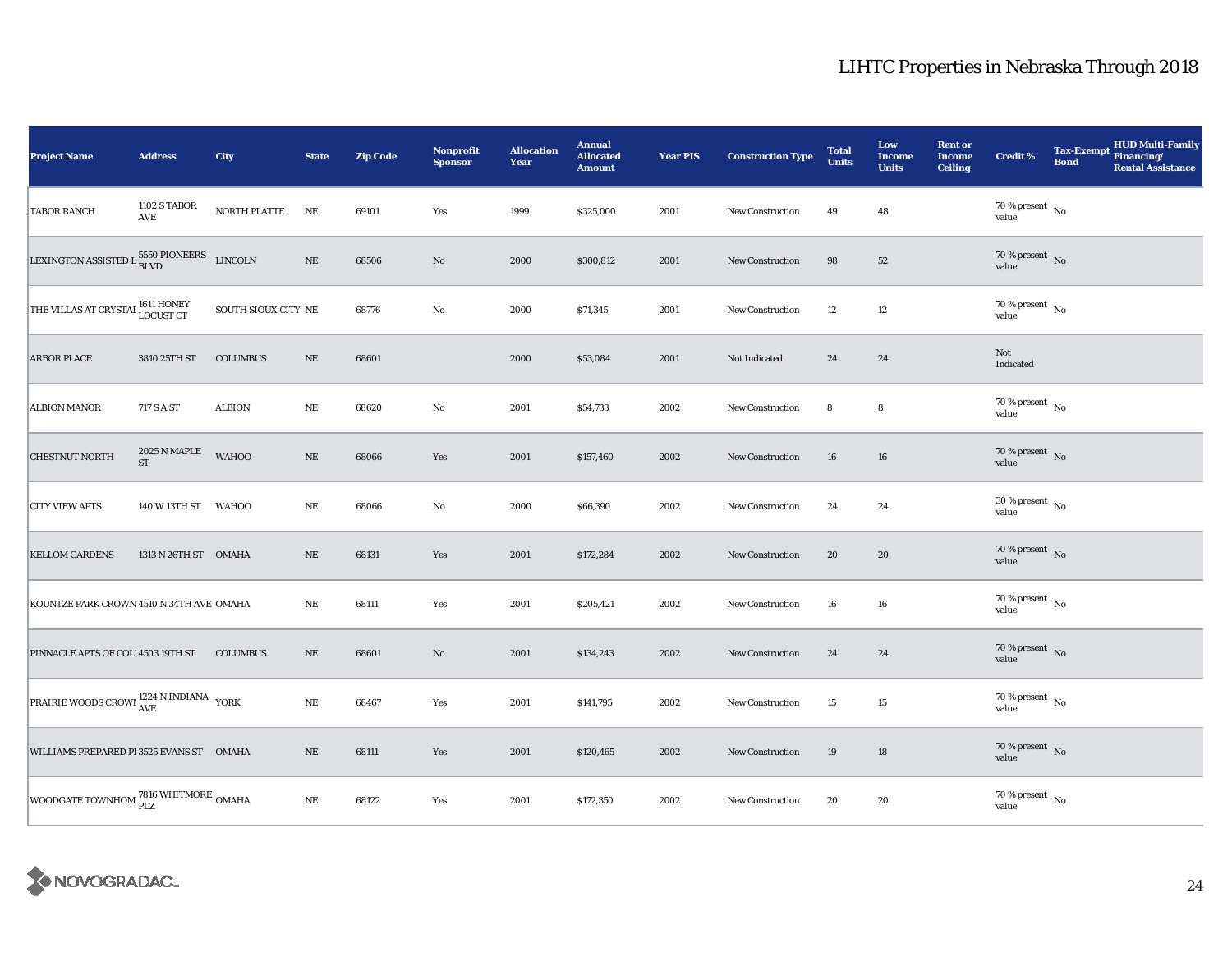# LIHTC Properties in Nebraska Through 2018

| Project Name | Address | City | State | Zip Code | Nonprofit Sponsor | Allocation Year | Annual Allocated Amount | Year PIS | Construction Type | Total Units | Low Income Units | Rent or Income Ceiling | Credit % | Tax-Exempt Bond | HUD Multi-Family Financing/ Rental Assistance |
|---|---|---|---|---|---|---|---|---|---|---|---|---|---|---|---|
| TABOR RANCH | 1102 S TABOR AVE | NORTH PLATTE | NE | 69101 | Yes | 1999 | $325,000 | 2001 | New Construction | 49 | 48 | | 70 % present value | No | |
| LEXINGTON ASSISTED L | 5550 PIONEERS BLVD | LINCOLN | NE | 68506 | No | 2000 | $300,812 | 2001 | New Construction | 98 | 52 | | 70 % present value | No | |
| THE VILLAS AT CRYSTAL | 1611 HONEY LOCUST CT | SOUTH SIOUX CITY | NE | 68776 | No | 2000 | $71,345 | 2001 | New Construction | 12 | 12 | | 70 % present value | No | |
| ARBOR PLACE | 3810 25TH ST | COLUMBUS | NE | 68601 | | 2000 | $53,084 | 2001 | Not Indicated | 24 | 24 | | Not Indicated | | |
| ALBION MANOR | 717 S A ST | ALBION | NE | 68620 | No | 2001 | $54,733 | 2002 | New Construction | 8 | 8 | | 70 % present value | No | |
| CHESTNUT NORTH | 2025 N MAPLE ST | WAHOO | NE | 68066 | Yes | 2001 | $157,460 | 2002 | New Construction | 16 | 16 | | 70 % present value | No | |
| CITY VIEW APTS | 140 W 13TH ST | WAHOO | NE | 68066 | No | 2000 | $66,390 | 2002 | New Construction | 24 | 24 | | 30 % present value | No | |
| KELLOM GARDENS | 1313 N 26TH ST | OMAHA | NE | 68131 | Yes | 2001 | $172,284 | 2002 | New Construction | 20 | 20 | | 70 % present value | No | |
| KOUNTZE PARK CROWN | 4510 N 34TH AVE | OMAHA | NE | 68111 | Yes | 2001 | $205,421 | 2002 | New Construction | 16 | 16 | | 70 % present value | No | |
| PINNACLE APTS OF COL | 4503 19TH ST | COLUMBUS | NE | 68601 | No | 2001 | $134,243 | 2002 | New Construction | 24 | 24 | | 70 % present value | No | |
| PRAIRIE WOODS CROWN | 1224 N INDIANA AVE | YORK | NE | 68467 | Yes | 2001 | $141,795 | 2002 | New Construction | 15 | 15 | | 70 % present value | No | |
| WILLIAMS PREPARED PI | 3525 EVANS ST | OMAHA | NE | 68111 | Yes | 2001 | $120,465 | 2002 | New Construction | 19 | 18 | | 70 % present value | No | |
| WOODGATE TOWNHOM | 7816 WHITMORE PLZ | OMAHA | NE | 68122 | Yes | 2001 | $172,350 | 2002 | New Construction | 20 | 20 | | 70 % present value | No | |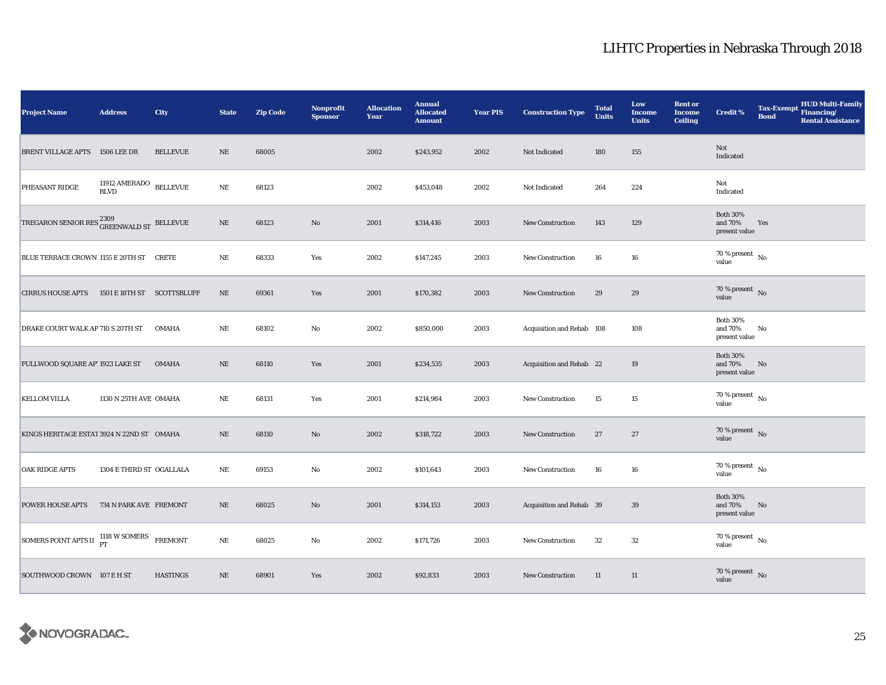# LIHTC Properties in Nebraska Through 2018

| Project Name | Address | City | State | Zip Code | Nonprofit Sponsor | Allocation Year | Annual Allocated Amount | Year PIS | Construction Type | Total Units | Low Income Units | Rent or Income Ceiling | Credit % | Tax-Exempt Bond | HUD Multi-Family Financing/ Rental Assistance |
|---|---|---|---|---|---|---|---|---|---|---|---|---|---|---|---|
| BRENT VILLAGE APTS | 1506 LEE DR | BELLEVUE | NE | 68005 | | 2002 | $243,952 | 2002 | Not Indicated | 180 | 155 | | Not Indicated | | |
| PHEASANT RIDGE | 11912 AMERADO BLVD | BELLEVUE | NE | 68123 | | 2002 | $453,048 | 2002 | Not Indicated | 264 | 224 | | Not Indicated | | |
| TREGARON SENIOR RES | 2309 GREENWALD ST | BELLEVUE | NE | 68123 | No | 2001 | $314,416 | 2003 | New Construction | 143 | 129 | | Both 30% and 70% present value | Yes | |
| BLUE TERRACE CROWN | 1155 E 20TH ST | CRETE | NE | 68333 | Yes | 2002 | $147,245 | 2003 | New Construction | 16 | 16 | | 70 % present value | No | |
| CIRRUS HOUSE APTS | 1501 E 18TH ST | SCOTTSBLUFF | NE | 69361 | Yes | 2001 | $170,382 | 2003 | New Construction | 29 | 29 | | 70 % present value | No | |
| DRAKE COURT WALK AP | 710 S 20TH ST | OMAHA | NE | 68102 | No | 2002 | $850,000 | 2003 | Acquisition and Rehab | 108 | 108 | | Both 30% and 70% present value | No | |
| FULLWOOD SQUARE AP' | 1923 LAKE ST | OMAHA | NE | 68110 | Yes | 2001 | $234,535 | 2003 | Acquisition and Rehab | 22 | 19 | | Both 30% and 70% present value | No | |
| KELLOM VILLA | 1130 N 25TH AVE | OMAHA | NE | 68131 | Yes | 2001 | $214,984 | 2003 | New Construction | 15 | 15 | | 70 % present value | No | |
| KINGS HERITAGE ESTAT | 3924 N 22ND ST | OMAHA | NE | 68110 | No | 2002 | $318,722 | 2003 | New Construction | 27 | 27 | | 70 % present value | No | |
| OAK RIDGE APTS | 1304 E THIRD ST | OGALLALA | NE | 69153 | No | 2002 | $101,643 | 2003 | New Construction | 16 | 16 | | 70 % present value | No | |
| POWER HOUSE APTS | 734 N PARK AVE | FREMONT | NE | 68025 | No | 2001 | $314,153 | 2003 | Acquisition and Rehab | 39 | 39 | | Both 30% and 70% present value | No | |
| SOMERS POINT APTS II | 1118 W SOMERS PT | FREMONT | NE | 68025 | No | 2002 | $171,726 | 2003 | New Construction | 32 | 32 | | 70 % present value | No | |
| SOUTHWOOD CROWN | 107 E H ST | HASTINGS | NE | 68901 | Yes | 2002 | $92,833 | 2003 | New Construction | 11 | 11 | | 70 % present value | No | |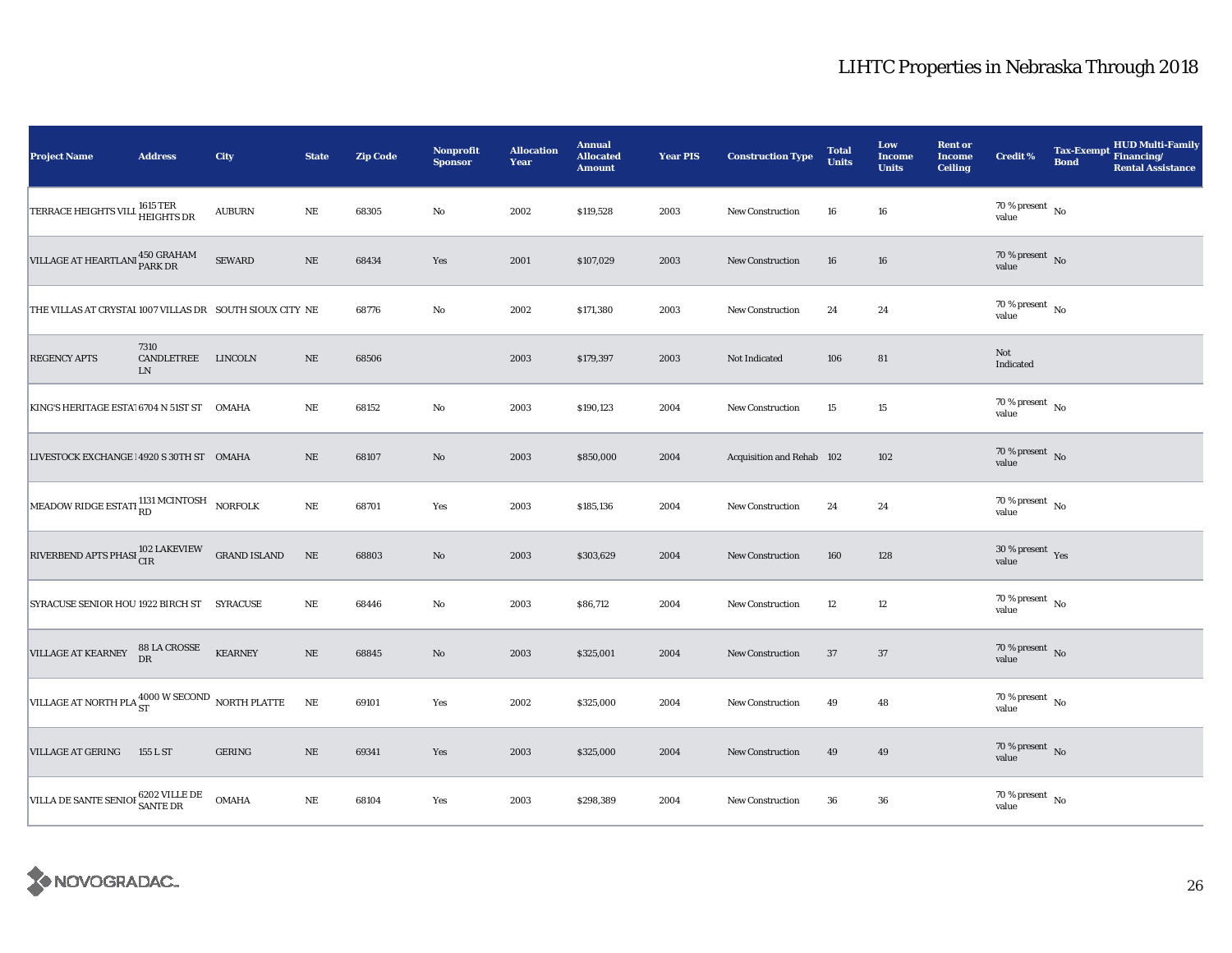# LIHTC Properties in Nebraska Through 2018

| Project Name | Address | City | State | Zip Code | Nonprofit Sponsor | Allocation Year | Annual Allocated Amount | Year PIS | Construction Type | Total Units | Low Income Units | Rent or Income Ceiling | Credit % | Tax-Exempt Bond | HUD Multi-Family Financing/ Rental Assistance |
|---|---|---|---|---|---|---|---|---|---|---|---|---|---|---|---|
| TERRACE HEIGHTS VILL | 1615 TER HEIGHTS DR | AUBURN | NE | 68305 | No | 2002 | $119,528 | 2003 | New Construction | 16 | 16 | | 70 % present value | No | |
| VILLAGE AT HEARTLANI | 450 GRAHAM PARK DR | SEWARD | NE | 68434 | Yes | 2001 | $107,029 | 2003 | New Construction | 16 | 16 | | 70 % present value | No | |
| THE VILLAS AT CRYSTAI | 1007 VILLAS DR | SOUTH SIOUX CITY | NE | 68776 | No | 2002 | $171,380 | 2003 | New Construction | 24 | 24 | | 70 % present value | No | |
| REGENCY APTS | 7310 CANDLETREE LN | LINCOLN | NE | 68506 | | 2003 | $179,397 | 2003 | Not Indicated | 106 | 81 | | Not Indicated | | |
| KING'S HERITAGE ESTAT | 6704 N 51ST ST | OMAHA | NE | 68152 | No | 2003 | $190,123 | 2004 | New Construction | 15 | 15 | | 70 % present value | No | |
| LIVESTOCK EXCHANGE I | 4920 S 30TH ST | OMAHA | NE | 68107 | No | 2003 | $850,000 | 2004 | Acquisition and Rehab | 102 | 102 | | 70 % present value | No | |
| MEADOW RIDGE ESTATI | 1131 MCINTOSH RD | NORFOLK | NE | 68701 | Yes | 2003 | $185,136 | 2004 | New Construction | 24 | 24 | | 70 % present value | No | |
| RIVERBEND APTS PHASI | 102 LAKEVIEW CIR | GRAND ISLAND | NE | 68803 | No | 2003 | $303,629 | 2004 | New Construction | 160 | 128 | | 30 % present value | Yes | |
| SYRACUSE SENIOR HOU | 1922 BIRCH ST | SYRACUSE | NE | 68446 | No | 2003 | $86,712 | 2004 | New Construction | 12 | 12 | | 70 % present value | No | |
| VILLAGE AT KEARNEY | 88 LA CROSSE DR | KEARNEY | NE | 68845 | No | 2003 | $325,001 | 2004 | New Construction | 37 | 37 | | 70 % present value | No | |
| VILLAGE AT NORTH PLA | 4000 W SECOND ST | NORTH PLATTE | NE | 69101 | Yes | 2002 | $325,000 | 2004 | New Construction | 49 | 48 | | 70 % present value | No | |
| VILLAGE AT GERING | 155 L ST | GERING | NE | 69341 | Yes | 2003 | $325,000 | 2004 | New Construction | 49 | 49 | | 70 % present value | No | |
| VILLA DE SANTE SENIOI | 6202 VILLE DE SANTE DR | OMAHA | NE | 68104 | Yes | 2003 | $298,389 | 2004 | New Construction | 36 | 36 | | 70 % present value | No | |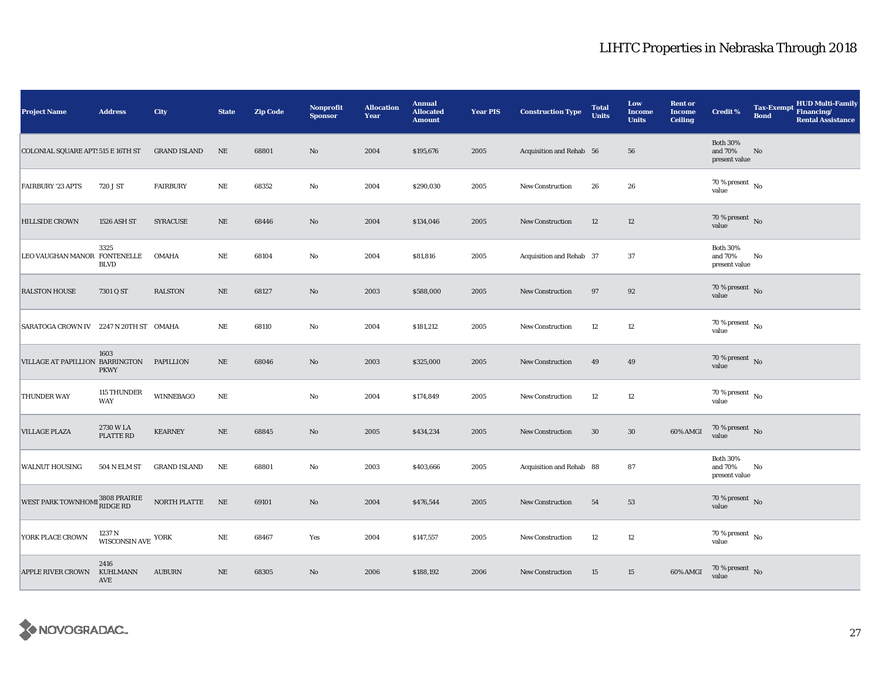# LIHTC Properties in Nebraska Through 2018

| Project Name | Address | City | State | Zip Code | Nonprofit Sponsor | Allocation Year | Annual Allocated Amount | Year PIS | Construction Type | Total Units | Low Income Units | Rent or Income Ceiling | Credit % | Tax-Exempt Bond | HUD Multi-Family Financing/ Rental Assistance |
|---|---|---|---|---|---|---|---|---|---|---|---|---|---|---|---|
| COLONIAL SQUARE APTS | 515 E 16TH ST | GRAND ISLAND | NE | 68801 | No | 2004 | $195,676 | 2005 | Acquisition and Rehab | 56 | 56 | | Both 30% and 70% present value | No | |
| FAIRBURY '23 APTS | 720 J ST | FAIRBURY | NE | 68352 | No | 2004 | $290,030 | 2005 | New Construction | 26 | 26 | | 70 % present value | No | |
| HILLSIDE CROWN | 1526 ASH ST | SYRACUSE | NE | 68446 | No | 2004 | $134,046 | 2005 | New Construction | 12 | 12 | | 70 % present value | No | |
| LEO VAUGHAN MANOR | 3325 FONTENELLE BLVD | OMAHA | NE | 68104 | No | 2004 | $81,816 | 2005 | Acquisition and Rehab | 37 | 37 | | Both 30% and 70% present value | No | |
| RALSTON HOUSE | 7301 Q ST | RALSTON | NE | 68127 | No | 2003 | $588,000 | 2005 | New Construction | 97 | 92 | | 70 % present value | No | |
| SARATOGA CROWN IV | 2247 N 20TH ST | OMAHA | NE | 68110 | No | 2004 | $181,212 | 2005 | New Construction | 12 | 12 | | 70 % present value | No | |
| VILLAGE AT PAPILLION | 1603 BARRINGTON PKWY | PAPILLION | NE | 68046 | No | 2003 | $325,000 | 2005 | New Construction | 49 | 49 | | 70 % present value | No | |
| THUNDER WAY | 115 THUNDER WAY | WINNEBAGO | NE | | No | 2004 | $174,849 | 2005 | New Construction | 12 | 12 | | 70 % present value | No | |
| VILLAGE PLAZA | 2730 W LA PLATTE RD | KEARNEY | NE | 68845 | No | 2005 | $434,234 | 2005 | New Construction | 30 | 30 | 60% AMGI | 70 % present value | No | |
| WALNUT HOUSING | 504 N ELM ST | GRAND ISLAND | NE | 68801 | No | 2003 | $403,666 | 2005 | Acquisition and Rehab | 88 | 87 | | Both 30% and 70% present value | No | |
| WEST PARK TOWNHOMES | 3808 PRAIRIE RIDGE RD | NORTH PLATTE | NE | 69101 | No | 2004 | $476,544 | 2005 | New Construction | 54 | 53 | | 70 % present value | No | |
| YORK PLACE CROWN | 1237 N WISCONSIN AVE | YORK | NE | 68467 | Yes | 2004 | $147,557 | 2005 | New Construction | 12 | 12 | | 70 % present value | No | |
| APPLE RIVER CROWN | 2416 KUHLMANN AVE | AUBURN | NE | 68305 | No | 2006 | $188,192 | 2006 | New Construction | 15 | 15 | 60% AMGI | 70 % present value | No | |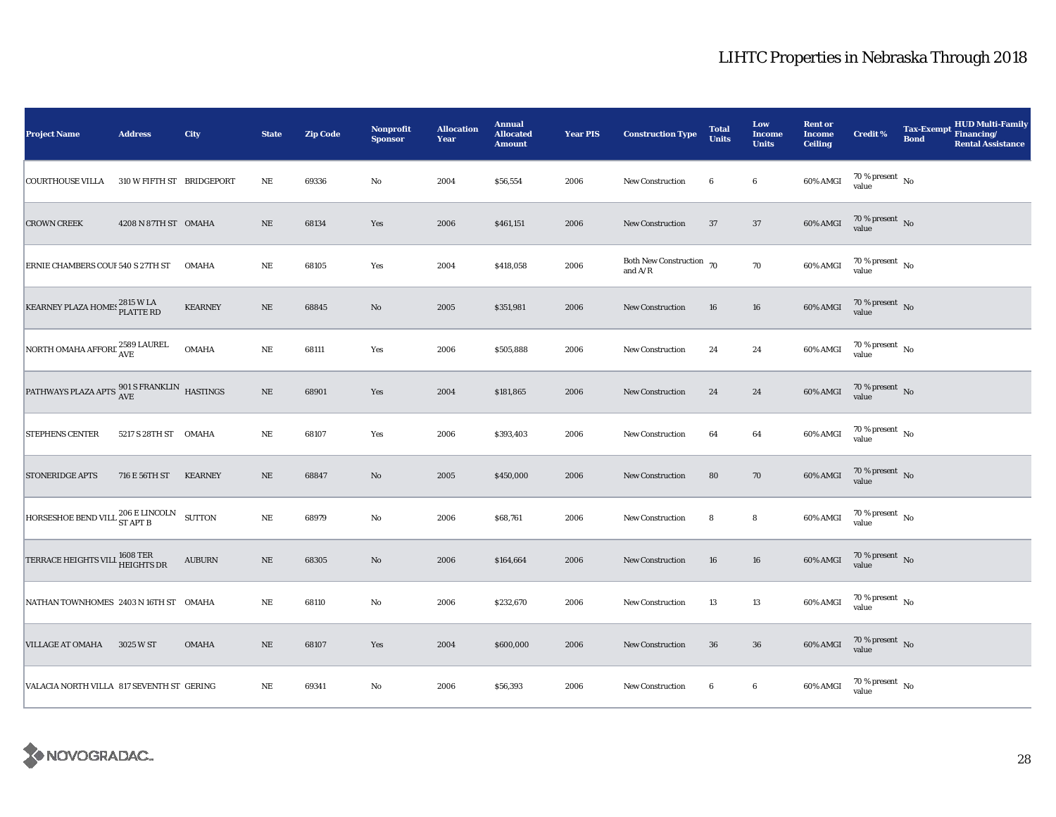# LIHTC Properties in Nebraska Through 2018

| Project Name | Address | City | State | Zip Code | Nonprofit Sponsor | Allocation Year | Annual Allocated Amount | Year PIS | Construction Type | Total Units | Low Income Units | Rent or Income Ceiling | Credit % | Tax-Exempt Bond | HUD Multi-Family Financing/ Rental Assistance |
|---|---|---|---|---|---|---|---|---|---|---|---|---|---|---|---|
| COURTHOUSE VILLA | 310 W FIFTH ST | BRIDGEPORT | NE | 69336 | No | 2004 | $56,554 | 2006 | New Construction | 6 | 6 | 60% AMGI | 70 % present value | No | |
| CROWN CREEK | 4208 N 87TH ST | OMAHA | NE | 68134 | Yes | 2006 | $461,151 | 2006 | New Construction | 37 | 37 | 60% AMGI | 70 % present value | No | |
| ERNIE CHAMBERS COUF | 540 S 27TH ST | OMAHA | NE | 68105 | Yes | 2004 | $418,058 | 2006 | Both New Construction and A/R | 70 | 70 | 60% AMGI | 70 % present value | No | |
| KEARNEY PLAZA HOMES | 2815 W LA PLATTE RD | KEARNEY | NE | 68845 | No | 2005 | $351,981 | 2006 | New Construction | 16 | 16 | 60% AMGI | 70 % present value | No | |
| NORTH OMAHA AFFORD | 2589 LAUREL AVE | OMAHA | NE | 68111 | Yes | 2006 | $505,888 | 2006 | New Construction | 24 | 24 | 60% AMGI | 70 % present value | No | |
| PATHWAYS PLAZA APTS | 901 S FRANKLIN AVE | HASTINGS | NE | 68901 | Yes | 2004 | $181,865 | 2006 | New Construction | 24 | 24 | 60% AMGI | 70 % present value | No | |
| STEPHENS CENTER | 5217 S 28TH ST | OMAHA | NE | 68107 | Yes | 2006 | $393,403 | 2006 | New Construction | 64 | 64 | 60% AMGI | 70 % present value | No | |
| STONERIDGE APTS | 716 E 56TH ST | KEARNEY | NE | 68847 | No | 2005 | $450,000 | 2006 | New Construction | 80 | 70 | 60% AMGI | 70 % present value | No | |
| HORSESHOE BEND VILL | 206 E LINCOLN ST APT B | SUTTON | NE | 68979 | No | 2006 | $68,761 | 2006 | New Construction | 8 | 8 | 60% AMGI | 70 % present value | No | |
| TERRACE HEIGHTS VILL | 1608 TER HEIGHTS DR | AUBURN | NE | 68305 | No | 2006 | $164,664 | 2006 | New Construction | 16 | 16 | 60% AMGI | 70 % present value | No | |
| NATHAN TOWNHOMES | 2403 N 16TH ST | OMAHA | NE | 68110 | No | 2006 | $232,670 | 2006 | New Construction | 13 | 13 | 60% AMGI | 70 % present value | No | |
| VILLAGE AT OMAHA | 3025 W ST | OMAHA | NE | 68107 | Yes | 2004 | $600,000 | 2006 | New Construction | 36 | 36 | 60% AMGI | 70 % present value | No | |
| VALACIA NORTH VILLA | 817 SEVENTH ST | GERING | NE | 69341 | No | 2006 | $56,393 | 2006 | New Construction | 6 | 6 | 60% AMGI | 70 % present value | No | |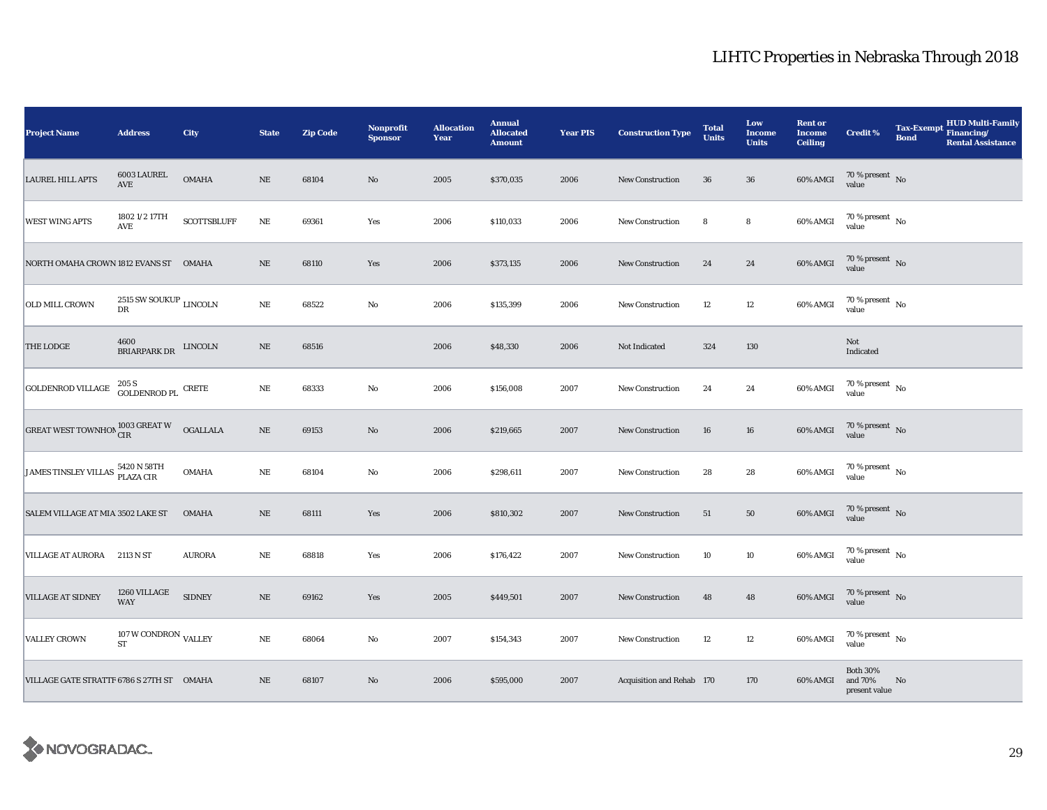# LIHTC Properties in Nebraska Through 2018

| Project Name | Address | City | State | Zip Code | Nonprofit Sponsor | Allocation Year | Annual Allocated Amount | Year PIS | Construction Type | Total Units | Low Income Units | Rent or Income Ceiling | Credit % | Tax-Exempt Bond | HUD Multi-Family Financing/ Rental Assistance |
|---|---|---|---|---|---|---|---|---|---|---|---|---|---|---|---|
| LAUREL HILL APTS | 6003 LAUREL AVE | OMAHA | NE | 68104 | No | 2005 | $370,035 | 2006 | New Construction | 36 | 36 | 60% AMGI | 70 % present value | No | |
| WEST WING APTS | 1802 1/2 17TH AVE | SCOTTSBLUFF | NE | 69361 | Yes | 2006 | $110,033 | 2006 | New Construction | 8 | 8 | 60% AMGI | 70 % present value | No | |
| NORTH OMAHA CROWN | 1812 EVANS ST | OMAHA | NE | 68110 | Yes | 2006 | $373,135 | 2006 | New Construction | 24 | 24 | 60% AMGI | 70 % present value | No | |
| OLD MILL CROWN | 2515 SW SOUKUP DR | LINCOLN | NE | 68522 | No | 2006 | $135,399 | 2006 | New Construction | 12 | 12 | 60% AMGI | 70 % present value | No | |
| THE LODGE | 4600 BRIARPARK DR | LINCOLN | NE | 68516 | | 2006 | $48,330 | 2006 | Not Indicated | 324 | 130 | | Not Indicated | | |
| GOLDENROD VILLAGE | 205 S GOLDENROD PL | CRETE | NE | 68333 | No | 2006 | $156,008 | 2007 | New Construction | 24 | 24 | 60% AMGI | 70 % present value | No | |
| GREAT WEST TOWNHOM | 1003 GREAT W CIR | OGALLALA | NE | 69153 | No | 2006 | $219,665 | 2007 | New Construction | 16 | 16 | 60% AMGI | 70 % present value | No | |
| JAMES TINSLEY VILLAS | 5420 N 58TH PLAZA CIR | OMAHA | NE | 68104 | No | 2006 | $298,611 | 2007 | New Construction | 28 | 28 | 60% AMGI | 70 % present value | No | |
| SALEM VILLAGE AT MIA | 3502 LAKE ST | OMAHA | NE | 68111 | Yes | 2006 | $810,302 | 2007 | New Construction | 51 | 50 | 60% AMGI | 70 % present value | No | |
| VILLAGE AT AURORA | 2113 N ST | AURORA | NE | 68818 | Yes | 2006 | $176,422 | 2007 | New Construction | 10 | 10 | 60% AMGI | 70 % present value | No | |
| VILLAGE AT SIDNEY | 1260 VILLAGE WAY | SIDNEY | NE | 69162 | Yes | 2005 | $449,501 | 2007 | New Construction | 48 | 48 | 60% AMGI | 70 % present value | No | |
| VALLEY CROWN | 107 W CONDRON ST | VALLEY | NE | 68064 | No | 2007 | $154,343 | 2007 | New Construction | 12 | 12 | 60% AMGI | 70 % present value | No | |
| VILLAGE GATE STRATTF | 6786 S 27TH ST | OMAHA | NE | 68107 | No | 2006 | $595,000 | 2007 | Acquisition and Rehab | 170 | 170 | 60% AMGI | Both 30% and 70% present value | No | |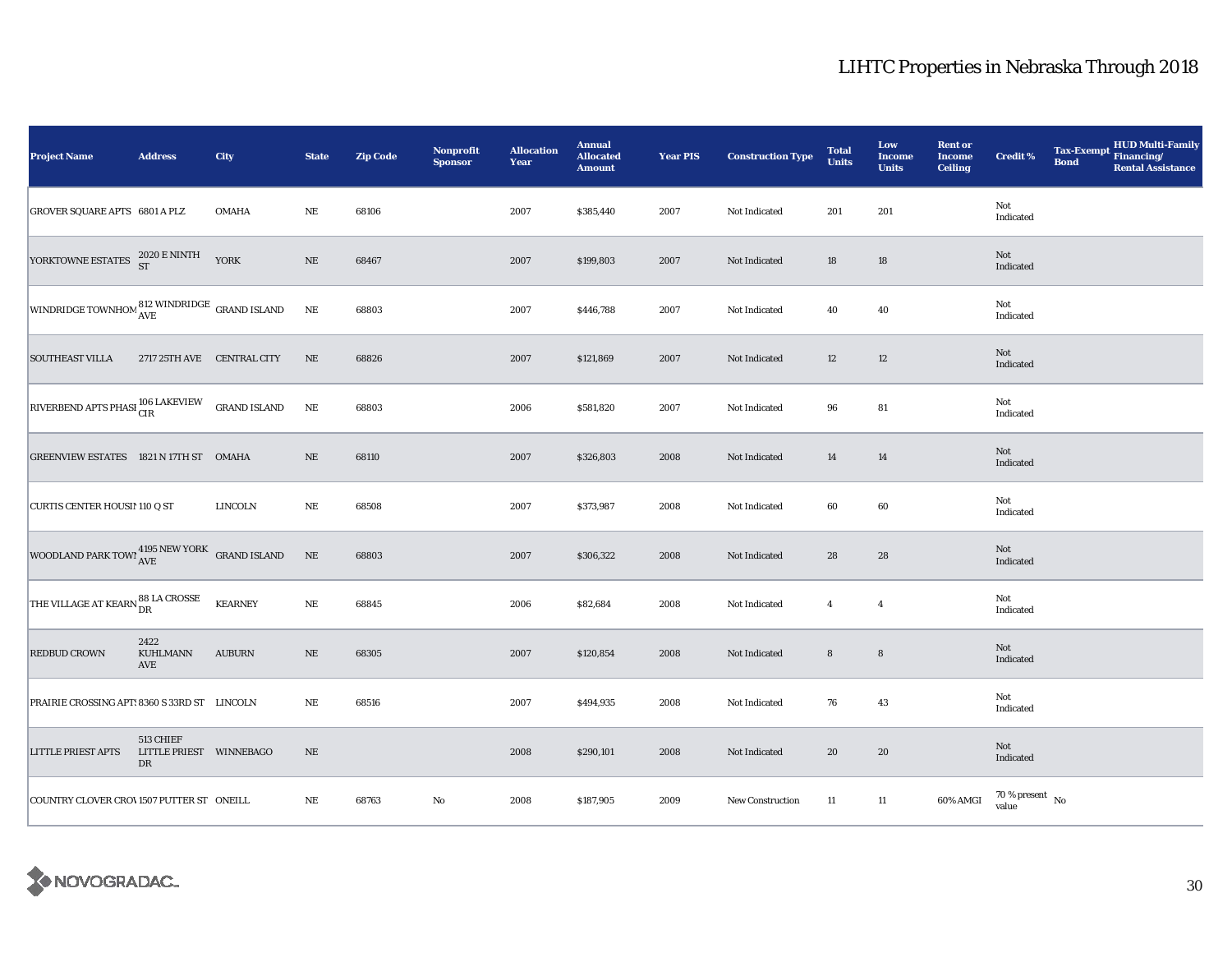# LIHTC Properties in Nebraska Through 2018

| Project Name | Address | City | State | Zip Code | Nonprofit Sponsor | Allocation Year | Annual Allocated Amount | Year PIS | Construction Type | Total Units | Low Income Units | Rent or Income Ceiling | Credit % | Tax-Exempt Bond | HUD Multi-Family Financing/ Rental Assistance |
|---|---|---|---|---|---|---|---|---|---|---|---|---|---|---|---|
| GROVER SQUARE APTS | 6801 A PLZ | OMAHA | NE | 68106 | | 2007 | $385,440 | 2007 | Not Indicated | 201 | 201 | | Not Indicated | | |
| YORKTOWNE ESTATES | 2020 E NINTH ST | YORK | NE | 68467 | | 2007 | $199,803 | 2007 | Not Indicated | 18 | 18 | | Not Indicated | | |
| WINDRIDGE TOWNHOM | 812 WINDRIDGE AVE | GRAND ISLAND | NE | 68803 | | 2007 | $446,788 | 2007 | Not Indicated | 40 | 40 | | Not Indicated | | |
| SOUTHEAST VILLA | 2717 25TH AVE | CENTRAL CITY | NE | 68826 | | 2007 | $121,869 | 2007 | Not Indicated | 12 | 12 | | Not Indicated | | |
| RIVERBEND APTS PHASI | 106 LAKEVIEW CIR | GRAND ISLAND | NE | 68803 | | 2006 | $581,820 | 2007 | Not Indicated | 96 | 81 | | Not Indicated | | |
| GREENVIEW ESTATES | 1821 N 17TH ST | OMAHA | NE | 68110 | | 2007 | $326,803 | 2008 | Not Indicated | 14 | 14 | | Not Indicated | | |
| CURTIS CENTER HOUSIN | 110 Q ST | LINCOLN | NE | 68508 | | 2007 | $373,987 | 2008 | Not Indicated | 60 | 60 | | Not Indicated | | |
| WOODLAND PARK TOWN | 4195 NEW YORK AVE | GRAND ISLAND | NE | 68803 | | 2007 | $306,322 | 2008 | Not Indicated | 28 | 28 | | Not Indicated | | |
| THE VILLAGE AT KEARN | 88 LA CROSSE DR | KEARNEY | NE | 68845 | | 2006 | $82,684 | 2008 | Not Indicated | 4 | 4 | | Not Indicated | | |
| REDBUD CROWN | 2422 KUHLMANN AVE | AUBURN | NE | 68305 | | 2007 | $120,854 | 2008 | Not Indicated | 8 | 8 | | Not Indicated | | |
| PRAIRIE CROSSING APTS | 8360 S 33RD ST | LINCOLN | NE | 68516 | | 2007 | $494,935 | 2008 | Not Indicated | 76 | 43 | | Not Indicated | | |
| LITTLE PRIEST APTS | 513 CHIEF LITTLE PRIEST DR | WINNEBAGO | NE | | | 2008 | $290,101 | 2008 | Not Indicated | 20 | 20 | | Not Indicated | | |
| COUNTRY CLOVER CROV | 1507 PUTTER ST | ONEILL | NE | 68763 | No | 2008 | $187,905 | 2009 | New Construction | 11 | 11 | 60% AMGI | 70 % present value | No | |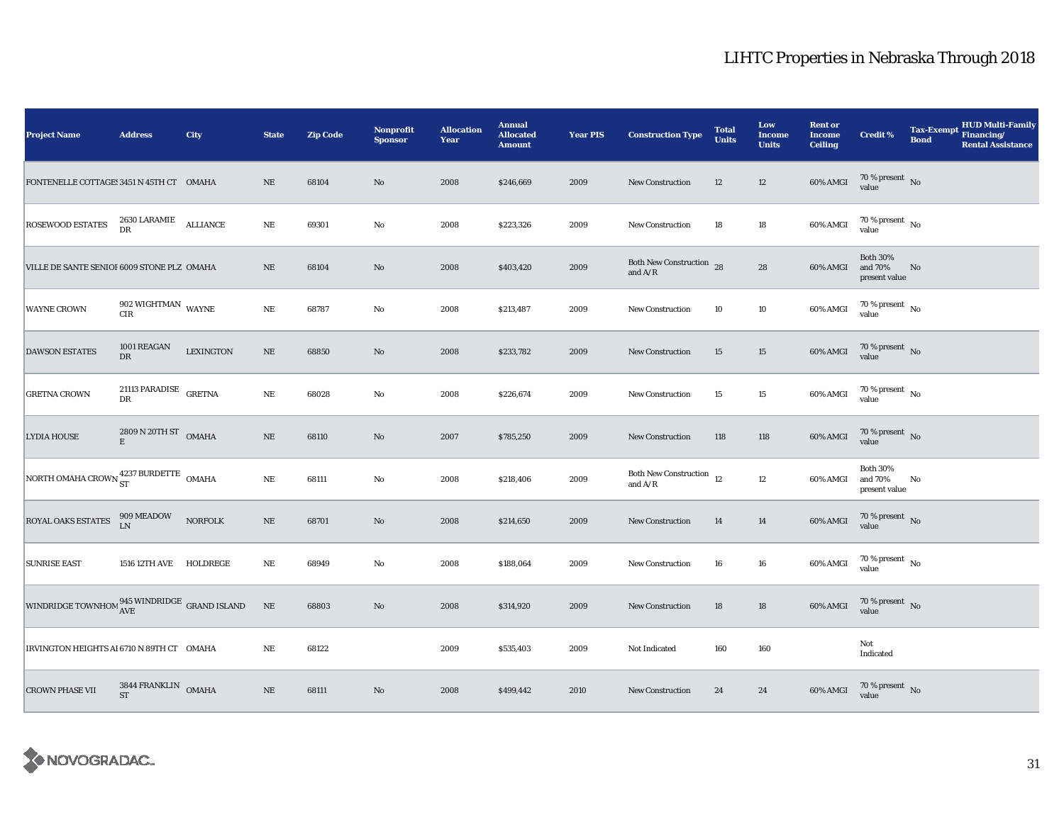# LIHTC Properties in Nebraska Through 2018

| Project Name | Address | City | State | Zip Code | Nonprofit Sponsor | Allocation Year | Annual Allocated Amount | Year PIS | Construction Type | Total Units | Low Income Units | Rent or Income Ceiling | Credit % | Tax-Exempt Bond | HUD Multi-Family Financing/ Rental Assistance |
|---|---|---|---|---|---|---|---|---|---|---|---|---|---|---|---|
| FONTENELLE COTTAGES | 3451 N 45TH CT | OMAHA | NE | 68104 | No | 2008 | $246,669 | 2009 | New Construction | 12 | 12 | 60% AMGI | 70 % present value | No | |
| ROSEWOOD ESTATES | 2630 LARAMIE DR | ALLIANCE | NE | 69301 | No | 2008 | $223,326 | 2009 | New Construction | 18 | 18 | 60% AMGI | 70 % present value | No | |
| VILLE DE SANTE SENIOR | 6009 STONE PLZ | OMAHA | NE | 68104 | No | 2008 | $403,420 | 2009 | Both New Construction and A/R | 28 | 28 | 60% AMGI | Both 30% and 70% present value | No | |
| WAYNE CROWN | 902 WIGHTMAN CIR | WAYNE | NE | 68787 | No | 2008 | $213,487 | 2009 | New Construction | 10 | 10 | 60% AMGI | 70 % present value | No | |
| DAWSON ESTATES | 1001 REAGAN DR | LEXINGTON | NE | 68850 | No | 2008 | $233,782 | 2009 | New Construction | 15 | 15 | 60% AMGI | 70 % present value | No | |
| GRETNA CROWN | 21113 PARADISE DR | GRETNA | NE | 68028 | No | 2008 | $226,674 | 2009 | New Construction | 15 | 15 | 60% AMGI | 70 % present value | No | |
| LYDIA HOUSE | 2809 N 20TH ST E | OMAHA | NE | 68110 | No | 2007 | $785,250 | 2009 | New Construction | 118 | 118 | 60% AMGI | 70 % present value | No | |
| NORTH OMAHA CROWN | 4237 BURDETTE ST | OMAHA | NE | 68111 | No | 2008 | $218,406 | 2009 | Both New Construction and A/R | 12 | 12 | 60% AMGI | Both 30% and 70% present value | No | |
| ROYAL OAKS ESTATES | 909 MEADOW LN | NORFOLK | NE | 68701 | No | 2008 | $214,650 | 2009 | New Construction | 14 | 14 | 60% AMGI | 70 % present value | No | |
| SUNRISE EAST | 1516 12TH AVE | HOLDREGE | NE | 68949 | No | 2008 | $188,064 | 2009 | New Construction | 16 | 16 | 60% AMGI | 70 % present value | No | |
| WINDRIDGE TOWNHOM | 945 WINDRIDGE AVE | GRAND ISLAND | NE | 68803 | No | 2008 | $314,920 | 2009 | New Construction | 18 | 18 | 60% AMGI | 70 % present value | No | |
| IRVINGTON HEIGHTS AI | 6710 N 89TH CT | OMAHA | NE | 68122 | | 2009 | $535,403 | 2009 | Not Indicated | 160 | 160 | | Not Indicated | | |
| CROWN PHASE VII | 3844 FRANKLIN ST | OMAHA | NE | 68111 | No | 2008 | $499,442 | 2010 | New Construction | 24 | 24 | 60% AMGI | 70 % present value | No | |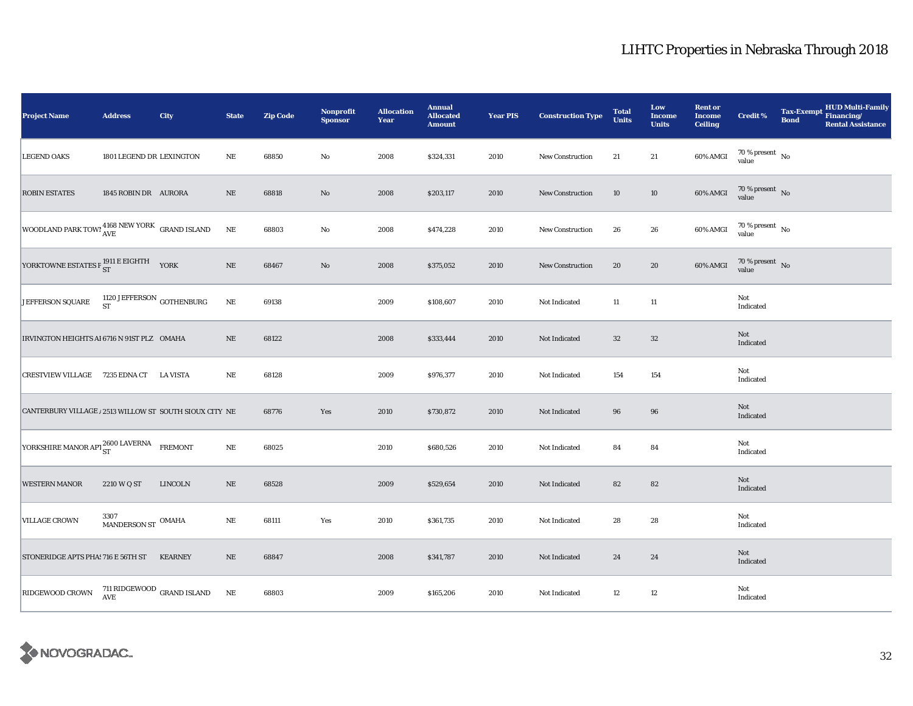# LIHTC Properties in Nebraska Through 2018

| Project Name | Address | City | State | Zip Code | Nonprofit Sponsor | Allocation Year | Annual Allocated Amount | Year PIS | Construction Type | Total Units | Low Income Units | Rent or Income Ceiling | Credit % | Tax-Exempt Bond | HUD Multi-Family Financing/ Rental Assistance |
|---|---|---|---|---|---|---|---|---|---|---|---|---|---|---|---|
| LEGEND OAKS | 1801 LEGEND DR | LEXINGTON | NE | 68850 | No | 2008 | $324,331 | 2010 | New Construction | 21 | 21 | 60% AMGI | 70 % present value | No | |
| ROBIN ESTATES | 1845 ROBIN DR | AURORA | NE | 68818 | No | 2008 | $203,117 | 2010 | New Construction | 10 | 10 | 60% AMGI | 70 % present value | No | |
| WOODLAND PARK TOWN | 4168 NEW YORK AVE | GRAND ISLAND | NE | 68803 | No | 2008 | $474,228 | 2010 | New Construction | 26 | 26 | 60% AMGI | 70 % present value | No | |
| YORKTOWNE ESTATES F | 1911 E EIGHTH ST | YORK | NE | 68467 | No | 2008 | $375,052 | 2010 | New Construction | 20 | 20 | 60% AMGI | 70 % present value | No | |
| JEFFERSON SQUARE | 1120 JEFFERSON ST | GOTHENBURG | NE | 69138 | | 2009 | $108,607 | 2010 | Not Indicated | 11 | 11 | | Not Indicated | | |
| IRVINGTON HEIGHTS AI | 6716 N 91ST PLZ | OMAHA | NE | 68122 | | 2008 | $333,444 | 2010 | Not Indicated | 32 | 32 | | Not Indicated | | |
| CRESTVIEW VILLAGE | 7235 EDNA CT | LA VISTA | NE | 68128 | | 2009 | $976,377 | 2010 | Not Indicated | 154 | 154 | | Not Indicated | | |
| CANTERBURY VILLAGE / | 2513 WILLOW ST | SOUTH SIOUX CITY | NE | 68776 | Yes | 2010 | $730,872 | 2010 | Not Indicated | 96 | 96 | | Not Indicated | | |
| YORKSHIRE MANOR APT | 2600 LAVERNA ST | FREMONT | NE | 68025 | | 2010 | $680,526 | 2010 | Not Indicated | 84 | 84 | | Not Indicated | | |
| WESTERN MANOR | 2210 W Q ST | LINCOLN | NE | 68528 | | 2009 | $529,654 | 2010 | Not Indicated | 82 | 82 | | Not Indicated | | |
| VILLAGE CROWN | 3307 MANDERSON ST | OMAHA | NE | 68111 | Yes | 2010 | $361,735 | 2010 | Not Indicated | 28 | 28 | | Not Indicated | | |
| STONERIDGE APTS PHAS | 716 E 56TH ST | KEARNEY | NE | 68847 | | 2008 | $341,787 | 2010 | Not Indicated | 24 | 24 | | Not Indicated | | |
| RIDGEWOOD CROWN | 711 RIDGEWOOD AVE | GRAND ISLAND | NE | 68803 | | 2009 | $165,206 | 2010 | Not Indicated | 12 | 12 | | Not Indicated | | |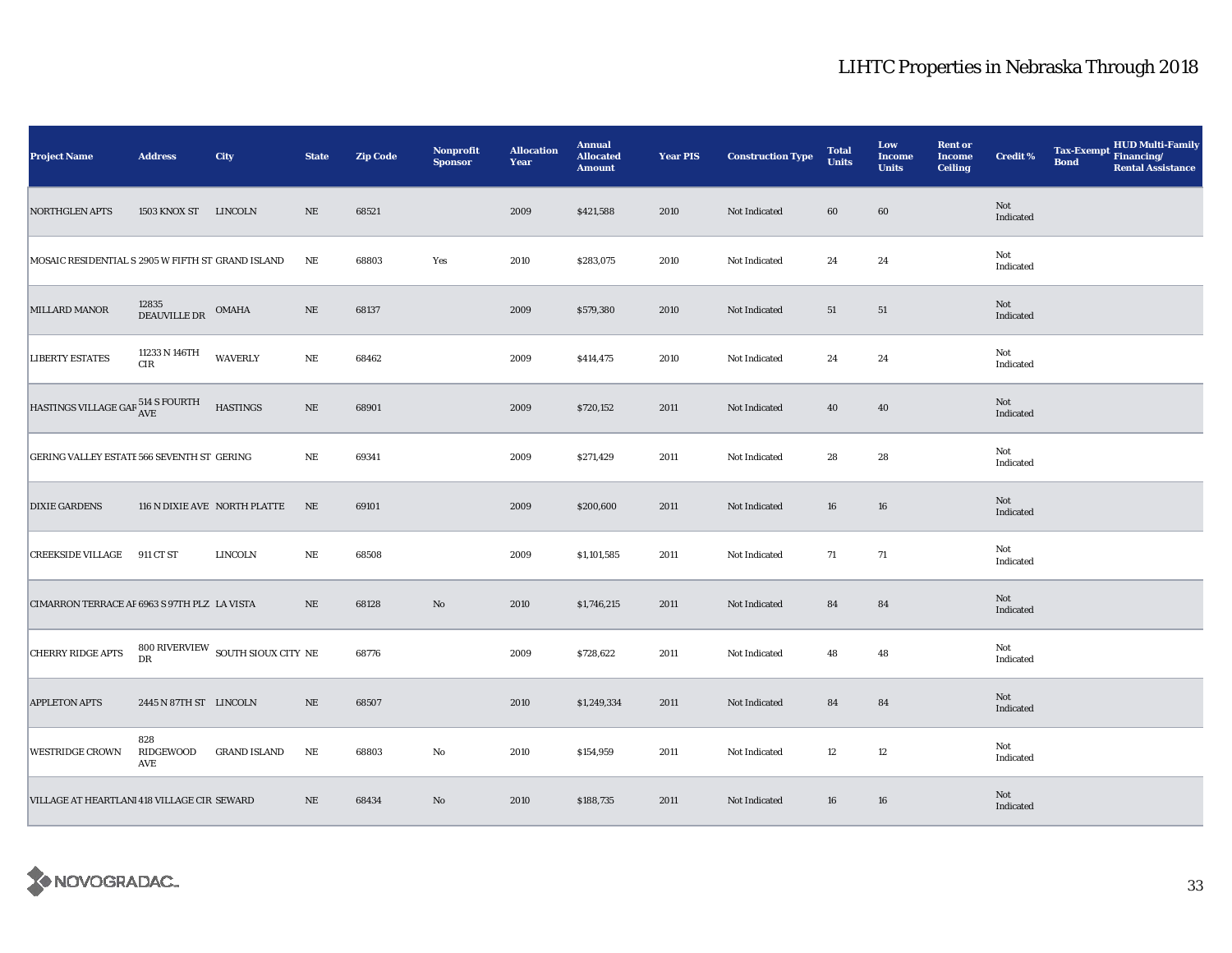# LIHTC Properties in Nebraska Through 2018

| Project Name | Address | City | State | Zip Code | Nonprofit Sponsor | Allocation Year | Annual Allocated Amount | Year PIS | Construction Type | Total Units | Low Income Units | Rent or Income Ceiling | Credit % | Tax-Exempt Bond | HUD Multi-Family Financing/ Rental Assistance |
|---|---|---|---|---|---|---|---|---|---|---|---|---|---|---|---|
| NORTHGLEN APTS | 1503 KNOX ST | LINCOLN | NE | 68521 | | 2009 | $421,588 | 2010 | Not Indicated | 60 | 60 | | Not Indicated | | |
| MOSAIC RESIDENTIAL S | 2905 W FIFTH ST | GRAND ISLAND | NE | 68803 | Yes | 2010 | $283,075 | 2010 | Not Indicated | 24 | 24 | | Not Indicated | | |
| MILLARD MANOR | 12835 DEAUVILLE DR | OMAHA | NE | 68137 | | 2009 | $579,380 | 2010 | Not Indicated | 51 | 51 | | Not Indicated | | |
| LIBERTY ESTATES | 11233 N 146TH CIR | WAVERLY | NE | 68462 | | 2009 | $414,475 | 2010 | Not Indicated | 24 | 24 | | Not Indicated | | |
| HASTINGS VILLAGE GAR | 514 S FOURTH AVE | HASTINGS | NE | 68901 | | 2009 | $720,152 | 2011 | Not Indicated | 40 | 40 | | Not Indicated | | |
| GERING VALLEY ESTATE | 566 SEVENTH ST | GERING | NE | 69341 | | 2009 | $271,429 | 2011 | Not Indicated | 28 | 28 | | Not Indicated | | |
| DIXIE GARDENS | 116 N DIXIE AVE | NORTH PLATTE | NE | 69101 | | 2009 | $200,600 | 2011 | Not Indicated | 16 | 16 | | Not Indicated | | |
| CREEKSIDE VILLAGE | 911 CT ST | LINCOLN | NE | 68508 | | 2009 | $1,101,585 | 2011 | Not Indicated | 71 | 71 | | Not Indicated | | |
| CIMARRON TERRACE AF | 6963 S 97TH PLZ | LA VISTA | NE | 68128 | No | 2010 | $1,746,215 | 2011 | Not Indicated | 84 | 84 | | Not Indicated | | |
| CHERRY RIDGE APTS | 800 RIVERVIEW DR | SOUTH SIOUX CITY | NE | 68776 | | 2009 | $728,622 | 2011 | Not Indicated | 48 | 48 | | Not Indicated | | |
| APPLETON APTS | 2445 N 87TH ST | LINCOLN | NE | 68507 | | 2010 | $1,249,334 | 2011 | Not Indicated | 84 | 84 | | Not Indicated | | |
| WESTRIDGE CROWN | 828 RIDGEWOOD AVE | GRAND ISLAND | NE | 68803 | No | 2010 | $154,959 | 2011 | Not Indicated | 12 | 12 | | Not Indicated | | |
| VILLAGE AT HEARTLANI | 418 VILLAGE CIR | SEWARD | NE | 68434 | No | 2010 | $188,735 | 2011 | Not Indicated | 16 | 16 | | Not Indicated | | |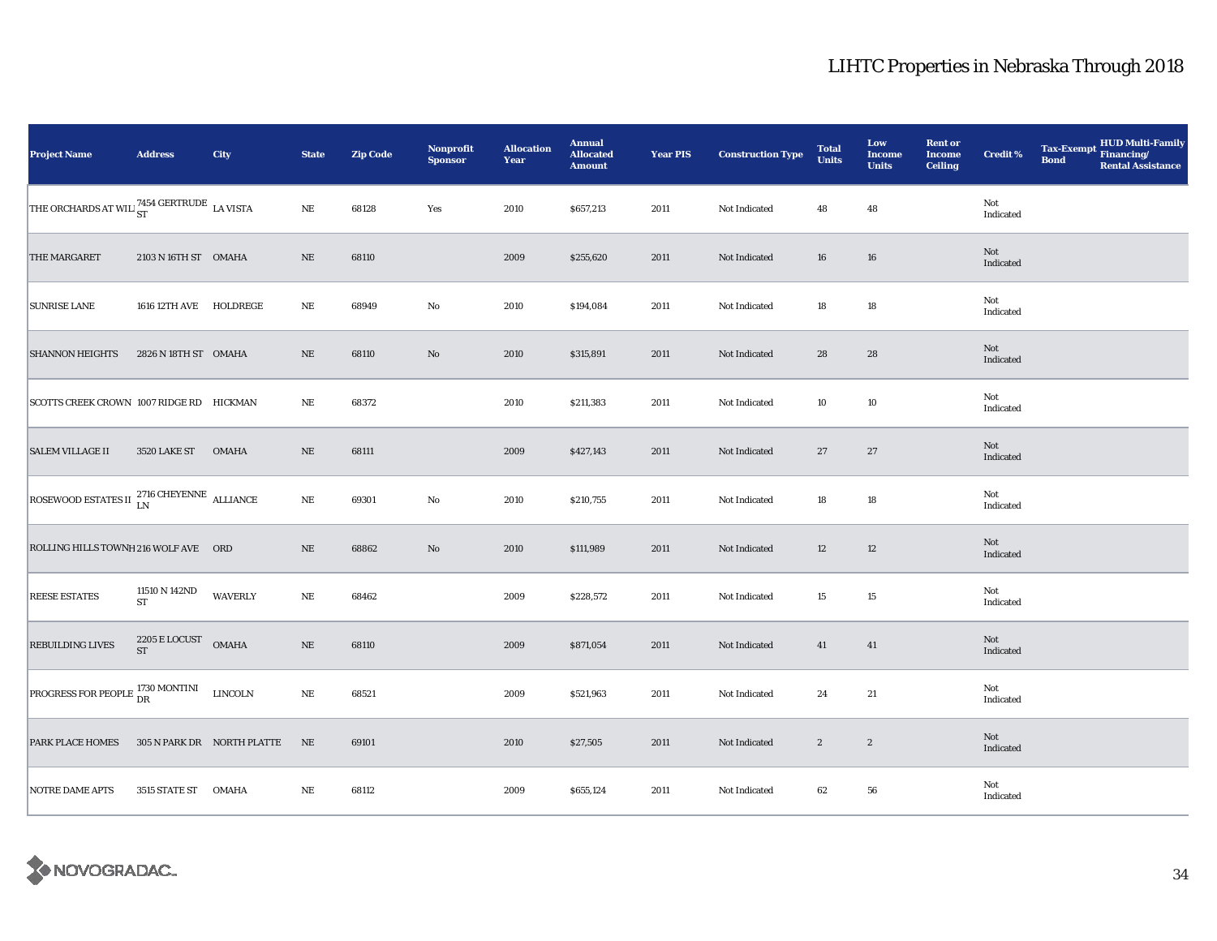# LIHTC Properties in Nebraska Through 2018

| Project Name | Address | City | State | Zip Code | Nonprofit Sponsor | Allocation Year | Annual Allocated Amount | Year PIS | Construction Type | Total Units | Low Income Units | Rent or Income Ceiling | Credit % | Tax-Exempt Bond | HUD Multi-Family Financing/ Rental Assistance |
|---|---|---|---|---|---|---|---|---|---|---|---|---|---|---|---|
| THE ORCHARDS AT WIL | 7454 GERTRUDE ST | LA VISTA | NE | 68128 | Yes | 2010 | $657,213 | 2011 | Not Indicated | 48 | 48 | | Not Indicated | | |
| THE MARGARET | 2103 N 16TH ST | OMAHA | NE | 68110 | | 2009 | $255,620 | 2011 | Not Indicated | 16 | 16 | | Not Indicated | | |
| SUNRISE LANE | 1616 12TH AVE | HOLDREGE | NE | 68949 | No | 2010 | $194,084 | 2011 | Not Indicated | 18 | 18 | | Not Indicated | | |
| SHANNON HEIGHTS | 2826 N 18TH ST | OMAHA | NE | 68110 | No | 2010 | $315,891 | 2011 | Not Indicated | 28 | 28 | | Not Indicated | | |
| SCOTTS CREEK CROWN | 1007 RIDGE RD | HICKMAN | NE | 68372 | | 2010 | $211,383 | 2011 | Not Indicated | 10 | 10 | | Not Indicated | | |
| SALEM VILLAGE II | 3520 LAKE ST | OMAHA | NE | 68111 | | 2009 | $427,143 | 2011 | Not Indicated | 27 | 27 | | Not Indicated | | |
| ROSEWOOD ESTATES II | 2716 CHEYENNE LN | ALLIANCE | NE | 69301 | No | 2010 | $210,755 | 2011 | Not Indicated | 18 | 18 | | Not Indicated | | |
| ROLLING HILLS TOWNH | 216 WOLF AVE | ORD | NE | 68862 | No | 2010 | $111,989 | 2011 | Not Indicated | 12 | 12 | | Not Indicated | | |
| REESE ESTATES | 11510 N 142ND ST | WAVERLY | NE | 68462 | | 2009 | $228,572 | 2011 | Not Indicated | 15 | 15 | | Not Indicated | | |
| REBUILDING LIVES | 2205 E LOCUST ST | OMAHA | NE | 68110 | | 2009 | $871,054 | 2011 | Not Indicated | 41 | 41 | | Not Indicated | | |
| PROGRESS FOR PEOPLE | 1730 MONTINI DR | LINCOLN | NE | 68521 | | 2009 | $521,963 | 2011 | Not Indicated | 24 | 21 | | Not Indicated | | |
| PARK PLACE HOMES | 305 N PARK DR | NORTH PLATTE | NE | 69101 | | 2010 | $27,505 | 2011 | Not Indicated | 2 | 2 | | Not Indicated | | |
| NOTRE DAME APTS | 3515 STATE ST | OMAHA | NE | 68112 | | 2009 | $655,124 | 2011 | Not Indicated | 62 | 56 | | Not Indicated | | |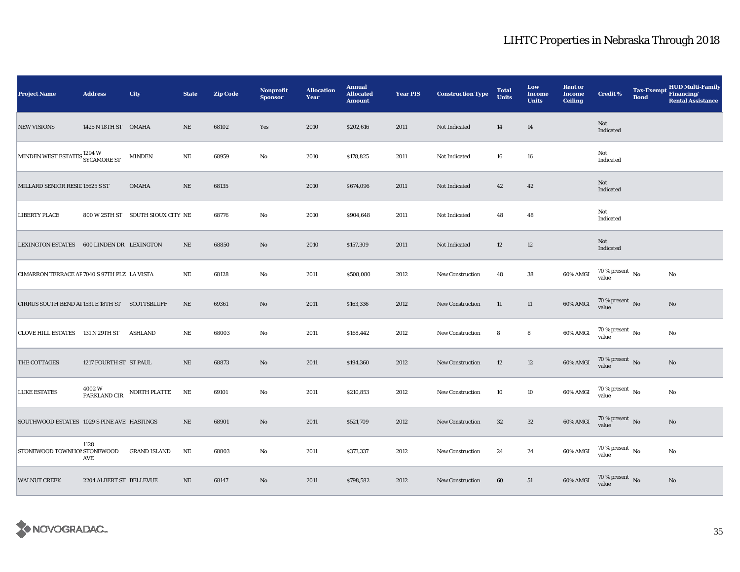# LIHTC Properties in Nebraska Through 2018

| Project Name | Address | City | State | Zip Code | Nonprofit Sponsor | Allocation Year | Annual Allocated Amount | Year PIS | Construction Type | Total Units | Low Income Units | Rent or Income Ceiling | Credit % | Tax-Exempt Bond | HUD Multi-Family Financing/ Rental Assistance |
|---|---|---|---|---|---|---|---|---|---|---|---|---|---|---|---|
| NEW VISIONS | 1425 N 18TH ST | OMAHA | NE | 68102 | Yes | 2010 | $202,616 | 2011 | Not Indicated | 14 | 14 | | Not Indicated | | |
| MINDEN WEST ESTATES | 1294 W SYCAMORE ST | MINDEN | NE | 68959 | No | 2010 | $178,825 | 2011 | Not Indicated | 16 | 16 | | Not Indicated | | |
| MILLARD SENIOR RESIL | 15625 S ST | OMAHA | NE | 68135 | | 2010 | $674,096 | 2011 | Not Indicated | 42 | 42 | | Not Indicated | | |
| LIBERTY PLACE | 800 W 25TH ST | SOUTH SIOUX CITY | NE | 68776 | No | 2010 | $904,648 | 2011 | Not Indicated | 48 | 48 | | Not Indicated | | |
| LEXINGTON ESTATES | 600 LINDEN DR | LEXINGTON | NE | 68850 | No | 2010 | $157,309 | 2011 | Not Indicated | 12 | 12 | | Not Indicated | | |
| CIMARRON TERRACE AF | 7040 S 97TH PLZ | LA VISTA | NE | 68128 | No | 2011 | $508,080 | 2012 | New Construction | 48 | 38 | 60% AMGI | 70 % present value | No | No |
| CIRRUS SOUTH BEND AF | 1531 E 18TH ST | SCOTTSBLUFF | NE | 69361 | No | 2011 | $163,336 | 2012 | New Construction | 11 | 11 | 60% AMGI | 70 % present value | No | No |
| CLOVE HILL ESTATES | 131 N 29TH ST | ASHLAND | NE | 68003 | No | 2011 | $168,442 | 2012 | New Construction | 8 | 8 | 60% AMGI | 70 % present value | No | No |
| THE COTTAGES | 1217 FOURTH ST | ST PAUL | NE | 68873 | No | 2011 | $194,360 | 2012 | New Construction | 12 | 12 | 60% AMGI | 70 % present value | No | No |
| LUKE ESTATES | 4002 W PARKLAND CIR | NORTH PLATTE | NE | 69101 | No | 2011 | $210,853 | 2012 | New Construction | 10 | 10 | 60% AMGI | 70 % present value | No | No |
| SOUTHWOOD ESTATES | 1029 S PINE AVE | HASTINGS | NE | 68901 | No | 2011 | $521,709 | 2012 | New Construction | 32 | 32 | 60% AMGI | 70 % present value | No | No |
| STONEWOOD TOWNHOM | 1128 STONEWOOD AVE | GRAND ISLAND | NE | 68803 | No | 2011 | $373,337 | 2012 | New Construction | 24 | 24 | 60% AMGI | 70 % present value | No | No |
| WALNUT CREEK | 2204 ALBERT ST | BELLEVUE | NE | 68147 | No | 2011 | $798,582 | 2012 | New Construction | 60 | 51 | 60% AMGI | 70 % present value | No | No |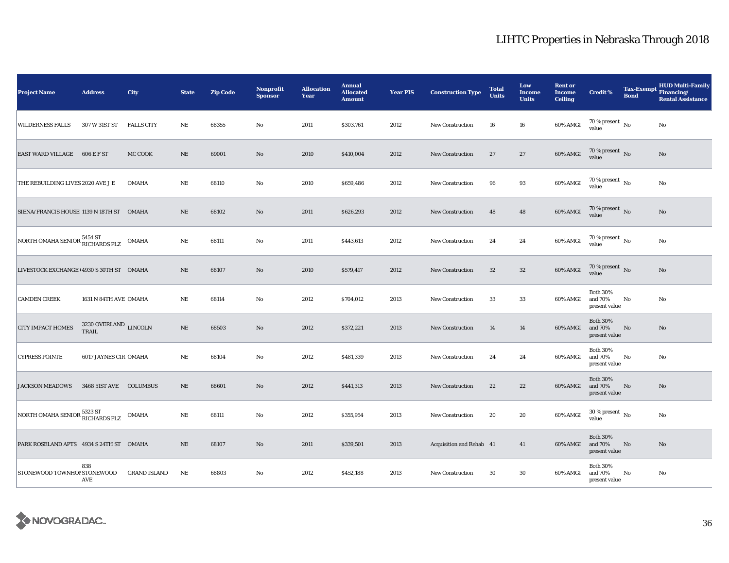# LIHTC Properties in Nebraska Through 2018

| Project Name | Address | City | State | Zip Code | Nonprofit Sponsor | Allocation Year | Annual Allocated Amount | Year PIS | Construction Type | Total Units | Low Income Units | Rent or Income Ceiling | Credit % | Tax-Exempt Bond | HUD Multi-Family Financing/ Rental Assistance |
|---|---|---|---|---|---|---|---|---|---|---|---|---|---|---|---|
| WILDERNESS FALLS | 307 W 31ST ST | FALLS CITY | NE | 68355 | No | 2011 | $303,761 | 2012 | New Construction | 16 | 16 | 60% AMGI | 70 % present value | No | No |
| EAST WARD VILLAGE | 606 E F ST | MC COOK | NE | 69001 | No | 2010 | $410,004 | 2012 | New Construction | 27 | 27 | 60% AMGI | 70 % present value | No | No |
| THE REBUILDING LIVES | 2020 AVE J E | OMAHA | NE | 68110 | No | 2010 | $659,486 | 2012 | New Construction | 96 | 93 | 60% AMGI | 70 % present value | No | No |
| SIENA/FRANCIS HOUSE | 1139 N 18TH ST | OMAHA | NE | 68102 | No | 2011 | $626,293 | 2012 | New Construction | 48 | 48 | 60% AMGI | 70 % present value | No | No |
| NORTH OMAHA SENIOR | 5454 ST RICHARDS PLZ | OMAHA | NE | 68111 | No | 2011 | $443,613 | 2012 | New Construction | 24 | 24 | 60% AMGI | 70 % present value | No | No |
| LIVESTOCK EXCHANGE ( | 4930 S 30TH ST | OMAHA | NE | 68107 | No | 2010 | $579,417 | 2012 | New Construction | 32 | 32 | 60% AMGI | 70 % present value | No | No |
| CAMDEN CREEK | 1631 N 84TH AVE | OMAHA | NE | 68114 | No | 2012 | $704,012 | 2013 | New Construction | 33 | 33 | 60% AMGI | Both 30% and 70% present value | No | No |
| CITY IMPACT HOMES | 3230 OVERLAND TRAIL | LINCOLN | NE | 68503 | No | 2012 | $372,221 | 2013 | New Construction | 14 | 14 | 60% AMGI | Both 30% and 70% present value | No | No |
| CYPRESS POINTE | 6017 JAYNES CIR | OMAHA | NE | 68104 | No | 2012 | $481,339 | 2013 | New Construction | 24 | 24 | 60% AMGI | Both 30% and 70% present value | No | No |
| JACKSON MEADOWS | 3468 51ST AVE | COLUMBUS | NE | 68601 | No | 2012 | $441,313 | 2013 | New Construction | 22 | 22 | 60% AMGI | Both 30% and 70% present value | No | No |
| NORTH OMAHA SENIOR | 5323 ST RICHARDS PLZ | OMAHA | NE | 68111 | No | 2012 | $355,954 | 2013 | New Construction | 20 | 20 | 60% AMGI | 30 % present value | No | No |
| PARK ROSELAND APTS | 4934 S 24TH ST | OMAHA | NE | 68107 | No | 2011 | $339,501 | 2013 | Acquisition and Rehab | 41 | 41 | 60% AMGI | Both 30% and 70% present value | No | No |
| STONEWOOD TOWNHOM | 838 STONEWOOD AVE | GRAND ISLAND | NE | 68803 | No | 2012 | $452,188 | 2013 | New Construction | 30 | 30 | 60% AMGI | Both 30% and 70% present value | No | No |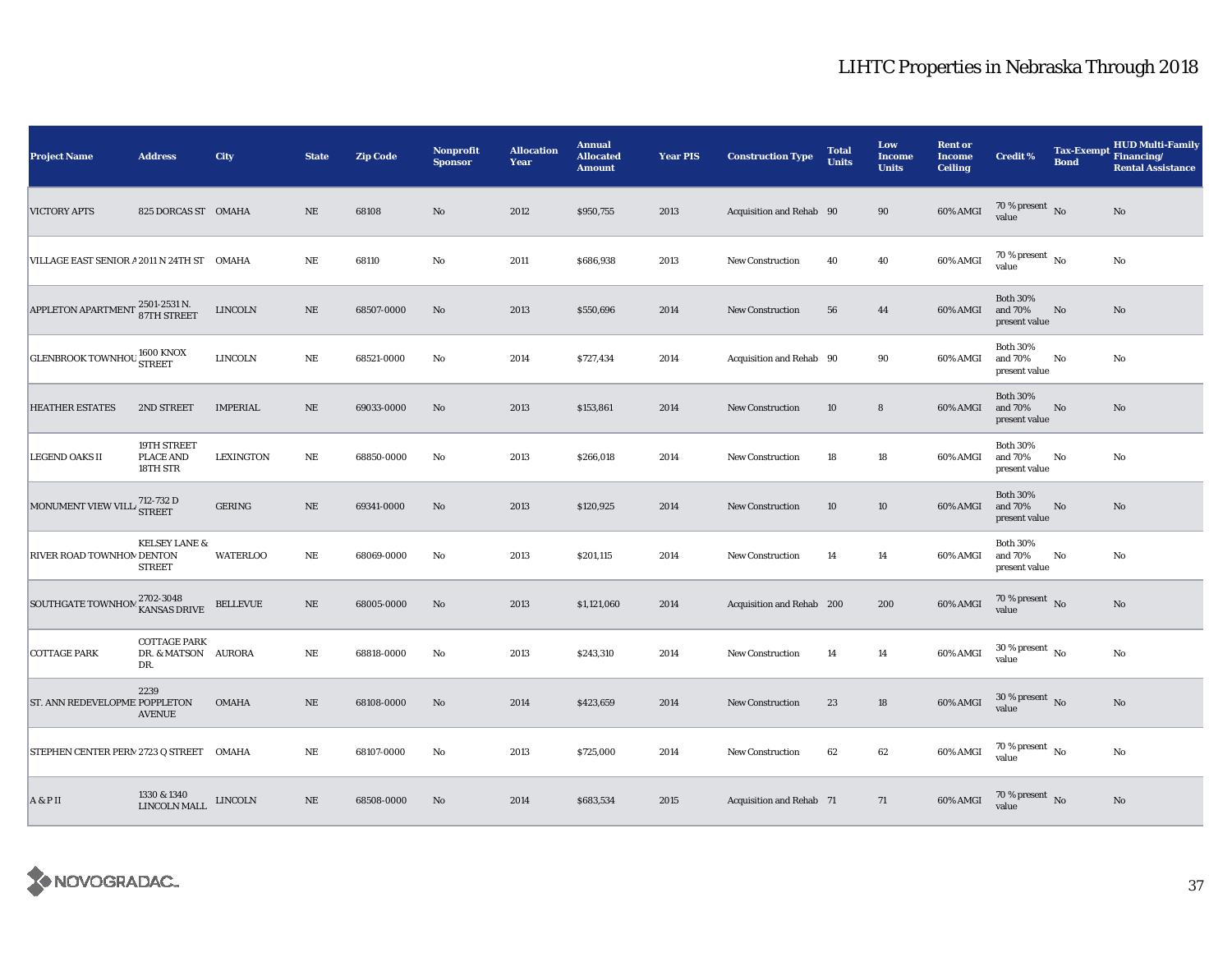# LIHTC Properties in Nebraska Through 2018

| Project Name | Address | City | State | Zip Code | Nonprofit Sponsor | Allocation Year | Annual Allocated Amount | Year PIS | Construction Type | Total Units | Low Income Units | Rent or Income Ceiling | Credit % | Tax-Exempt Bond | HUD Multi-Family Financing/ Rental Assistance |
|---|---|---|---|---|---|---|---|---|---|---|---|---|---|---|---|
| VICTORY APTS | 825 DORCAS ST | OMAHA | NE | 68108 | No | 2012 | $950,755 | 2013 | Acquisition and Rehab | 90 | 90 | 60% AMGI | 70 % present value | No | No |
| VILLAGE EAST SENIOR A | 2011 N 24TH ST | OMAHA | NE | 68110 | No | 2011 | $686,938 | 2013 | New Construction | 40 | 40 | 60% AMGI | 70 % present value | No | No |
| APPLETON APARTMENT | 2501-2531 N. 87TH STREET | LINCOLN | NE | 68507-0000 | No | 2013 | $550,696 | 2014 | New Construction | 56 | 44 | 60% AMGI | Both 30% and 70% present value | No | No |
| GLENBROOK TOWNHOU | 1600 KNOX STREET | LINCOLN | NE | 68521-0000 | No | 2014 | $727,434 | 2014 | Acquisition and Rehab | 90 | 90 | 60% AMGI | Both 30% and 70% present value | No | No |
| HEATHER ESTATES | 2ND STREET | IMPERIAL | NE | 69033-0000 | No | 2013 | $153,861 | 2014 | New Construction | 10 | 8 | 60% AMGI | Both 30% and 70% present value | No | No |
| LEGEND OAKS II | 19TH STREET PLACE AND 18TH STR | LEXINGTON | NE | 68850-0000 | No | 2013 | $266,018 | 2014 | New Construction | 18 | 18 | 60% AMGI | Both 30% and 70% present value | No | No |
| MONUMENT VIEW VILL | 712-732 D STREET | GERING | NE | 69341-0000 | No | 2013 | $120,925 | 2014 | New Construction | 10 | 10 | 60% AMGI | Both 30% and 70% present value | No | No |
| RIVER ROAD TOWNHOM | KELSEY LANE & DENTON STREET | WATERLOO | NE | 68069-0000 | No | 2013 | $201,115 | 2014 | New Construction | 14 | 14 | 60% AMGI | Both 30% and 70% present value | No | No |
| SOUTHGATE TOWNHOM | 2702-3048 KANSAS DRIVE | BELLEVUE | NE | 68005-0000 | No | 2013 | $1,121,060 | 2014 | Acquisition and Rehab | 200 | 200 | 60% AMGI | 70 % present value | No | No |
| COTTAGE PARK | COTTAGE PARK DR. & MATSON DR. | AURORA | NE | 68818-0000 | No | 2013 | $243,310 | 2014 | New Construction | 14 | 14 | 60% AMGI | 30 % present value | No | No |
| ST. ANN REDEVELOPME | 2239 POPPLETON AVENUE | OMAHA | NE | 68108-0000 | No | 2014 | $423,659 | 2014 | New Construction | 23 | 18 | 60% AMGI | 30 % present value | No | No |
| STEPHEN CENTER PERM | 2723 Q STREET | OMAHA | NE | 68107-0000 | No | 2013 | $725,000 | 2014 | New Construction | 62 | 62 | 60% AMGI | 70 % present value | No | No |
| A & P II | 1330 & 1340 LINCOLN MALL | LINCOLN | NE | 68508-0000 | No | 2014 | $683,534 | 2015 | Acquisition and Rehab | 71 | 71 | 60% AMGI | 70 % present value | No | No |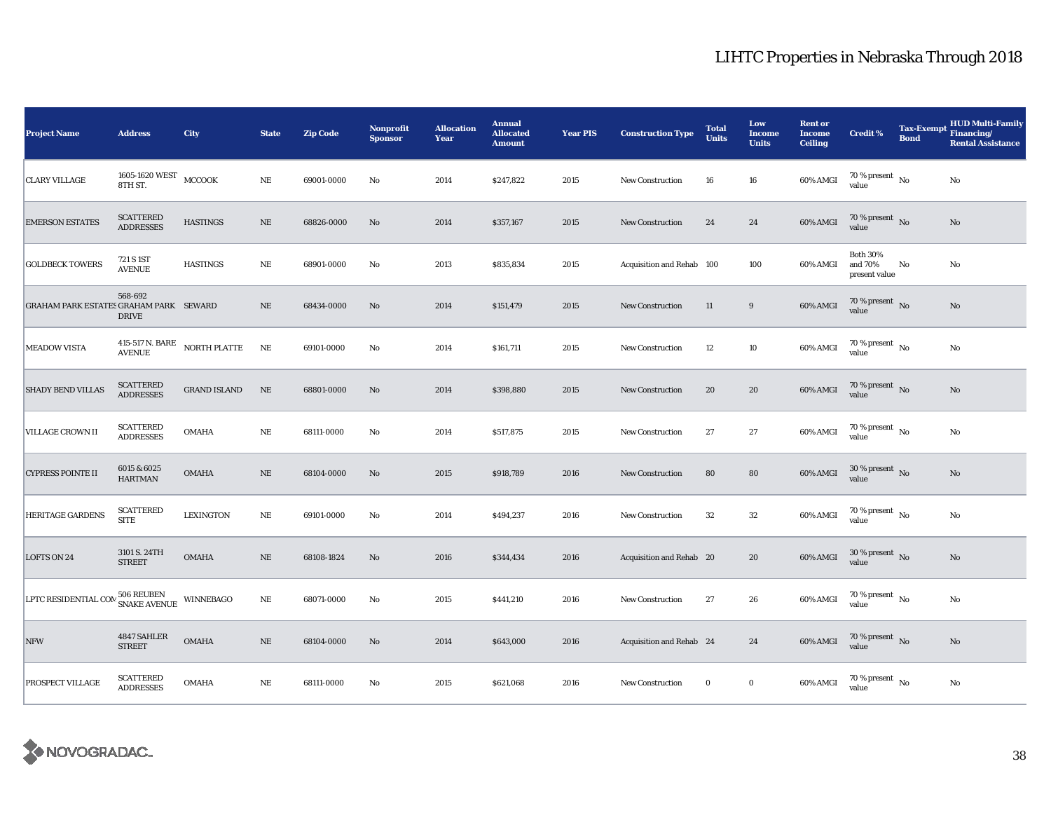# LIHTC Properties in Nebraska Through 2018

| Project Name | Address | City | State | Zip Code | Nonprofit Sponsor | Allocation Year | Annual Allocated Amount | Year PIS | Construction Type | Total Units | Low Income Units | Rent or Income Ceiling | Credit % | Tax-Exempt Bond | HUD Multi-Family Financing/ Rental Assistance |
|---|---|---|---|---|---|---|---|---|---|---|---|---|---|---|---|
| CLARY VILLAGE | 1605-1620 WEST 8TH ST. | MCCOOK | NE | 69001-0000 | No | 2014 | $247,822 | 2015 | New Construction | 16 | 16 | 60% AMGI | 70 % present value | No | No |
| EMERSON ESTATES | SCATTERED ADDRESSES | HASTINGS | NE | 68826-0000 | No | 2014 | $357,167 | 2015 | New Construction | 24 | 24 | 60% AMGI | 70 % present value | No | No |
| GOLDBECK TOWERS | 721 S 1ST AVENUE | HASTINGS | NE | 68901-0000 | No | 2013 | $835,834 | 2015 | Acquisition and Rehab | 100 | 100 | 60% AMGI | Both 30% and 70% present value | No | No |
| GRAHAM PARK ESTATES | 568-692 GRAHAM PARK DRIVE | SEWARD | NE | 68434-0000 | No | 2014 | $151,479 | 2015 | New Construction | 11 | 9 | 60% AMGI | 70 % present value | No | No |
| MEADOW VISTA | 415-517 N. BARE AVENUE | NORTH PLATTE | NE | 69101-0000 | No | 2014 | $161,711 | 2015 | New Construction | 12 | 10 | 60% AMGI | 70 % present value | No | No |
| SHADY BEND VILLAS | SCATTERED ADDRESSES | GRAND ISLAND | NE | 68801-0000 | No | 2014 | $398,880 | 2015 | New Construction | 20 | 20 | 60% AMGI | 70 % present value | No | No |
| VILLAGE CROWN II | SCATTERED ADDRESSES | OMAHA | NE | 68111-0000 | No | 2014 | $517,875 | 2015 | New Construction | 27 | 27 | 60% AMGI | 70 % present value | No | No |
| CYPRESS POINTE II | 6015 & 6025 HARTMAN | OMAHA | NE | 68104-0000 | No | 2015 | $918,789 | 2016 | New Construction | 80 | 80 | 60% AMGI | 30 % present value | No | No |
| HERITAGE GARDENS | SCATTERED SITE | LEXINGTON | NE | 69101-0000 | No | 2014 | $494,237 | 2016 | New Construction | 32 | 32 | 60% AMGI | 70 % present value | No | No |
| LOFTS ON 24 | 3101 S. 24TH STREET | OMAHA | NE | 68108-1824 | No | 2016 | $344,434 | 2016 | Acquisition and Rehab | 20 | 20 | 60% AMGI | 30 % present value | No | No |
| LPTC RESIDENTIAL COM | 506 REUBEN SNAKE AVENUE | WINNEBAGO | NE | 68071-0000 | No | 2015 | $441,210 | 2016 | New Construction | 27 | 26 | 60% AMGI | 70 % present value | No | No |
| NFW | 4847 SAHLER STREET | OMAHA | NE | 68104-0000 | No | 2014 | $643,000 | 2016 | Acquisition and Rehab | 24 | 24 | 60% AMGI | 70 % present value | No | No |
| PROSPECT VILLAGE | SCATTERED ADDRESSES | OMAHA | NE | 68111-0000 | No | 2015 | $621,068 | 2016 | New Construction | 0 | 0 | 60% AMGI | 70 % present value | No | No |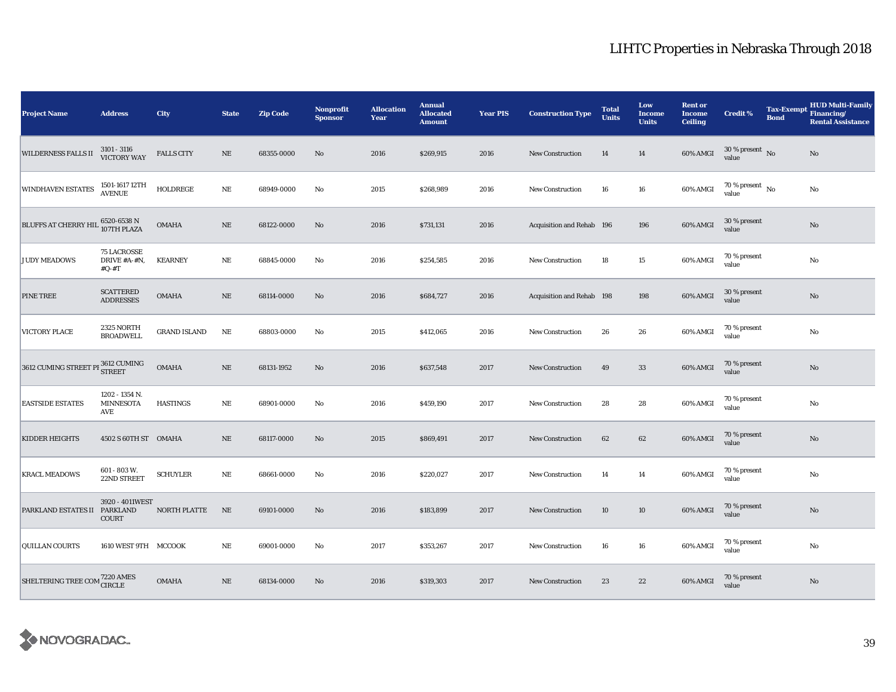# LIHTC Properties in Nebraska Through 2018

| Project Name | Address | City | State | Zip Code | Nonprofit Sponsor | Allocation Year | Annual Allocated Amount | Year PIS | Construction Type | Total Units | Low Income Units | Rent or Income Ceiling | Credit % | Tax-Exempt Bond | HUD Multi-Family Financing/ Rental Assistance |
|---|---|---|---|---|---|---|---|---|---|---|---|---|---|---|---|
| WILDERNESS FALLS II | 3101 - 3116 VICTORY WAY | FALLS CITY | NE | 68355-0000 | No | 2016 | $269,915 | 2016 | New Construction | 14 | 14 | 60% AMGI | 30 % present value | No | No |
| WINDHAVEN ESTATES | 1501-1617 12TH AVENUE | HOLDREGE | NE | 68949-0000 | No | 2015 | $268,989 | 2016 | New Construction | 16 | 16 | 60% AMGI | 70 % present value | No | No |
| BLUFFS AT CHERRY HIL | 6520-6538 N 107TH PLAZA | OMAHA | NE | 68122-0000 | No | 2016 | $731,131 | 2016 | Acquisition and Rehab | 196 | 196 | 60% AMGI | 30 % present value | | No |
| JUDY MEADOWS | 75 LACROSSE DRIVE #A-#N, #Q-#T | KEARNEY | NE | 68845-0000 | No | 2016 | $254,585 | 2016 | New Construction | 18 | 15 | 60% AMGI | 70 % present value | | No |
| PINE TREE | SCATTERED ADDRESSES | OMAHA | NE | 68114-0000 | No | 2016 | $684,727 | 2016 | Acquisition and Rehab | 198 | 198 | 60% AMGI | 30 % present value | | No |
| VICTORY PLACE | 2325 NORTH BROADWELL | GRAND ISLAND | NE | 68803-0000 | No | 2015 | $412,065 | 2016 | New Construction | 26 | 26 | 60% AMGI | 70 % present value | | No |
| 3612 CUMING STREET PI | 3612 CUMING STREET | OMAHA | NE | 68131-1952 | No | 2016 | $637,548 | 2017 | New Construction | 49 | 33 | 60% AMGI | 70 % present value | | No |
| EASTSIDE ESTATES | 1202 - 1354 N. MINNESOTA AVE | HASTINGS | NE | 68901-0000 | No | 2016 | $459,190 | 2017 | New Construction | 28 | 28 | 60% AMGI | 70 % present value | | No |
| KIDDER HEIGHTS | 4502 S 60TH ST | OMAHA | NE | 68117-0000 | No | 2015 | $869,491 | 2017 | New Construction | 62 | 62 | 60% AMGI | 70 % present value | | No |
| KRACL MEADOWS | 601 - 803 W. 22ND STREET | SCHUYLER | NE | 68661-0000 | No | 2016 | $220,027 | 2017 | New Construction | 14 | 14 | 60% AMGI | 70 % present value | | No |
| PARKLAND ESTATES II | 3920 - 4011WEST PARKLAND COURT | NORTH PLATTE | NE | 69101-0000 | No | 2016 | $183,899 | 2017 | New Construction | 10 | 10 | 60% AMGI | 70 % present value | | No |
| QUILLAN COURTS | 1610 WEST 9TH | MCCOOK | NE | 69001-0000 | No | 2017 | $353,267 | 2017 | New Construction | 16 | 16 | 60% AMGI | 70 % present value | | No |
| SHELTERING TREE COM | 7220 AMES CIRCLE | OMAHA | NE | 68134-0000 | No | 2016 | $319,303 | 2017 | New Construction | 23 | 22 | 60% AMGI | 70 % present value | | No |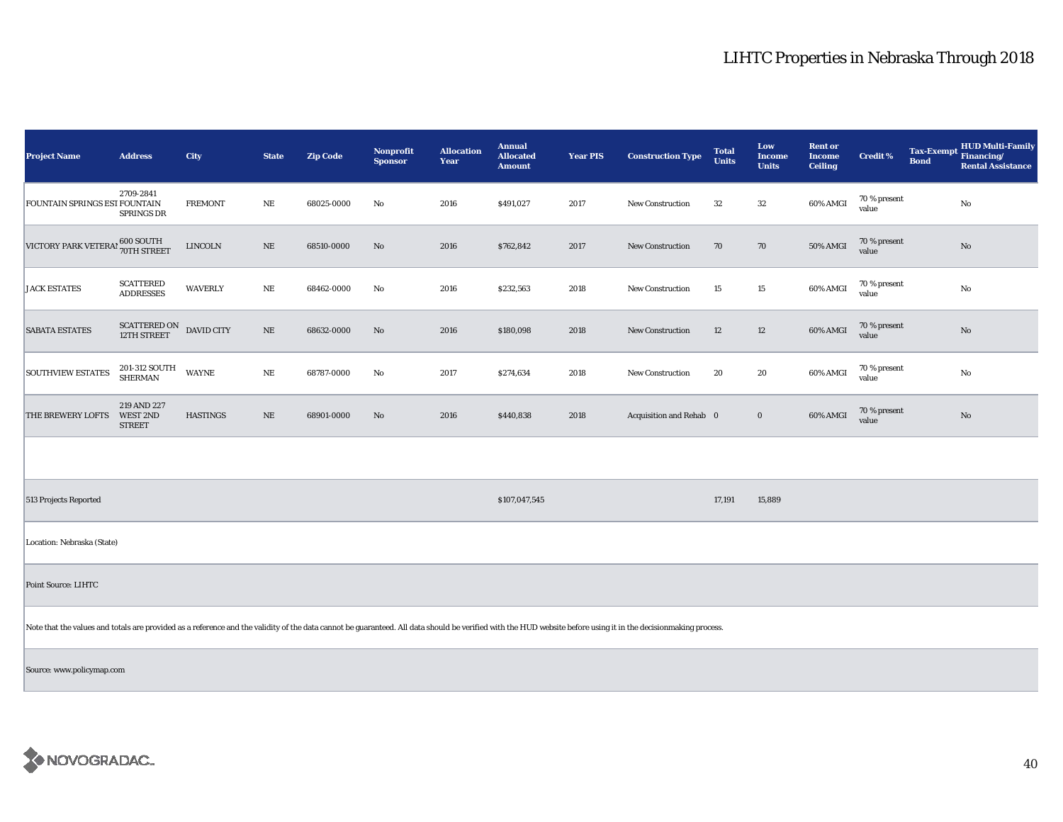# LIHTC Properties in Nebraska Through 2018

| Project Name | Address | City | State | Zip Code | Nonprofit Sponsor | Allocation Year | Annual Allocated Amount | Year PIS | Construction Type | Total Units | Low Income Units | Rent or Income Ceiling | Credit % | Tax-Exempt Bond | HUD Multi-Family Financing/ Rental Assistance |
|---|---|---|---|---|---|---|---|---|---|---|---|---|---|---|---|
| FOUNTAIN SPRINGS EST | 2709-2841 FOUNTAIN SPRINGS DR | FREMONT | NE | 68025-0000 | No | 2016 | $491,027 | 2017 | New Construction | 32 | 32 | 60% AMGI | 70 % present value | | No |
| VICTORY PARK VETERAN | 600 SOUTH 70TH STREET | LINCOLN | NE | 68510-0000 | No | 2016 | $762,842 | 2017 | New Construction | 70 | 70 | 50% AMGI | 70 % present value | | No |
| JACK ESTATES | SCATTERED ADDRESSES | WAVERLY | NE | 68462-0000 | No | 2016 | $232,563 | 2018 | New Construction | 15 | 15 | 60% AMGI | 70 % present value | | No |
| SABATA ESTATES | SCATTERED ON 12TH STREET | DAVID CITY | NE | 68632-0000 | No | 2016 | $180,098 | 2018 | New Construction | 12 | 12 | 60% AMGI | 70 % present value | | No |
| SOUTHVIEW ESTATES | 201-312 SOUTH SHERMAN | WAYNE | NE | 68787-0000 | No | 2017 | $274,634 | 2018 | New Construction | 20 | 20 | 60% AMGI | 70 % present value | | No |
| THE BREWERY LOFTS | 219 AND 227 WEST 2ND STREET | HASTINGS | NE | 68901-0000 | No | 2016 | $440,838 | 2018 | Acquisition and Rehab | 0 | 0 | 60% AMGI | 70 % present value | | No |
| 513 Projects Reported | | | | | | | $107,047,545 | | | 17,191 | 15,889 | | | | |

Location: Nebraska (State)

Point Source: LIHTC

Note that the values and totals are provided as a reference and the validity of the data cannot be guaranteed. All data should be verified with the HUD website before using it in the decisionmaking process.

Source: www.policymap.com